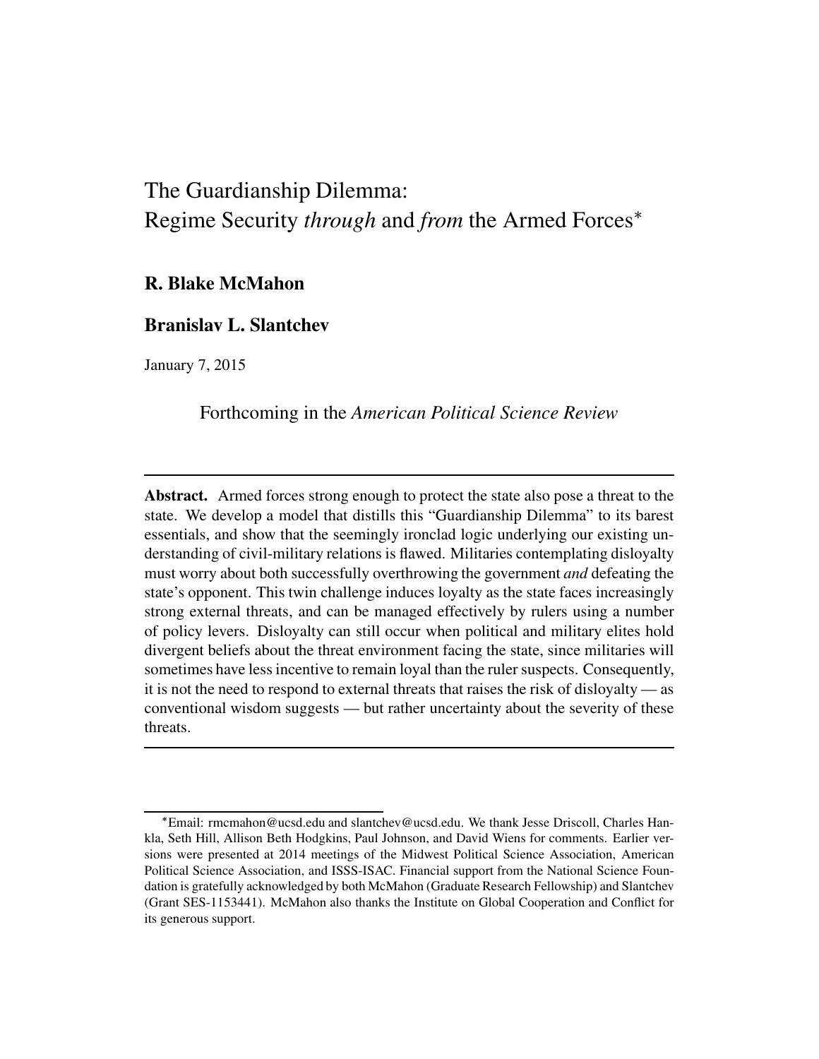# The Guardianship Dilemma:
# Regime Security *through* and *from* the Armed Forces*

**R. Blake McMahon**

**Branislav L. Slantchev**

January 7, 2015

Forthcoming in the *American Political Science Review*

---

**Abstract.** Armed forces strong enough to protect the state also pose a threat to the state. We develop a model that distills this "Guardianship Dilemma" to its barest essentials, and show that the seemingly ironclad logic underlying our existing understanding of civil-military relations is flawed. Militaries contemplating disloyalty must worry about both successfully overthrowing the government *and* defeating the state's opponent. This twin challenge induces loyalty as the state faces increasingly strong external threats, and can be managed effectively by rulers using a number of policy levers. Disloyalty can still occur when political and military elites hold divergent beliefs about the threat environment facing the state, since militaries will sometimes have less incentive to remain loyal than the ruler suspects. Consequently, it is not the need to respond to external threats that raises the risk of disloyalty — as conventional wisdom suggests — but rather uncertainty about the severity of these threats.

---

*Email: rmcmahon@ucsd.edu and slantchev@ucsd.edu. We thank Jesse Driscoll, Charles Hankla, Seth Hill, Allison Beth Hodgkins, Paul Johnson, and David Wiens for comments. Earlier versions were presented at 2014 meetings of the Midwest Political Science Association, American Political Science Association, and ISSS-ISAC. Financial support from the National Science Foundation is gratefully acknowledged by both McMahon (Graduate Research Fellowship) and Slantchev (Grant SES-1153441). McMahon also thanks the Institute on Global Cooperation and Conflict for its generous support.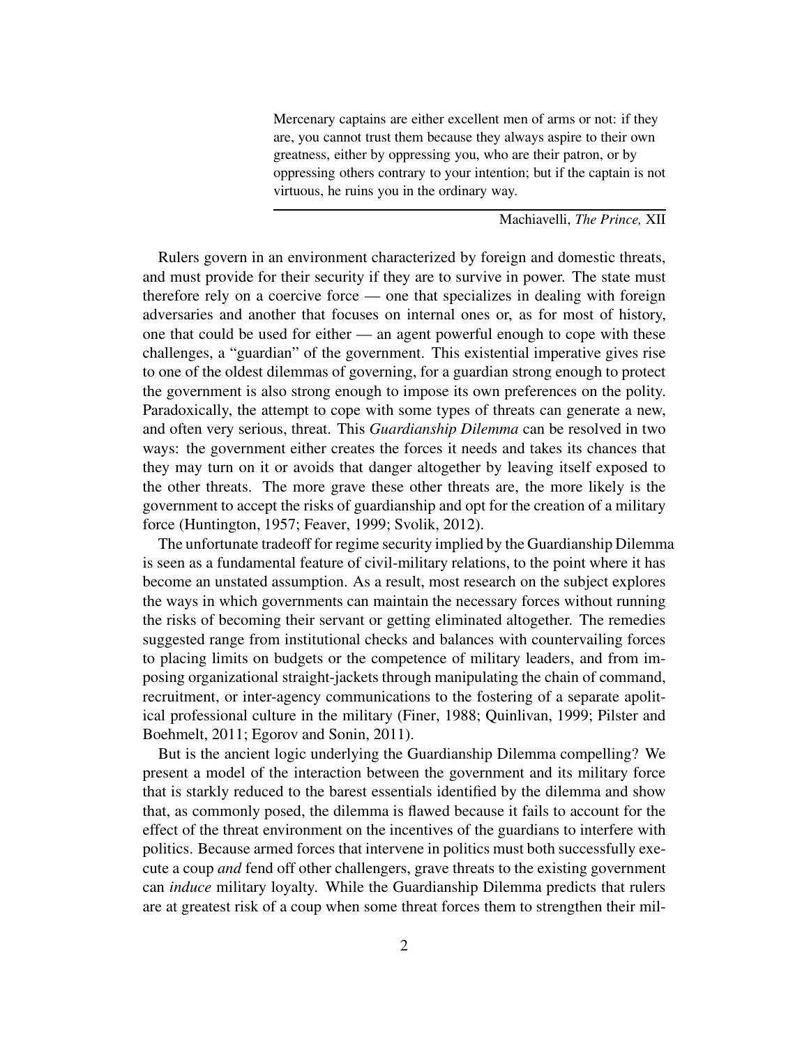> Mercenary captains are either excellent men of arms or not: if they are, you cannot trust them because they always aspire to their own greatness, either by oppressing you, who are their patron, or by oppressing others contrary to your intention; but if the captain is not virtuous, he ruins you in the ordinary way.
>
> Machiavelli, *The Prince,* XII

Rulers govern in an environment characterized by foreign and domestic threats, and must provide for their security if they are to survive in power. The state must therefore rely on a coercive force — one that specializes in dealing with foreign adversaries and another that focuses on internal ones or, as for most of history, one that could be used for either — an agent powerful enough to cope with these challenges, a "guardian" of the government. This existential imperative gives rise to one of the oldest dilemmas of governing, for a guardian strong enough to protect the government is also strong enough to impose its own preferences on the polity. Paradoxically, the attempt to cope with some types of threats can generate a new, and often very serious, threat. This *Guardianship Dilemma* can be resolved in two ways: the government either creates the forces it needs and takes its chances that they may turn on it or avoids that danger altogether by leaving itself exposed to the other threats. The more grave these other threats are, the more likely is the government to accept the risks of guardianship and opt for the creation of a military force (Huntington, 1957; Feaver, 1999; Svolik, 2012).

The unfortunate tradeoff for regime security implied by the Guardianship Dilemma is seen as a fundamental feature of civil-military relations, to the point where it has become an unstated assumption. As a result, most research on the subject explores the ways in which governments can maintain the necessary forces without running the risks of becoming their servant or getting eliminated altogether. The remedies suggested range from institutional checks and balances with countervailing forces to placing limits on budgets or the competence of military leaders, and from imposing organizational straight-jackets through manipulating the chain of command, recruitment, or inter-agency communications to the fostering of a separate apolitical professional culture in the military (Finer, 1988; Quinlivan, 1999; Pilster and Boehmelt, 2011; Egorov and Sonin, 2011).

But is the ancient logic underlying the Guardianship Dilemma compelling? We present a model of the interaction between the government and its military force that is starkly reduced to the barest essentials identified by the dilemma and show that, as commonly posed, the dilemma is flawed because it fails to account for the effect of the threat environment on the incentives of the guardians to interfere with politics. Because armed forces that intervene in politics must both successfully execute a coup *and* fend off other challengers, grave threats to the existing government can *induce* military loyalty. While the Guardianship Dilemma predicts that rulers are at greatest risk of a coup when some threat forces them to strengthen their mil-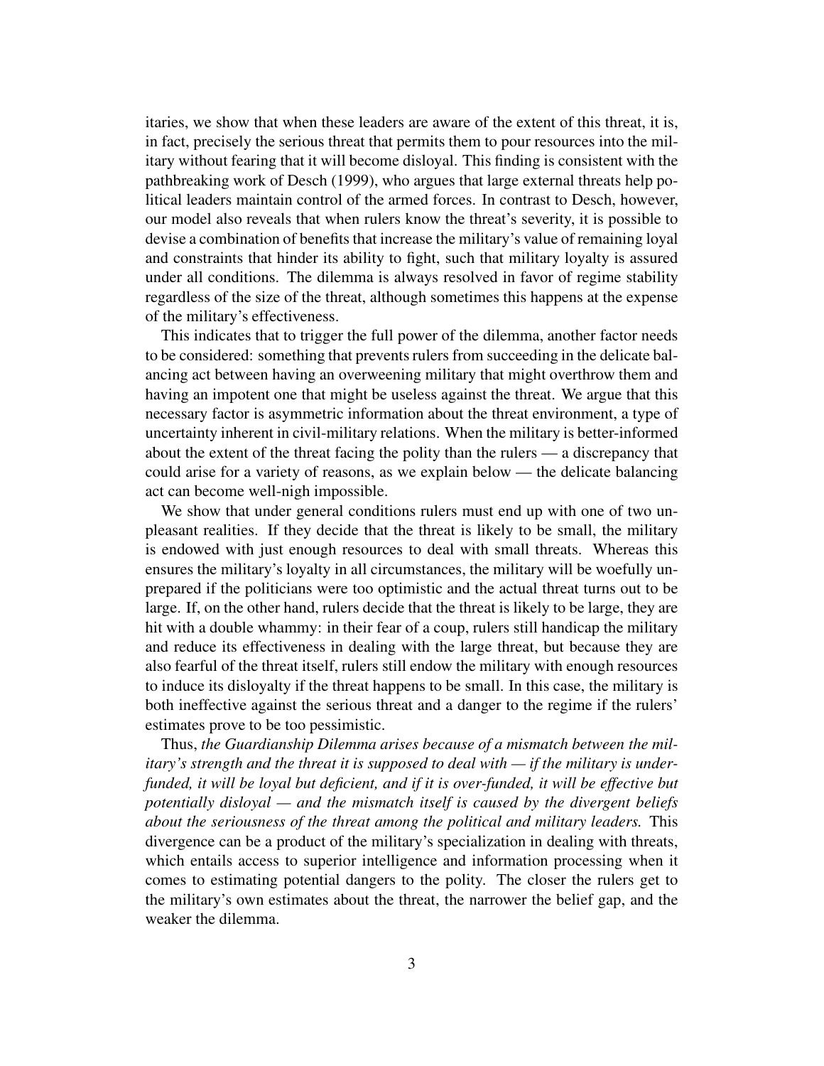itaries, we show that when these leaders are aware of the extent of this threat, it is, in fact, precisely the serious threat that permits them to pour resources into the military without fearing that it will become disloyal. This finding is consistent with the pathbreaking work of Desch (1999), who argues that large external threats help political leaders maintain control of the armed forces. In contrast to Desch, however, our model also reveals that when rulers know the threat's severity, it is possible to devise a combination of benefits that increase the military's value of remaining loyal and constraints that hinder its ability to fight, such that military loyalty is assured under all conditions. The dilemma is always resolved in favor of regime stability regardless of the size of the threat, although sometimes this happens at the expense of the military's effectiveness.

This indicates that to trigger the full power of the dilemma, another factor needs to be considered: something that prevents rulers from succeeding in the delicate balancing act between having an overweening military that might overthrow them and having an impotent one that might be useless against the threat. We argue that this necessary factor is asymmetric information about the threat environment, a type of uncertainty inherent in civil-military relations. When the military is better-informed about the extent of the threat facing the polity than the rulers — a discrepancy that could arise for a variety of reasons, as we explain below — the delicate balancing act can become well-nigh impossible.

We show that under general conditions rulers must end up with one of two unpleasant realities. If they decide that the threat is likely to be small, the military is endowed with just enough resources to deal with small threats. Whereas this ensures the military's loyalty in all circumstances, the military will be woefully unprepared if the politicians were too optimistic and the actual threat turns out to be large. If, on the other hand, rulers decide that the threat is likely to be large, they are hit with a double whammy: in their fear of a coup, rulers still handicap the military and reduce its effectiveness in dealing with the large threat, but because they are also fearful of the threat itself, rulers still endow the military with enough resources to induce its disloyalty if the threat happens to be small. In this case, the military is both ineffective against the serious threat and a danger to the regime if the rulers' estimates prove to be too pessimistic.

Thus, *the Guardianship Dilemma arises because of a mismatch between the military's strength and the threat it is supposed to deal with — if the military is underfunded, it will be loyal but deficient, and if it is over-funded, it will be effective but potentially disloyal — and the mismatch itself is caused by the divergent beliefs about the seriousness of the threat among the political and military leaders.* This divergence can be a product of the military's specialization in dealing with threats, which entails access to superior intelligence and information processing when it comes to estimating potential dangers to the polity. The closer the rulers get to the military's own estimates about the threat, the narrower the belief gap, and the weaker the dilemma.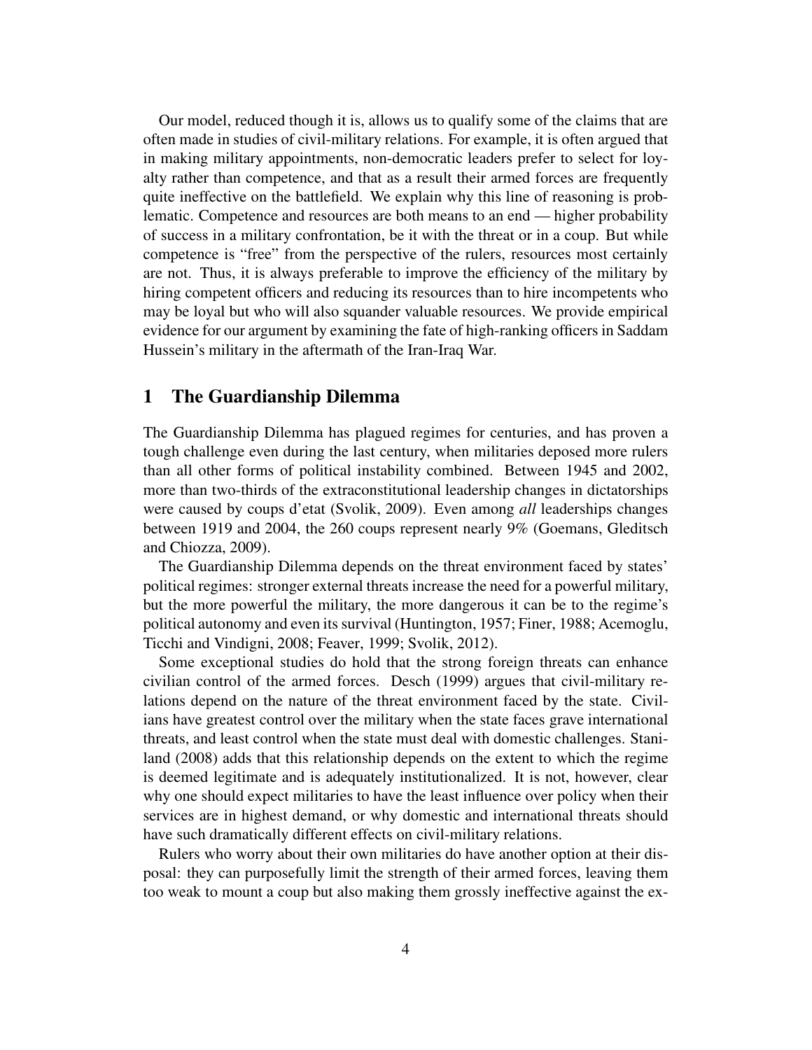Our model, reduced though it is, allows us to qualify some of the claims that are often made in studies of civil-military relations. For example, it is often argued that in making military appointments, non-democratic leaders prefer to select for loyalty rather than competence, and that as a result their armed forces are frequently quite ineffective on the battlefield. We explain why this line of reasoning is problematic. Competence and resources are both means to an end — higher probability of success in a military confrontation, be it with the threat or in a coup. But while competence is "free" from the perspective of the rulers, resources most certainly are not. Thus, it is always preferable to improve the efficiency of the military by hiring competent officers and reducing its resources than to hire incompetents who may be loyal but who will also squander valuable resources. We provide empirical evidence for our argument by examining the fate of high-ranking officers in Saddam Hussein's military in the aftermath of the Iran-Iraq War.

# 1 The Guardianship Dilemma

The Guardianship Dilemma has plagued regimes for centuries, and has proven a tough challenge even during the last century, when militaries deposed more rulers than all other forms of political instability combined. Between 1945 and 2002, more than two-thirds of the extraconstitutional leadership changes in dictatorships were caused by coups d'etat (Svolik, 2009). Even among *all* leaderships changes between 1919 and 2004, the 260 coups represent nearly 9% (Goemans, Gleditsch and Chiozza, 2009).

The Guardianship Dilemma depends on the threat environment faced by states' political regimes: stronger external threats increase the need for a powerful military, but the more powerful the military, the more dangerous it can be to the regime's political autonomy and even its survival (Huntington, 1957; Finer, 1988; Acemoglu, Ticchi and Vindigni, 2008; Feaver, 1999; Svolik, 2012).

Some exceptional studies do hold that the strong foreign threats can enhance civilian control of the armed forces. Desch (1999) argues that civil-military relations depend on the nature of the threat environment faced by the state. Civilians have greatest control over the military when the state faces grave international threats, and least control when the state must deal with domestic challenges. Staniland (2008) adds that this relationship depends on the extent to which the regime is deemed legitimate and is adequately institutionalized. It is not, however, clear why one should expect militaries to have the least influence over policy when their services are in highest demand, or why domestic and international threats should have such dramatically different effects on civil-military relations.

Rulers who worry about their own militaries do have another option at their disposal: they can purposefully limit the strength of their armed forces, leaving them too weak to mount a coup but also making them grossly ineffective against the ex-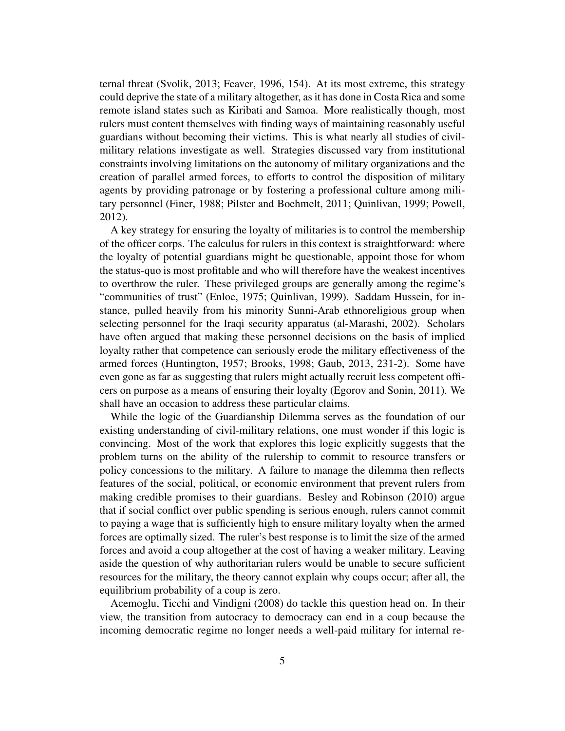ternal threat (Svolik, 2013; Feaver, 1996, 154). At its most extreme, this strategy could deprive the state of a military altogether, as it has done in Costa Rica and some remote island states such as Kiribati and Samoa. More realistically though, most rulers must content themselves with finding ways of maintaining reasonably useful guardians without becoming their victims. This is what nearly all studies of civil-military relations investigate as well. Strategies discussed vary from institutional constraints involving limitations on the autonomy of military organizations and the creation of parallel armed forces, to efforts to control the disposition of military agents by providing patronage or by fostering a professional culture among military personnel (Finer, 1988; Pilster and Boehmelt, 2011; Quinlivan, 1999; Powell, 2012).

A key strategy for ensuring the loyalty of militaries is to control the membership of the officer corps. The calculus for rulers in this context is straightforward: where the loyalty of potential guardians might be questionable, appoint those for whom the status-quo is most profitable and who will therefore have the weakest incentives to overthrow the ruler. These privileged groups are generally among the regime's "communities of trust" (Enloe, 1975; Quinlivan, 1999). Saddam Hussein, for instance, pulled heavily from his minority Sunni-Arab ethnoreligious group when selecting personnel for the Iraqi security apparatus (al-Marashi, 2002). Scholars have often argued that making these personnel decisions on the basis of implied loyalty rather that competence can seriously erode the military effectiveness of the armed forces (Huntington, 1957; Brooks, 1998; Gaub, 2013, 231-2). Some have even gone as far as suggesting that rulers might actually recruit less competent officers on purpose as a means of ensuring their loyalty (Egorov and Sonin, 2011). We shall have an occasion to address these particular claims.

While the logic of the Guardianship Dilemma serves as the foundation of our existing understanding of civil-military relations, one must wonder if this logic is convincing. Most of the work that explores this logic explicitly suggests that the problem turns on the ability of the rulership to commit to resource transfers or policy concessions to the military. A failure to manage the dilemma then reflects features of the social, political, or economic environment that prevent rulers from making credible promises to their guardians. Besley and Robinson (2010) argue that if social conflict over public spending is serious enough, rulers cannot commit to paying a wage that is sufficiently high to ensure military loyalty when the armed forces are optimally sized. The ruler's best response is to limit the size of the armed forces and avoid a coup altogether at the cost of having a weaker military. Leaving aside the question of why authoritarian rulers would be unable to secure sufficient resources for the military, the theory cannot explain why coups occur; after all, the equilibrium probability of a coup is zero.

Acemoglu, Ticchi and Vindigni (2008) do tackle this question head on. In their view, the transition from autocracy to democracy can end in a coup because the incoming democratic regime no longer needs a well-paid military for internal re-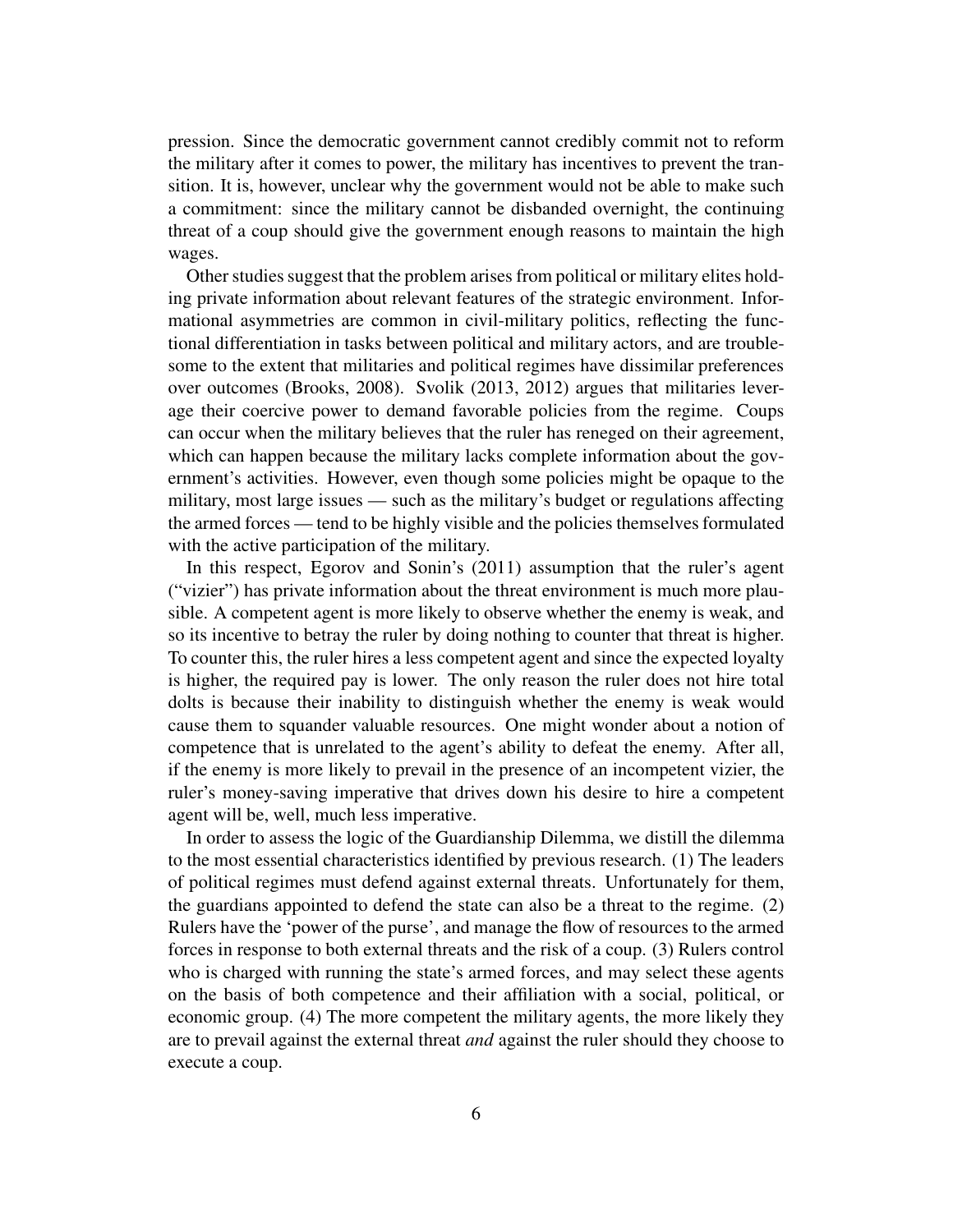pression. Since the democratic government cannot credibly commit not to reform the military after it comes to power, the military has incentives to prevent the transition. It is, however, unclear why the government would not be able to make such a commitment: since the military cannot be disbanded overnight, the continuing threat of a coup should give the government enough reasons to maintain the high wages.

Other studies suggest that the problem arises from political or military elites holding private information about relevant features of the strategic environment. Informational asymmetries are common in civil-military politics, reflecting the functional differentiation in tasks between political and military actors, and are troublesome to the extent that militaries and political regimes have dissimilar preferences over outcomes (Brooks, 2008). Svolik (2013, 2012) argues that militaries leverage their coercive power to demand favorable policies from the regime. Coups can occur when the military believes that the ruler has reneged on their agreement, which can happen because the military lacks complete information about the government's activities. However, even though some policies might be opaque to the military, most large issues — such as the military's budget or regulations affecting the armed forces — tend to be highly visible and the policies themselves formulated with the active participation of the military.

In this respect, Egorov and Sonin's (2011) assumption that the ruler's agent ("vizier") has private information about the threat environment is much more plausible. A competent agent is more likely to observe whether the enemy is weak, and so its incentive to betray the ruler by doing nothing to counter that threat is higher. To counter this, the ruler hires a less competent agent and since the expected loyalty is higher, the required pay is lower. The only reason the ruler does not hire total dolts is because their inability to distinguish whether the enemy is weak would cause them to squander valuable resources. One might wonder about a notion of competence that is unrelated to the agent's ability to defeat the enemy. After all, if the enemy is more likely to prevail in the presence of an incompetent vizier, the ruler's money-saving imperative that drives down his desire to hire a competent agent will be, well, much less imperative.

In order to assess the logic of the Guardianship Dilemma, we distill the dilemma to the most essential characteristics identified by previous research. (1) The leaders of political regimes must defend against external threats. Unfortunately for them, the guardians appointed to defend the state can also be a threat to the regime. (2) Rulers have the 'power of the purse', and manage the flow of resources to the armed forces in response to both external threats and the risk of a coup. (3) Rulers control who is charged with running the state's armed forces, and may select these agents on the basis of both competence and their affiliation with a social, political, or economic group. (4) The more competent the military agents, the more likely they are to prevail against the external threat *and* against the ruler should they choose to execute a coup.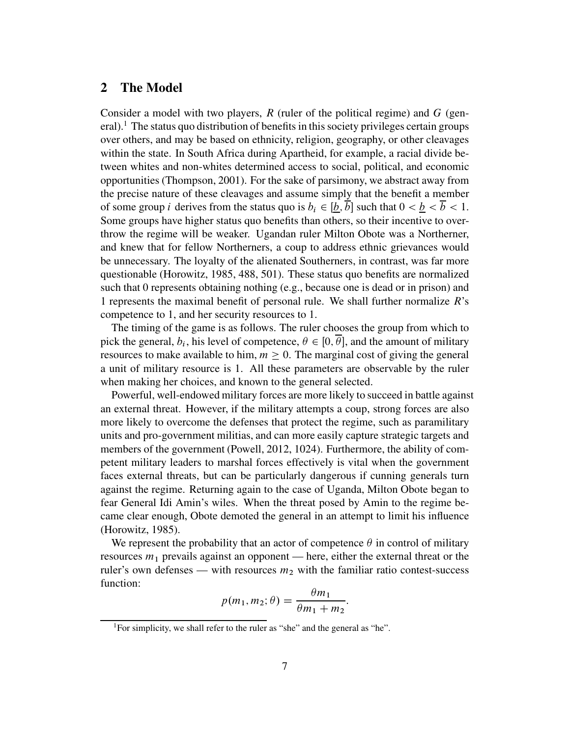## 2 The Model

Consider a model with two players, $R$ (ruler of the political regime) and $G$ (general).[1] The status quo distribution of benefits in this society privileges certain groups over others, and may be based on ethnicity, religion, geography, or other cleavages within the state. In South Africa during Apartheid, for example, a racial divide between whites and non-whites determined access to social, political, and economic opportunities (Thompson, 2001). For the sake of parsimony, we abstract away from the precise nature of these cleavages and assume simply that the benefit a member of some group $i$ derives from the status quo is $b_i \in [\underline{b}, \overline{b}]$ such that $0 < \underline{b} < \overline{b} < 1$. Some groups have higher status quo benefits than others, so their incentive to overthrow the regime will be weaker. Ugandan ruler Milton Obote was a Northerner, and knew that for fellow Northerners, a coup to address ethnic grievances would be unnecessary. The loyalty of the alienated Southerners, in contrast, was far more questionable (Horowitz, 1985, 488, 501). These status quo benefits are normalized such that 0 represents obtaining nothing (e.g., because one is dead or in prison) and 1 represents the maximal benefit of personal rule. We shall further normalize $R$'s competence to 1, and her security resources to 1.

The timing of the game is as follows. The ruler chooses the group from which to pick the general, $b_i$, his level of competence, $\theta \in [0, \overline{\theta}]$, and the amount of military resources to make available to him, $m \geq 0$. The marginal cost of giving the general a unit of military resource is 1. All these parameters are observable by the ruler when making her choices, and known to the general selected.

Powerful, well-endowed military forces are more likely to succeed in battle against an external threat. However, if the military attempts a coup, strong forces are also more likely to overcome the defenses that protect the regime, such as paramilitary units and pro-government militias, and can more easily capture strategic targets and members of the government (Powell, 2012, 1024). Furthermore, the ability of competent military leaders to marshal forces effectively is vital when the government faces external threats, but can be particularly dangerous if cunning generals turn against the regime. Returning again to the case of Uganda, Milton Obote began to fear General Idi Amin's wiles. When the threat posed by Amin to the regime became clear enough, Obote demoted the general in an attempt to limit his influence (Horowitz, 1985).

We represent the probability that an actor of competence $\theta$ in control of military resources $m_1$ prevails against an opponent — here, either the external threat or the ruler's own defenses — with resources $m_2$ with the familiar ratio contest-success function:

$$p(m_1, m_2; \theta) = \frac{\theta m_1}{\theta m_1 + m_2}.$$

[1] For simplicity, we shall refer to the ruler as "she" and the general as "he".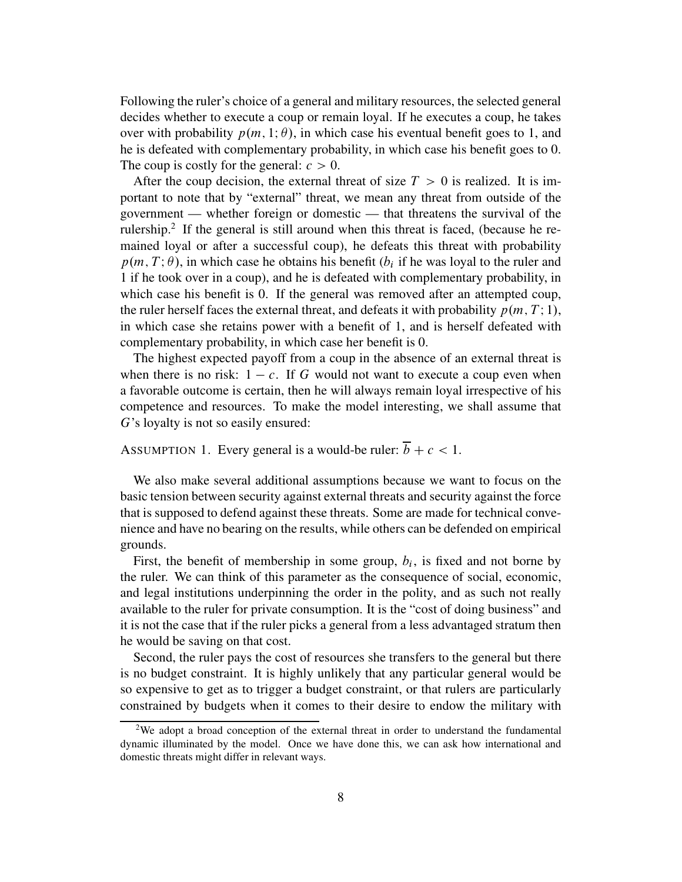Following the ruler's choice of a general and military resources, the selected general decides whether to execute a coup or remain loyal. If he executes a coup, he takes over with probability $p(m, 1; \theta)$, in which case his eventual benefit goes to 1, and he is defeated with complementary probability, in which case his benefit goes to 0. The coup is costly for the general: $c > 0$.

After the coup decision, the external threat of size $T > 0$ is realized. It is important to note that by "external" threat, we mean any threat from outside of the government — whether foreign or domestic — that threatens the survival of the rulership.[2] If the general is still around when this threat is faced, (because he remained loyal or after a successful coup), he defeats this threat with probability $p(m, T; \theta)$, in which case he obtains his benefit ($b_i$ if he was loyal to the ruler and 1 if he took over in a coup), and he is defeated with complementary probability, in which case his benefit is 0. If the general was removed after an attempted coup, the ruler herself faces the external threat, and defeats it with probability $p(m, T; 1)$, in which case she retains power with a benefit of 1, and is herself defeated with complementary probability, in which case her benefit is 0.

The highest expected payoff from a coup in the absence of an external threat is when there is no risk: $1 - c$. If $G$ would not want to execute a coup even when a favorable outcome is certain, then he will always remain loyal irrespective of his competence and resources. To make the model interesting, we shall assume that $G$'s loyalty is not so easily ensured:

ASSUMPTION 1. Every general is a would-be ruler: $\overline{b} + c < 1$.

We also make several additional assumptions because we want to focus on the basic tension between security against external threats and security against the force that is supposed to defend against these threats. Some are made for technical convenience and have no bearing on the results, while others can be defended on empirical grounds.

First, the benefit of membership in some group, $b_i$, is fixed and not borne by the ruler. We can think of this parameter as the consequence of social, economic, and legal institutions underpinning the order in the polity, and as such not really available to the ruler for private consumption. It is the "cost of doing business" and it is not the case that if the ruler picks a general from a less advantaged stratum then he would be saving on that cost.

Second, the ruler pays the cost of resources she transfers to the general but there is no budget constraint. It is highly unlikely that any particular general would be so expensive to get as to trigger a budget constraint, or that rulers are particularly constrained by budgets when it comes to their desire to endow the military with

[2] We adopt a broad conception of the external threat in order to understand the fundamental dynamic illuminated by the model. Once we have done this, we can ask how international and domestic threats might differ in relevant ways.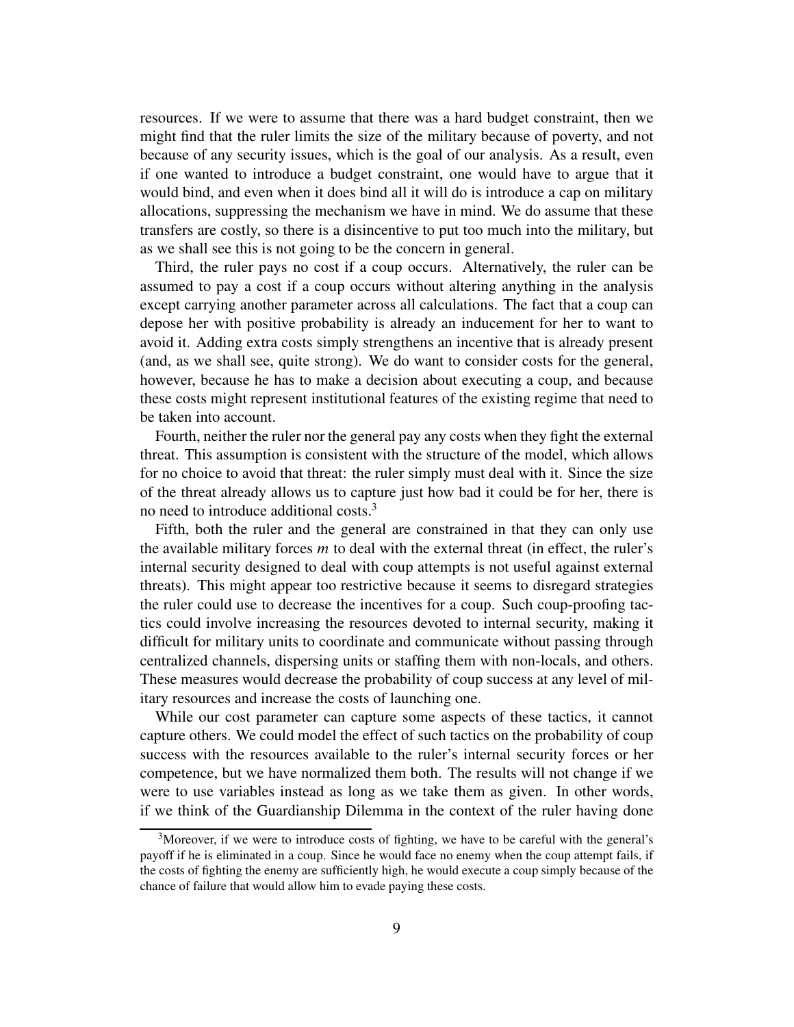resources. If we were to assume that there was a hard budget constraint, then we might find that the ruler limits the size of the military because of poverty, and not because of any security issues, which is the goal of our analysis. As a result, even if one wanted to introduce a budget constraint, one would have to argue that it would bind, and even when it does bind all it will do is introduce a cap on military allocations, suppressing the mechanism we have in mind. We do assume that these transfers are costly, so there is a disincentive to put too much into the military, but as we shall see this is not going to be the concern in general.

Third, the ruler pays no cost if a coup occurs. Alternatively, the ruler can be assumed to pay a cost if a coup occurs without altering anything in the analysis except carrying another parameter across all calculations. The fact that a coup can depose her with positive probability is already an inducement for her to want to avoid it. Adding extra costs simply strengthens an incentive that is already present (and, as we shall see, quite strong). We do want to consider costs for the general, however, because he has to make a decision about executing a coup, and because these costs might represent institutional features of the existing regime that need to be taken into account.

Fourth, neither the ruler nor the general pay any costs when they fight the external threat. This assumption is consistent with the structure of the model, which allows for no choice to avoid that threat: the ruler simply must deal with it. Since the size of the threat already allows us to capture just how bad it could be for her, there is no need to introduce additional costs.[3]

Fifth, both the ruler and the general are constrained in that they can only use the available military forces $m$ to deal with the external threat (in effect, the ruler's internal security designed to deal with coup attempts is not useful against external threats). This might appear too restrictive because it seems to disregard strategies the ruler could use to decrease the incentives for a coup. Such coup-proofing tactics could involve increasing the resources devoted to internal security, making it difficult for military units to coordinate and communicate without passing through centralized channels, dispersing units or staffing them with non-locals, and others. These measures would decrease the probability of coup success at any level of military resources and increase the costs of launching one.

While our cost parameter can capture some aspects of these tactics, it cannot capture others. We could model the effect of such tactics on the probability of coup success with the resources available to the ruler's internal security forces or her competence, but we have normalized them both. The results will not change if we were to use variables instead as long as we take them as given. In other words, if we think of the Guardianship Dilemma in the context of the ruler having done

[3]Moreover, if we were to introduce costs of fighting, we have to be careful with the general's payoff if he is eliminated in a coup. Since he would face no enemy when the coup attempt fails, if the costs of fighting the enemy are sufficiently high, he would execute a coup simply because of the chance of failure that would allow him to evade paying these costs.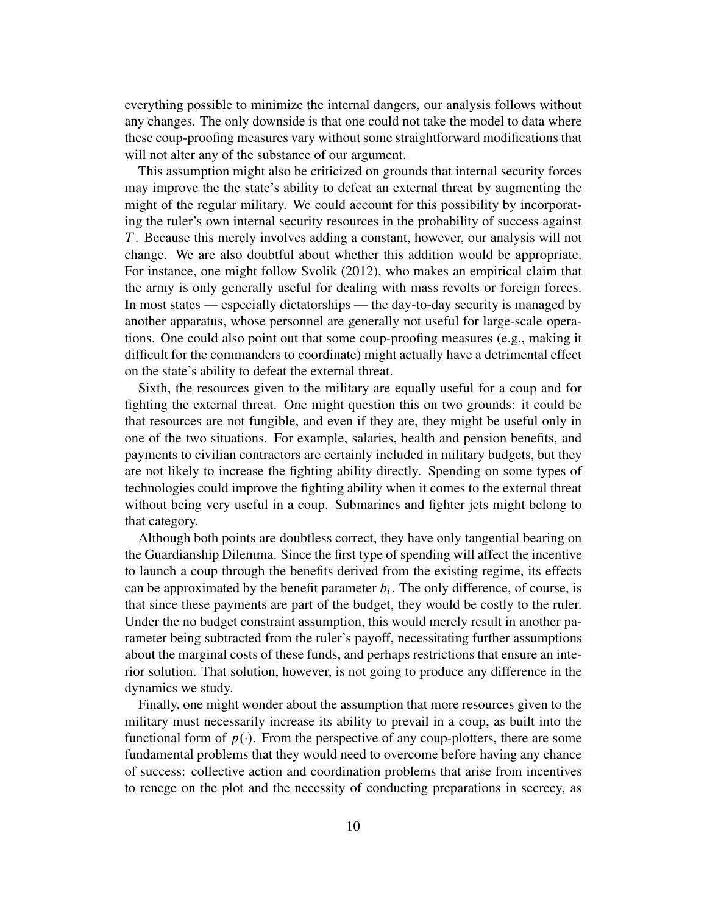everything possible to minimize the internal dangers, our analysis follows without any changes. The only downside is that one could not take the model to data where these coup-proofing measures vary without some straightforward modifications that will not alter any of the substance of our argument.

This assumption might also be criticized on grounds that internal security forces may improve the the state's ability to defeat an external threat by augmenting the might of the regular military. We could account for this possibility by incorporating the ruler's own internal security resources in the probability of success against $T$. Because this merely involves adding a constant, however, our analysis will not change. We are also doubtful about whether this addition would be appropriate. For instance, one might follow Svolik (2012), who makes an empirical claim that the army is only generally useful for dealing with mass revolts or foreign forces. In most states — especially dictatorships — the day-to-day security is managed by another apparatus, whose personnel are generally not useful for large-scale operations. One could also point out that some coup-proofing measures (e.g., making it difficult for the commanders to coordinate) might actually have a detrimental effect on the state's ability to defeat the external threat.

Sixth, the resources given to the military are equally useful for a coup and for fighting the external threat. One might question this on two grounds: it could be that resources are not fungible, and even if they are, they might be useful only in one of the two situations. For example, salaries, health and pension benefits, and payments to civilian contractors are certainly included in military budgets, but they are not likely to increase the fighting ability directly. Spending on some types of technologies could improve the fighting ability when it comes to the external threat without being very useful in a coup. Submarines and fighter jets might belong to that category.

Although both points are doubtless correct, they have only tangential bearing on the Guardianship Dilemma. Since the first type of spending will affect the incentive to launch a coup through the benefits derived from the existing regime, its effects can be approximated by the benefit parameter $b_i$. The only difference, of course, is that since these payments are part of the budget, they would be costly to the ruler. Under the no budget constraint assumption, this would merely result in another parameter being subtracted from the ruler's payoff, necessitating further assumptions about the marginal costs of these funds, and perhaps restrictions that ensure an interior solution. That solution, however, is not going to produce any difference in the dynamics we study.

Finally, one might wonder about the assumption that more resources given to the military must necessarily increase its ability to prevail in a coup, as built into the functional form of $p(\cdot)$. From the perspective of any coup-plotters, there are some fundamental problems that they would need to overcome before having any chance of success: collective action and coordination problems that arise from incentives to renege on the plot and the necessity of conducting preparations in secrecy, as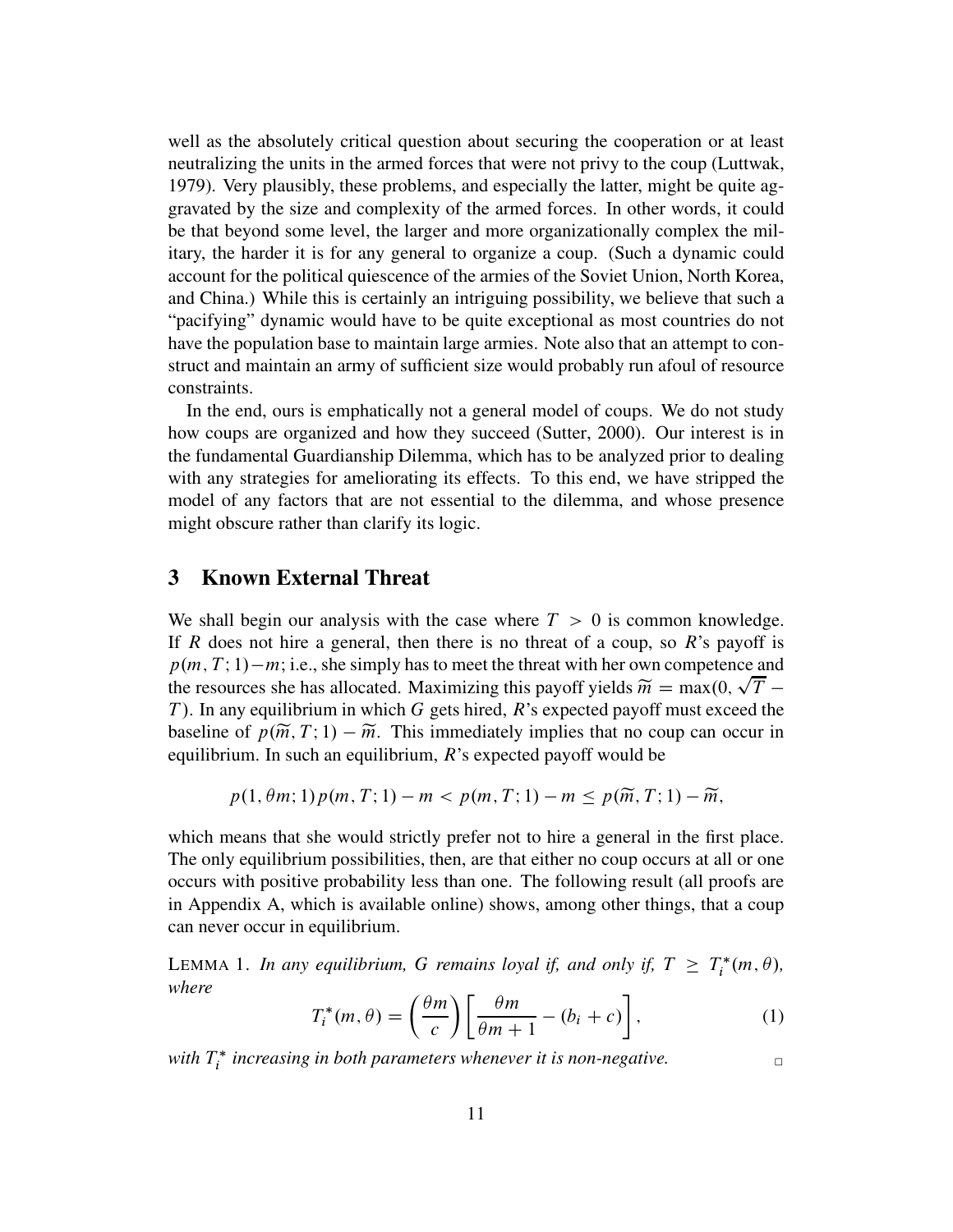well as the absolutely critical question about securing the cooperation or at least neutralizing the units in the armed forces that were not privy to the coup (Luttwak, 1979). Very plausibly, these problems, and especially the latter, might be quite aggravated by the size and complexity of the armed forces. In other words, it could be that beyond some level, the larger and more organizationally complex the military, the harder it is for any general to organize a coup. (Such a dynamic could account for the political quiescence of the armies of the Soviet Union, North Korea, and China.) While this is certainly an intriguing possibility, we believe that such a "pacifying" dynamic would have to be quite exceptional as most countries do not have the population base to maintain large armies. Note also that an attempt to construct and maintain an army of sufficient size would probably run afoul of resource constraints.

In the end, ours is emphatically not a general model of coups. We do not study how coups are organized and how they succeed (Sutter, 2000). Our interest is in the fundamental Guardianship Dilemma, which has to be analyzed prior to dealing with any strategies for ameliorating its effects. To this end, we have stripped the model of any factors that are not essential to the dilemma, and whose presence might obscure rather than clarify its logic.

## 3 Known External Threat

We shall begin our analysis with the case where $T > 0$ is common knowledge. If $R$ does not hire a general, then there is no threat of a coup, so $R$'s payoff is $p(m, T; 1) - m$; i.e., she simply has to meet the threat with her own competence and the resources she has allocated. Maximizing this payoff yields $\widetilde{m} = \max(0, \sqrt{T} - T)$. In any equilibrium in which $G$ gets hired, $R$'s expected payoff must exceed the baseline of $p(\widetilde{m}, T; 1) - \widetilde{m}$. This immediately implies that no coup can occur in equilibrium. In such an equilibrium, $R$'s expected payoff would be

$$p(1, \theta m; 1)\, p(m, T; 1) - m < p(m, T; 1) - m \leq p(\widetilde{m}, T; 1) - \widetilde{m},$$

which means that she would strictly prefer not to hire a general in the first place. The only equilibrium possibilities, then, are that either no coup occurs at all or one occurs with positive probability less than one. The following result (all proofs are in Appendix A, which is available online) shows, among other things, that a coup can never occur in equilibrium.

LEMMA 1. *In any equilibrium, $G$ remains loyal if, and only if, $T \geq T_i^*(m, \theta)$, where*

$$T_i^*(m, \theta) = \left(\frac{\theta m}{c}\right)\left[\frac{\theta m}{\theta m + 1} - (b_i + c)\right], \tag{1}$$

*with $T_i^*$ increasing in both parameters whenever it is non-negative.* □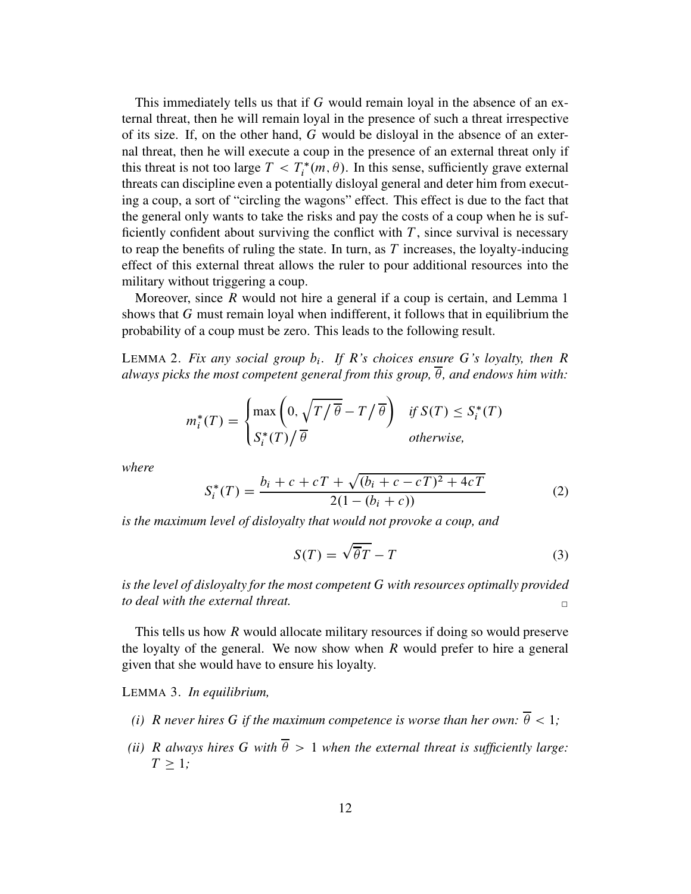This immediately tells us that if $G$ would remain loyal in the absence of an external threat, then he will remain loyal in the presence of such a threat irrespective of its size. If, on the other hand, $G$ would be disloyal in the absence of an external threat, then he will execute a coup in the presence of an external threat only if this threat is not too large $T < T_i^*(m, \theta)$. In this sense, sufficiently grave external threats can discipline even a potentially disloyal general and deter him from executing a coup, a sort of "circling the wagons" effect. This effect is due to the fact that the general only wants to take the risks and pay the costs of a coup when he is sufficiently confident about surviving the conflict with $T$, since survival is necessary to reap the benefits of ruling the state. In turn, as $T$ increases, the loyalty-inducing effect of this external threat allows the ruler to pour additional resources into the military without triggering a coup.

Moreover, since $R$ would not hire a general if a coup is certain, and Lemma 1 shows that $G$ must remain loyal when indifferent, it follows that in equilibrium the probability of a coup must be zero. This leads to the following result.

LEMMA 2. *Fix any social group $b_i$. If $R$'s choices ensure $G$'s loyalty, then $R$ always picks the most competent general from this group, $\overline{\theta}$, and endows him with:*

$$m_i^*(T) = \begin{cases} \max\left(0, \sqrt{T/\overline{\theta}} - T/\overline{\theta}\right) & \text{if } S(T) \leq S_i^*(T) \\ S_i^*(T)/\overline{\theta} & \text{otherwise,} \end{cases}$$

*where*

$$S_i^*(T) = \frac{b_i + c + cT + \sqrt{(b_i + c - cT)^2 + 4cT}}{2(1 - (b_i + c))} \tag{2}$$

*is the maximum level of disloyalty that would not provoke a coup, and*

$$S(T) = \sqrt{\overline{\theta}T} - T \tag{3}$$

*is the level of disloyalty for the most competent $G$ with resources optimally provided to deal with the external threat.* $\square$

This tells us how $R$ would allocate military resources if doing so would preserve the loyalty of the general. We now show when $R$ would prefer to hire a general given that she would have to ensure his loyalty.

LEMMA 3. *In equilibrium,*

*(i) $R$ never hires $G$ if the maximum competence is worse than her own: $\overline{\theta} < 1$;*

*(ii) $R$ always hires $G$ with $\overline{\theta} > 1$ when the external threat is sufficiently large: $T \geq 1$;*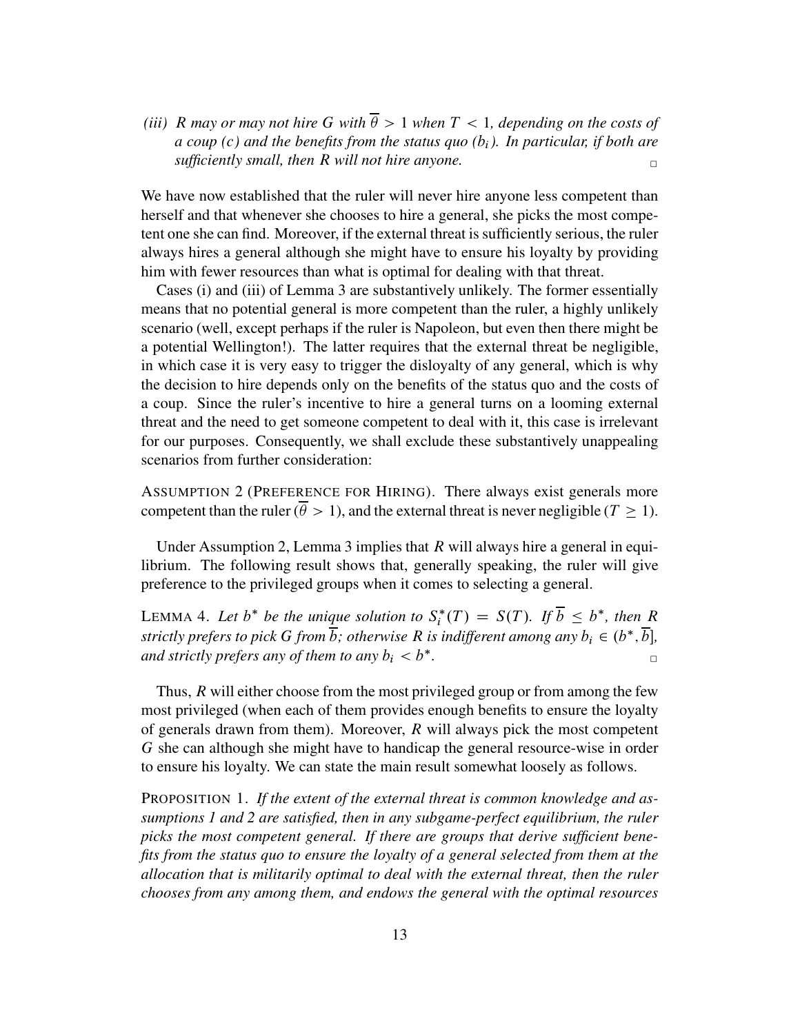*(iii) $R$ may or may not hire $G$ with $\overline{\theta} > 1$ when $T < 1$, depending on the costs of a coup ($c$) and the benefits from the status quo ($b_i$). In particular, if both are sufficiently small, then $R$ will not hire anyone.* □

We have now established that the ruler will never hire anyone less competent than herself and that whenever she chooses to hire a general, she picks the most competent one she can find. Moreover, if the external threat is sufficiently serious, the ruler always hires a general although she might have to ensure his loyalty by providing him with fewer resources than what is optimal for dealing with that threat.

Cases (i) and (iii) of Lemma 3 are substantively unlikely. The former essentially means that no potential general is more competent than the ruler, a highly unlikely scenario (well, except perhaps if the ruler is Napoleon, but even then there might be a potential Wellington!). The latter requires that the external threat be negligible, in which case it is very easy to trigger the disloyalty of any general, which is why the decision to hire depends only on the benefits of the status quo and the costs of a coup. Since the ruler's incentive to hire a general turns on a looming external threat and the need to get someone competent to deal with it, this case is irrelevant for our purposes. Consequently, we shall exclude these substantively unappealing scenarios from further consideration:

ASSUMPTION 2 (PREFERENCE FOR HIRING). There always exist generals more competent than the ruler ($\overline{\theta} > 1$), and the external threat is never negligible ($T \geq 1$).

Under Assumption 2, Lemma 3 implies that $R$ will always hire a general in equilibrium. The following result shows that, generally speaking, the ruler will give preference to the privileged groups when it comes to selecting a general.

LEMMA 4. *Let $b^*$ be the unique solution to $S_i^*(T) = S(T)$. If $\overline{b} \leq b^*$, then $R$ strictly prefers to pick $G$ from $\overline{b}$; otherwise $R$ is indifferent among any $b_i \in (b^*, \overline{b}]$, and strictly prefers any of them to any $b_i < b^*$.* □

Thus, $R$ will either choose from the most privileged group or from among the few most privileged (when each of them provides enough benefits to ensure the loyalty of generals drawn from them). Moreover, $R$ will always pick the most competent $G$ she can although she might have to handicap the general resource-wise in order to ensure his loyalty. We can state the main result somewhat loosely as follows.

PROPOSITION 1. *If the extent of the external threat is common knowledge and assumptions 1 and 2 are satisfied, then in any subgame-perfect equilibrium, the ruler picks the most competent general. If there are groups that derive sufficient benefits from the status quo to ensure the loyalty of a general selected from them at the allocation that is militarily optimal to deal with the external threat, then the ruler chooses from any among them, and endows the general with the optimal resources*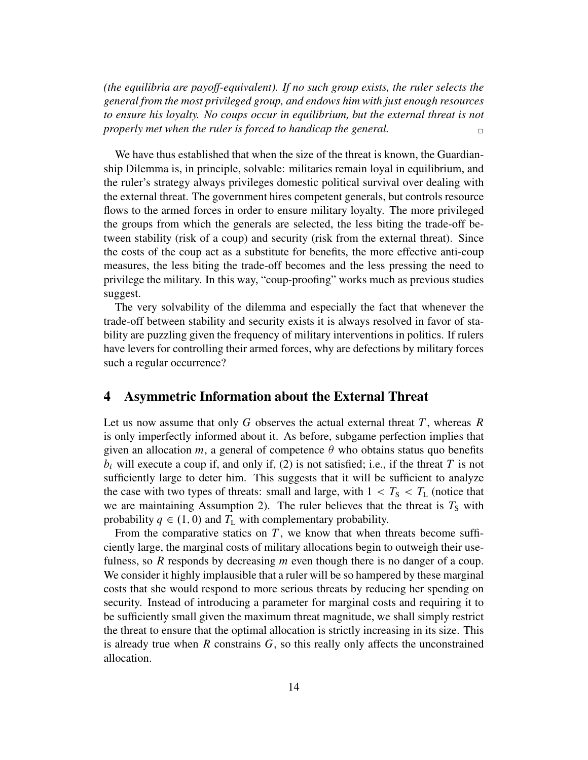*(the equilibria are payoff-equivalent). If no such group exists, the ruler selects the general from the most privileged group, and endows him with just enough resources to ensure his loyalty. No coups occur in equilibrium, but the external threat is not properly met when the ruler is forced to handicap the general.* □

We have thus established that when the size of the threat is known, the Guardianship Dilemma is, in principle, solvable: militaries remain loyal in equilibrium, and the ruler's strategy always privileges domestic political survival over dealing with the external threat. The government hires competent generals, but controls resource flows to the armed forces in order to ensure military loyalty. The more privileged the groups from which the generals are selected, the less biting the trade-off between stability (risk of a coup) and security (risk from the external threat). Since the costs of the coup act as a substitute for benefits, the more effective anti-coup measures, the less biting the trade-off becomes and the less pressing the need to privilege the military. In this way, "coup-proofing" works much as previous studies suggest.

The very solvability of the dilemma and especially the fact that whenever the trade-off between stability and security exists it is always resolved in favor of stability are puzzling given the frequency of military interventions in politics. If rulers have levers for controlling their armed forces, why are defections by military forces such a regular occurrence?

# 4 Asymmetric Information about the External Threat

Let us now assume that only $G$ observes the actual external threat $T$, whereas $R$ is only imperfectly informed about it. As before, subgame perfection implies that given an allocation $m$, a general of competence $\theta$ who obtains status quo benefits $b_i$ will execute a coup if, and only if, (2) is not satisfied; i.e., if the threat $T$ is not sufficiently large to deter him. This suggests that it will be sufficient to analyze the case with two types of threats: small and large, with $1 < T_S < T_L$ (notice that we are maintaining Assumption 2). The ruler believes that the threat is $T_S$ with probability $q \in (1, 0)$ and $T_L$ with complementary probability.

From the comparative statics on $T$, we know that when threats become sufficiently large, the marginal costs of military allocations begin to outweigh their usefulness, so $R$ responds by decreasing $m$ even though there is no danger of a coup. We consider it highly implausible that a ruler will be so hampered by these marginal costs that she would respond to more serious threats by reducing her spending on security. Instead of introducing a parameter for marginal costs and requiring it to be sufficiently small given the maximum threat magnitude, we shall simply restrict the threat to ensure that the optimal allocation is strictly increasing in its size. This is already true when $R$ constrains $G$, so this really only affects the unconstrained allocation.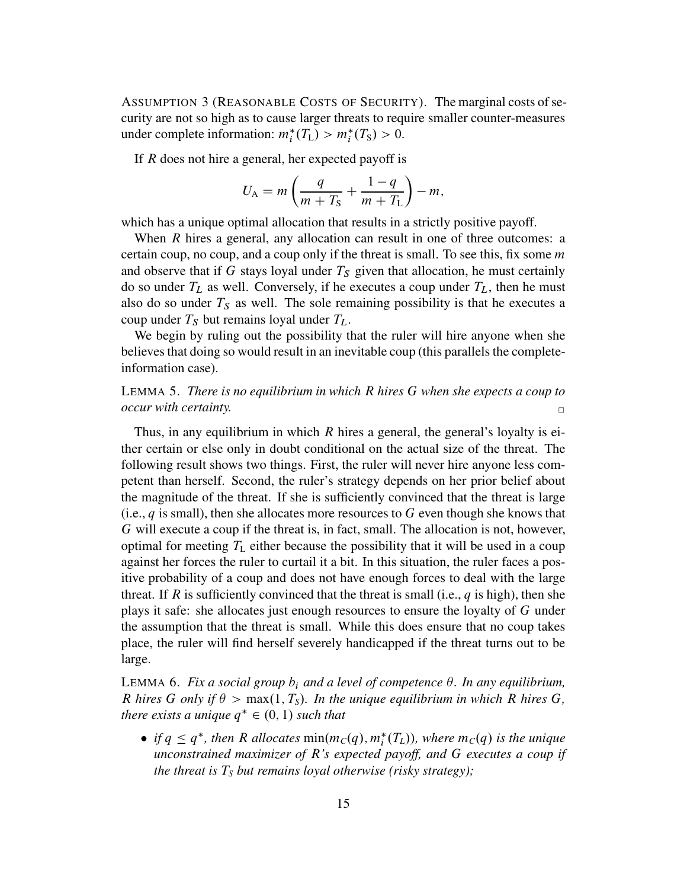ASSUMPTION 3 (REASONABLE COSTS OF SECURITY). The marginal costs of security are not so high as to cause larger threats to require smaller counter-measures under complete information: $m_i^*(T_L) > m_i^*(T_S) > 0$.

If $R$ does not hire a general, her expected payoff is

$$U_A = m\left(\frac{q}{m+T_S} + \frac{1-q}{m+T_L}\right) - m,$$

which has a unique optimal allocation that results in a strictly positive payoff.

When $R$ hires a general, any allocation can result in one of three outcomes: a certain coup, no coup, and a coup only if the threat is small. To see this, fix some $m$ and observe that if $G$ stays loyal under $T_S$ given that allocation, he must certainly do so under $T_L$ as well. Conversely, if he executes a coup under $T_L$, then he must also do so under $T_S$ as well. The sole remaining possibility is that he executes a coup under $T_S$ but remains loyal under $T_L$.

We begin by ruling out the possibility that the ruler will hire anyone when she believes that doing so would result in an inevitable coup (this parallels the complete-information case).

LEMMA 5. *There is no equilibrium in which $R$ hires $G$ when she expects a coup to occur with certainty.* □

Thus, in any equilibrium in which $R$ hires a general, the general's loyalty is either certain or else only in doubt conditional on the actual size of the threat. The following result shows two things. First, the ruler will never hire anyone less competent than herself. Second, the ruler's strategy depends on her prior belief about the magnitude of the threat. If she is sufficiently convinced that the threat is large (i.e., $q$ is small), then she allocates more resources to $G$ even though she knows that $G$ will execute a coup if the threat is, in fact, small. The allocation is not, however, optimal for meeting $T_L$ either because the possibility that it will be used in a coup against her forces the ruler to curtail it a bit. In this situation, the ruler faces a positive probability of a coup and does not have enough forces to deal with the large threat. If $R$ is sufficiently convinced that the threat is small (i.e., $q$ is high), then she plays it safe: she allocates just enough resources to ensure the loyalty of $G$ under the assumption that the threat is small. While this does ensure that no coup takes place, the ruler will find herself severely handicapped if the threat turns out to be large.

LEMMA 6. *Fix a social group $b_i$ and a level of competence $\theta$. In any equilibrium, $R$ hires $G$ only if $\theta > \max(1, T_S)$. In the unique equilibrium in which $R$ hires $G$, there exists a unique $q^* \in (0, 1)$ such that*

- *if $q \le q^*$, then $R$ allocates $\min(m_C(q), m_i^*(T_L))$, where $m_C(q)$ is the unique unconstrained maximizer of $R$'s expected payoff, and $G$ executes a coup if the threat is $T_S$ but remains loyal otherwise (risky strategy);*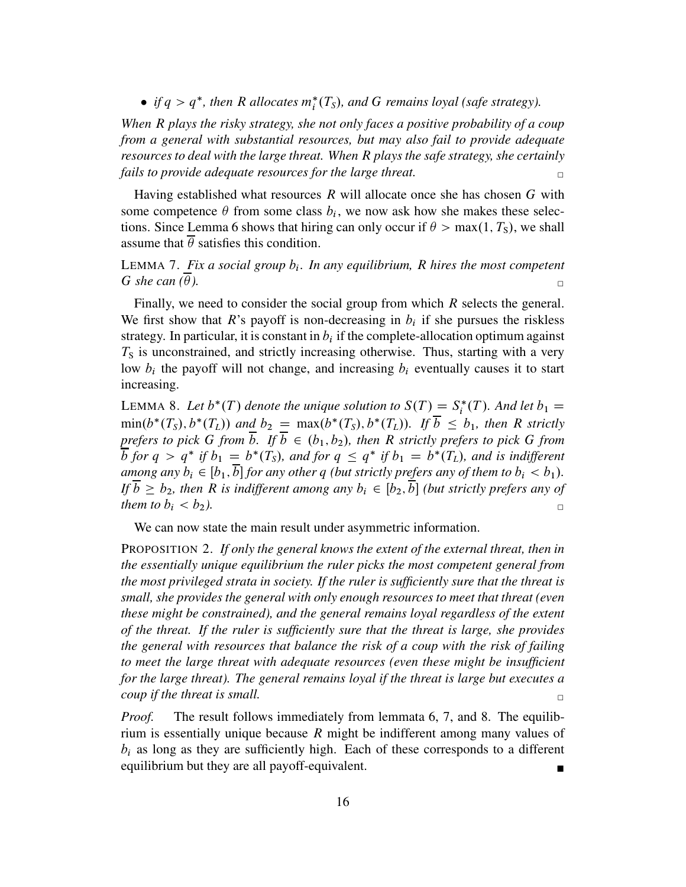- *if $q > q^*$, then $R$ allocates $m_i^*(T_S)$, and $G$ remains loyal (safe strategy).*

*When $R$ plays the risky strategy, she not only faces a positive probability of a coup from a general with substantial resources, but may also fail to provide adequate resources to deal with the large threat. When $R$ plays the safe strategy, she certainly fails to provide adequate resources for the large threat.* □

Having established what resources $R$ will allocate once she has chosen $G$ with some competence $\theta$ from some class $b_i$, we now ask how she makes these selections. Since Lemma 6 shows that hiring can only occur if $\theta > \max(1, T_S)$, we shall assume that $\overline{\theta}$ satisfies this condition.

LEMMA 7. *Fix a social group $b_i$. In any equilibrium, $R$ hires the most competent $G$ she can ($\overline{\theta}$).* □

Finally, we need to consider the social group from which $R$ selects the general. We first show that $R$'s payoff is non-decreasing in $b_i$ if she pursues the riskless strategy. In particular, it is constant in $b_i$ if the complete-allocation optimum against $T_S$ is unconstrained, and strictly increasing otherwise. Thus, starting with a very low $b_i$ the payoff will not change, and increasing $b_i$ eventually causes it to start increasing.

LEMMA 8. *Let $b^*(T)$ denote the unique solution to $S(T) = S_i^*(T)$. And let $b_1 = \min(b^*(T_S), b^*(T_L))$ and $b_2 = \max(b^*(T_S), b^*(T_L))$. If $\overline{b} \leq b_1$, then $R$ strictly prefers to pick $G$ from $\overline{b}$. If $\overline{b} \in (b_1, b_2)$, then $R$ strictly prefers to pick $G$ from $\overline{b}$ for $q > q^*$ if $b_1 = b^*(T_S)$, and for $q \leq q^*$ if $b_1 = b^*(T_L)$, and is indifferent among any $b_i \in [b_1, \overline{b}]$ for any other $q$ (but strictly prefers any of them to $b_i < b_1$). If $\overline{b} \geq b_2$, then $R$ is indifferent among any $b_i \in [b_2, \overline{b}]$ (but strictly prefers any of them to $b_i < b_2$).* □

We can now state the main result under asymmetric information.

PROPOSITION 2. *If only the general knows the extent of the external threat, then in the essentially unique equilibrium the ruler picks the most competent general from the most privileged strata in society. If the ruler is sufficiently sure that the threat is small, she provides the general with only enough resources to meet that threat (even these might be constrained), and the general remains loyal regardless of the extent of the threat. If the ruler is sufficiently sure that the threat is large, she provides the general with resources that balance the risk of a coup with the risk of failing to meet the large threat with adequate resources (even these might be insufficient for the large threat). The general remains loyal if the threat is large but executes a coup if the threat is small.* □

*Proof.* The result follows immediately from lemmata 6, 7, and 8. The equilibrium is essentially unique because $R$ might be indifferent among many values of $b_i$ as long as they are sufficiently high. Each of these corresponds to a different equilibrium but they are all payoff-equivalent. ■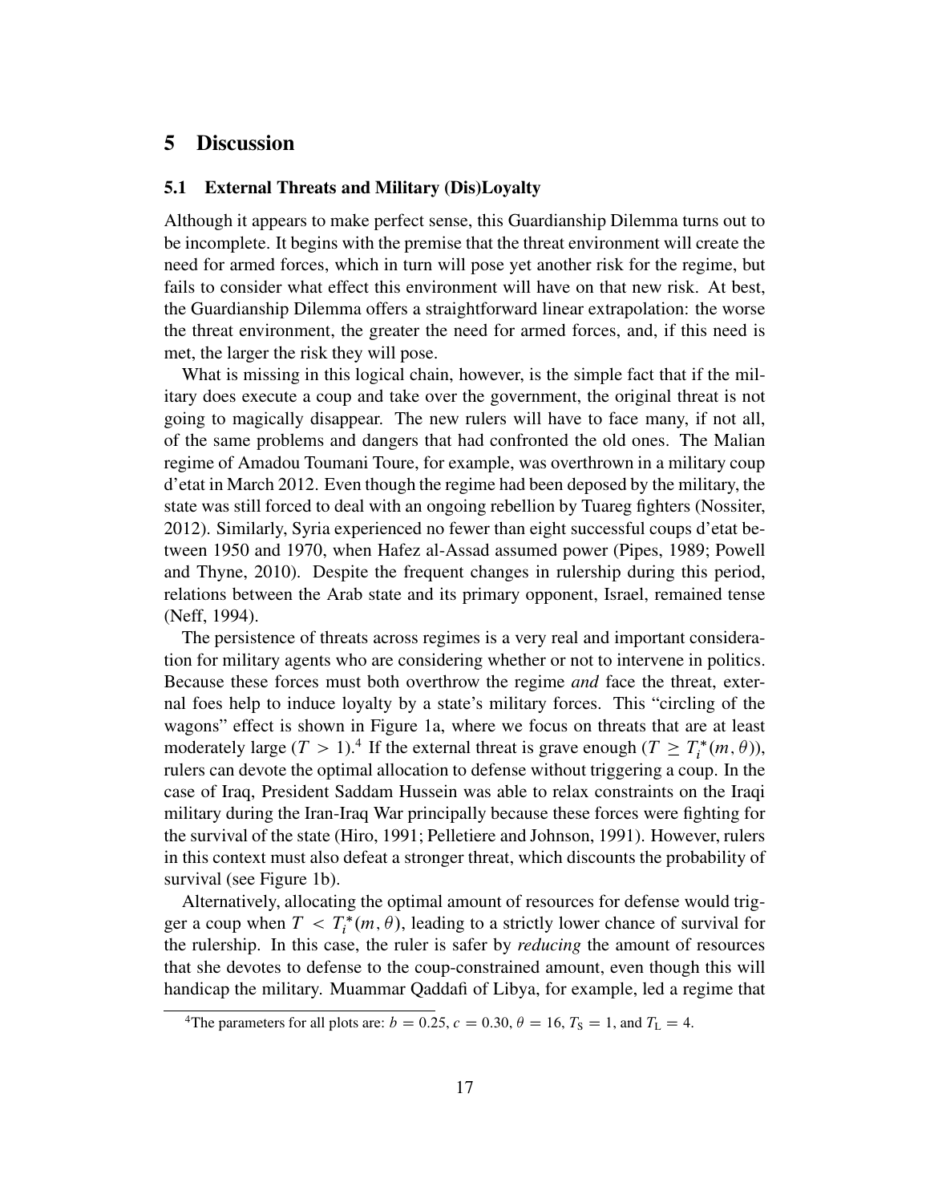## 5 Discussion

### 5.1 External Threats and Military (Dis)Loyalty

Although it appears to make perfect sense, this Guardianship Dilemma turns out to be incomplete. It begins with the premise that the threat environment will create the need for armed forces, which in turn will pose yet another risk for the regime, but fails to consider what effect this environment will have on that new risk. At best, the Guardianship Dilemma offers a straightforward linear extrapolation: the worse the threat environment, the greater the need for armed forces, and, if this need is met, the larger the risk they will pose.

What is missing in this logical chain, however, is the simple fact that if the military does execute a coup and take over the government, the original threat is not going to magically disappear. The new rulers will have to face many, if not all, of the same problems and dangers that had confronted the old ones. The Malian regime of Amadou Toumani Toure, for example, was overthrown in a military coup d'etat in March 2012. Even though the regime had been deposed by the military, the state was still forced to deal with an ongoing rebellion by Tuareg fighters (Nossiter, 2012). Similarly, Syria experienced no fewer than eight successful coups d'etat between 1950 and 1970, when Hafez al-Assad assumed power (Pipes, 1989; Powell and Thyne, 2010). Despite the frequent changes in rulership during this period, relations between the Arab state and its primary opponent, Israel, remained tense (Neff, 1994).

The persistence of threats across regimes is a very real and important consideration for military agents who are considering whether or not to intervene in politics. Because these forces must both overthrow the regime *and* face the threat, external foes help to induce loyalty by a state's military forces. This "circling of the wagons" effect is shown in Figure 1a, where we focus on threats that are at least moderately large ($T > 1$).[4] If the external threat is grave enough ($T \geq T_i^*(m, \theta)$), rulers can devote the optimal allocation to defense without triggering a coup. In the case of Iraq, President Saddam Hussein was able to relax constraints on the Iraqi military during the Iran-Iraq War principally because these forces were fighting for the survival of the state (Hiro, 1991; Pelletiere and Johnson, 1991). However, rulers in this context must also defeat a stronger threat, which discounts the probability of survival (see Figure 1b).

Alternatively, allocating the optimal amount of resources for defense would trigger a coup when $T < T_i^*(m, \theta)$, leading to a strictly lower chance of survival for the rulership. In this case, the ruler is safer by *reducing* the amount of resources that she devotes to defense to the coup-constrained amount, even though this will handicap the military. Muammar Qaddafi of Libya, for example, led a regime that

[4] The parameters for all plots are: $b = 0.25$, $c = 0.30$, $\theta = 16$, $T_S = 1$, and $T_L = 4$.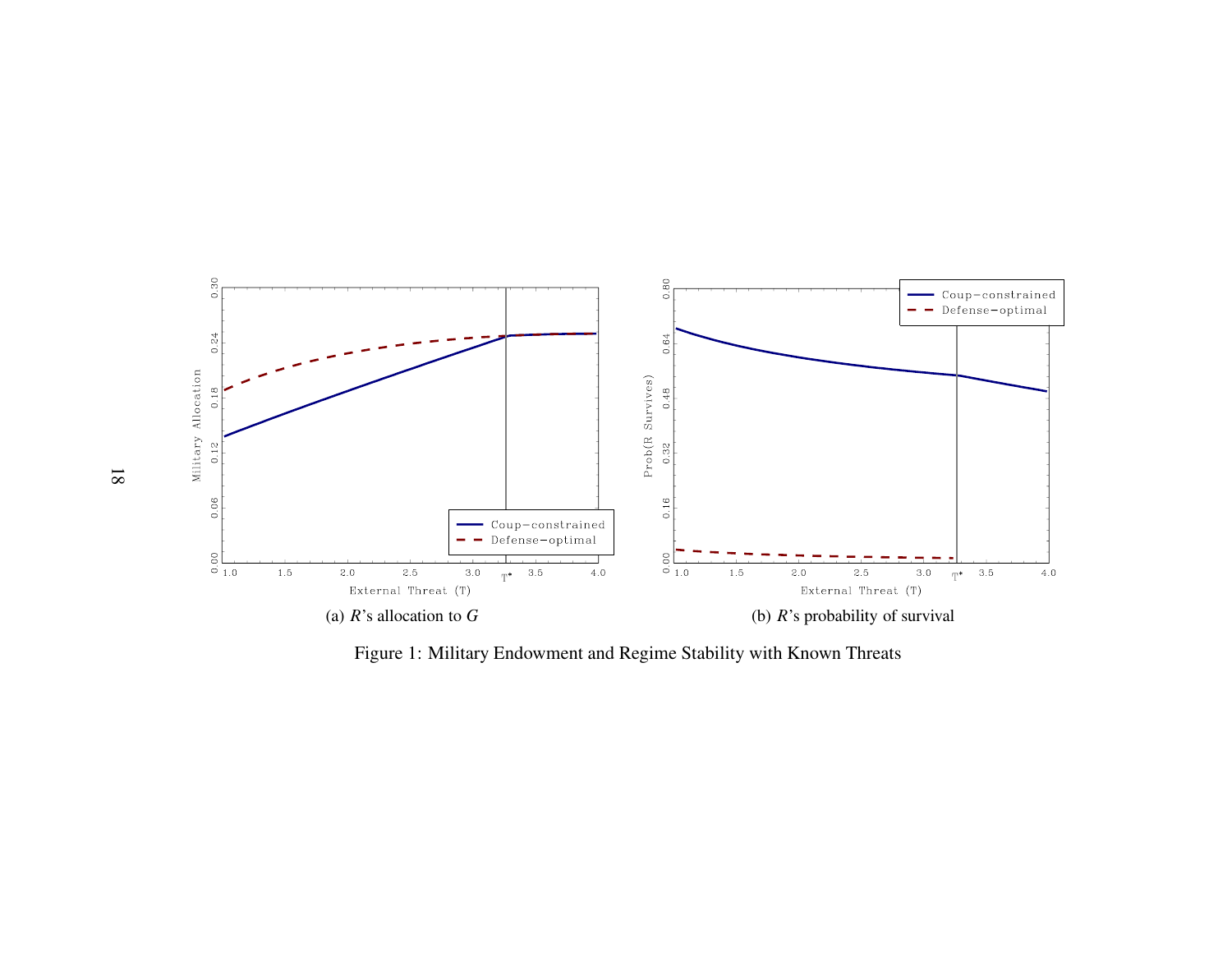(a) $R$'s allocation to $G$

(b) $R$'s probability of survival

Figure 1: Military Endowment and Regime Stability with Known Threats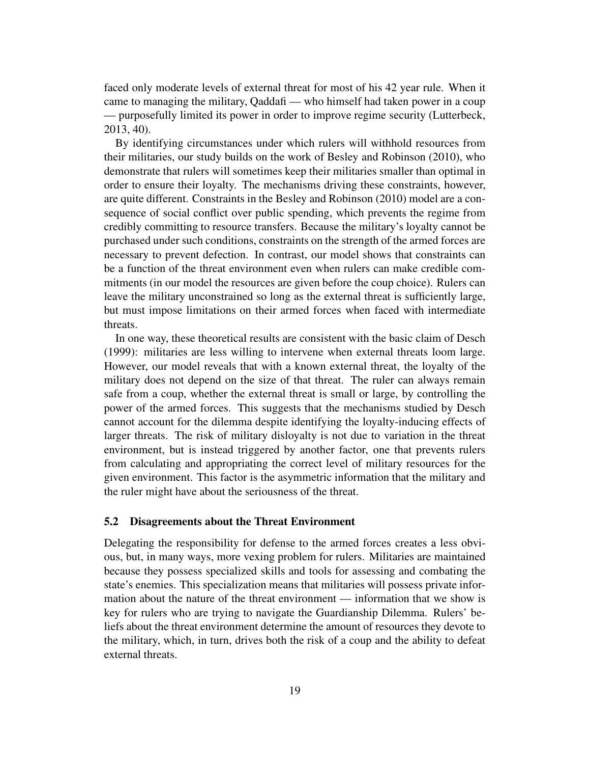faced only moderate levels of external threat for most of his 42 year rule. When it came to managing the military, Qaddafi — who himself had taken power in a coup — purposefully limited its power in order to improve regime security (Lutterbeck, 2013, 40).

By identifying circumstances under which rulers will withhold resources from their militaries, our study builds on the work of Besley and Robinson (2010), who demonstrate that rulers will sometimes keep their militaries smaller than optimal in order to ensure their loyalty. The mechanisms driving these constraints, however, are quite different. Constraints in the Besley and Robinson (2010) model are a consequence of social conflict over public spending, which prevents the regime from credibly committing to resource transfers. Because the military's loyalty cannot be purchased under such conditions, constraints on the strength of the armed forces are necessary to prevent defection. In contrast, our model shows that constraints can be a function of the threat environment even when rulers can make credible commitments (in our model the resources are given before the coup choice). Rulers can leave the military unconstrained so long as the external threat is sufficiently large, but must impose limitations on their armed forces when faced with intermediate threats.

In one way, these theoretical results are consistent with the basic claim of Desch (1999): militaries are less willing to intervene when external threats loom large. However, our model reveals that with a known external threat, the loyalty of the military does not depend on the size of that threat. The ruler can always remain safe from a coup, whether the external threat is small or large, by controlling the power of the armed forces. This suggests that the mechanisms studied by Desch cannot account for the dilemma despite identifying the loyalty-inducing effects of larger threats. The risk of military disloyalty is not due to variation in the threat environment, but is instead triggered by another factor, one that prevents rulers from calculating and appropriating the correct level of military resources for the given environment. This factor is the asymmetric information that the military and the ruler might have about the seriousness of the threat.

### 5.2 Disagreements about the Threat Environment

Delegating the responsibility for defense to the armed forces creates a less obvious, but, in many ways, more vexing problem for rulers. Militaries are maintained because they possess specialized skills and tools for assessing and combating the state's enemies. This specialization means that militaries will possess private information about the nature of the threat environment — information that we show is key for rulers who are trying to navigate the Guardianship Dilemma. Rulers' beliefs about the threat environment determine the amount of resources they devote to the military, which, in turn, drives both the risk of a coup and the ability to defeat external threats.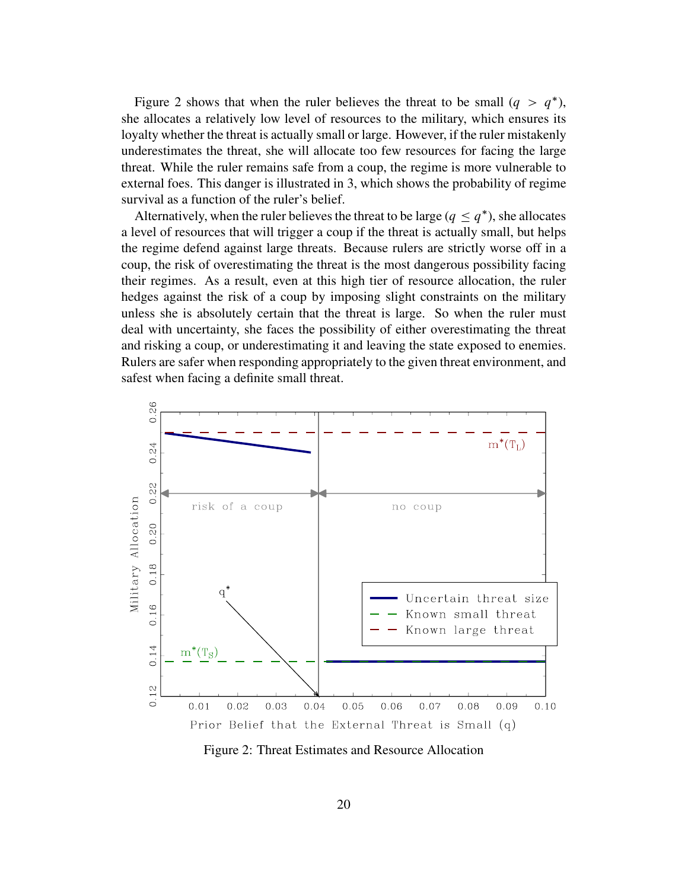Figure 2 shows that when the ruler believes the threat to be small ($q > q^*$), she allocates a relatively low level of resources to the military, which ensures its loyalty whether the threat is actually small or large. However, if the ruler mistakenly underestimates the threat, she will allocate too few resources for facing the large threat. While the ruler remains safe from a coup, the regime is more vulnerable to external foes. This danger is illustrated in 3, which shows the probability of regime survival as a function of the ruler's belief.

Alternatively, when the ruler believes the threat to be large ($q \leq q^*$), she allocates a level of resources that will trigger a coup if the threat is actually small, but helps the regime defend against large threats. Because rulers are strictly worse off in a coup, the risk of overestimating the threat is the most dangerous possibility facing their regimes. As a result, even at this high tier of resource allocation, the ruler hedges against the risk of a coup by imposing slight constraints on the military unless she is absolutely certain that the threat is large. So when the ruler must deal with uncertainty, she faces the possibility of either overestimating the threat and risking a coup, or underestimating it and leaving the state exposed to enemies. Rulers are safer when responding appropriately to the given threat environment, and safest when facing a definite small threat.

Figure 2: Threat Estimates and Resource Allocation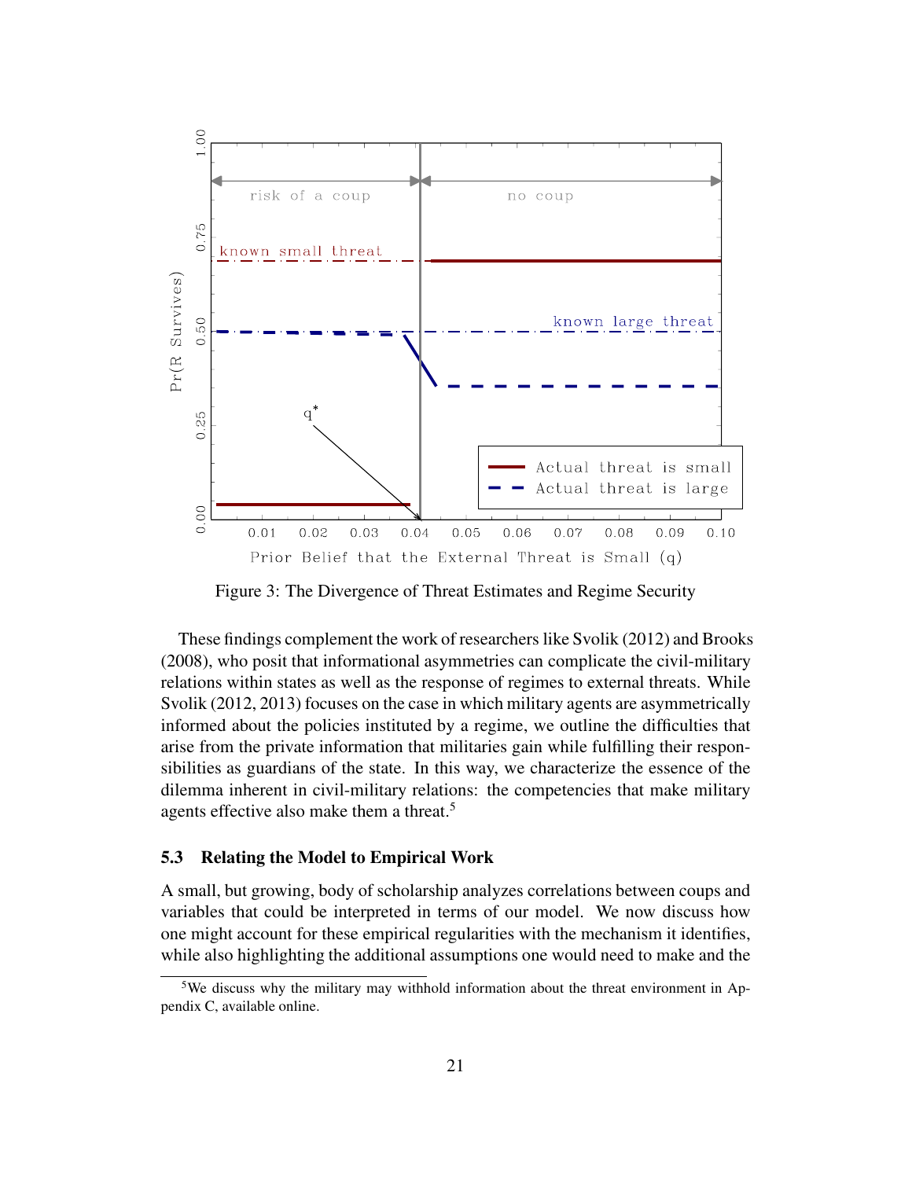Figure 3: The Divergence of Threat Estimates and Regime Security

These findings complement the work of researchers like Svolik (2012) and Brooks (2008), who posit that informational asymmetries can complicate the civil-military relations within states as well as the response of regimes to external threats. While Svolik (2012, 2013) focuses on the case in which military agents are asymmetrically informed about the policies instituted by a regime, we outline the difficulties that arise from the private information that militaries gain while fulfilling their responsibilities as guardians of the state. In this way, we characterize the essence of the dilemma inherent in civil-military relations: the competencies that make military agents effective also make them a threat.[5]

### 5.3 Relating the Model to Empirical Work

A small, but growing, body of scholarship analyzes correlations between coups and variables that could be interpreted in terms of our model. We now discuss how one might account for these empirical regularities with the mechanism it identifies, while also highlighting the additional assumptions one would need to make and the

[5]We discuss why the military may withhold information about the threat environment in Appendix C, available online.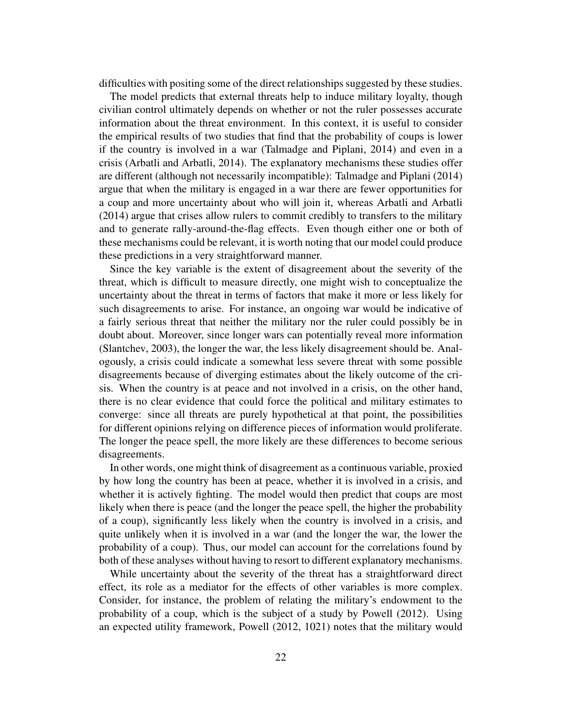difficulties with positing some of the direct relationships suggested by these studies.

The model predicts that external threats help to induce military loyalty, though civilian control ultimately depends on whether or not the ruler possesses accurate information about the threat environment. In this context, it is useful to consider the empirical results of two studies that find that the probability of coups is lower if the country is involved in a war (Talmadge and Piplani, 2014) and even in a crisis (Arbatli and Arbatli, 2014). The explanatory mechanisms these studies offer are different (although not necessarily incompatible): Talmadge and Piplani (2014) argue that when the military is engaged in a war there are fewer opportunities for a coup and more uncertainty about who will join it, whereas Arbatli and Arbatli (2014) argue that crises allow rulers to commit credibly to transfers to the military and to generate rally-around-the-flag effects. Even though either one or both of these mechanisms could be relevant, it is worth noting that our model could produce these predictions in a very straightforward manner.

Since the key variable is the extent of disagreement about the severity of the threat, which is difficult to measure directly, one might wish to conceptualize the uncertainty about the threat in terms of factors that make it more or less likely for such disagreements to arise. For instance, an ongoing war would be indicative of a fairly serious threat that neither the military nor the ruler could possibly be in doubt about. Moreover, since longer wars can potentially reveal more information (Slantchev, 2003), the longer the war, the less likely disagreement should be. Analogously, a crisis could indicate a somewhat less severe threat with some possible disagreements because of diverging estimates about the likely outcome of the crisis. When the country is at peace and not involved in a crisis, on the other hand, there is no clear evidence that could force the political and military estimates to converge: since all threats are purely hypothetical at that point, the possibilities for different opinions relying on difference pieces of information would proliferate. The longer the peace spell, the more likely are these differences to become serious disagreements.

In other words, one might think of disagreement as a continuous variable, proxied by how long the country has been at peace, whether it is involved in a crisis, and whether it is actively fighting. The model would then predict that coups are most likely when there is peace (and the longer the peace spell, the higher the probability of a coup), significantly less likely when the country is involved in a crisis, and quite unlikely when it is involved in a war (and the longer the war, the lower the probability of a coup). Thus, our model can account for the correlations found by both of these analyses without having to resort to different explanatory mechanisms.

While uncertainty about the severity of the threat has a straightforward direct effect, its role as a mediator for the effects of other variables is more complex. Consider, for instance, the problem of relating the military's endowment to the probability of a coup, which is the subject of a study by Powell (2012). Using an expected utility framework, Powell (2012, 1021) notes that the military would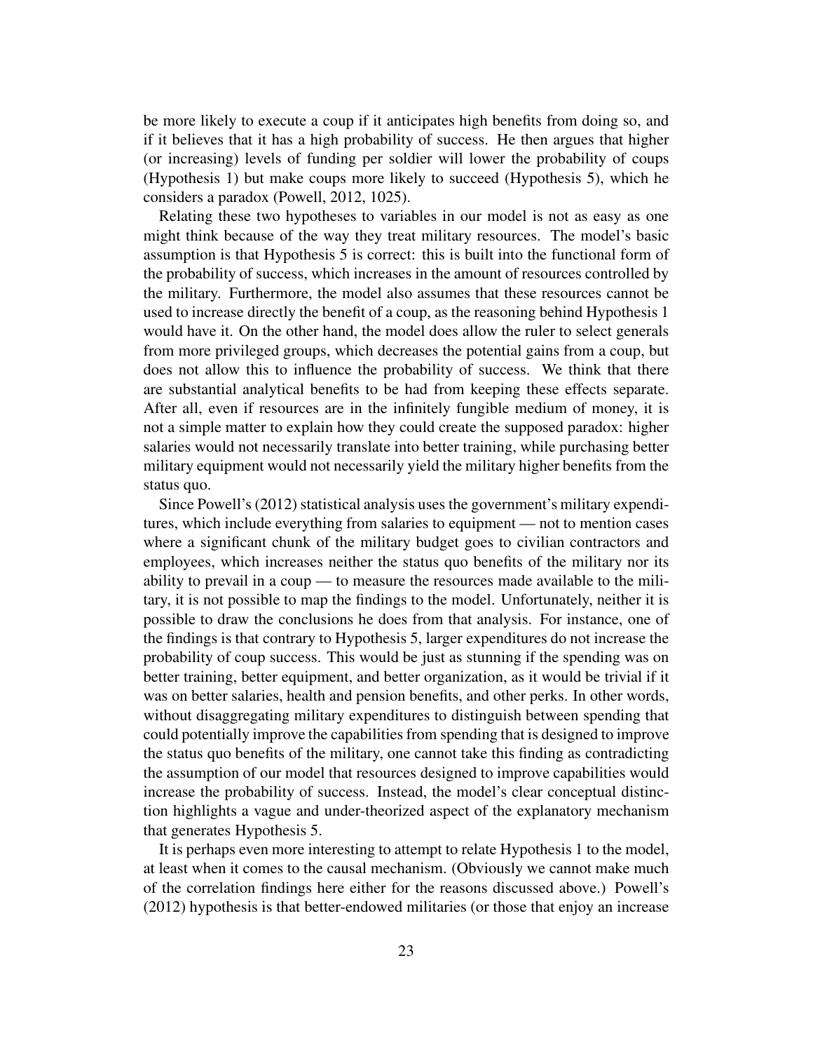be more likely to execute a coup if it anticipates high benefits from doing so, and if it believes that it has a high probability of success. He then argues that higher (or increasing) levels of funding per soldier will lower the probability of coups (Hypothesis 1) but make coups more likely to succeed (Hypothesis 5), which he considers a paradox (Powell, 2012, 1025).

Relating these two hypotheses to variables in our model is not as easy as one might think because of the way they treat military resources. The model's basic assumption is that Hypothesis 5 is correct: this is built into the functional form of the probability of success, which increases in the amount of resources controlled by the military. Furthermore, the model also assumes that these resources cannot be used to increase directly the benefit of a coup, as the reasoning behind Hypothesis 1 would have it. On the other hand, the model does allow the ruler to select generals from more privileged groups, which decreases the potential gains from a coup, but does not allow this to influence the probability of success. We think that there are substantial analytical benefits to be had from keeping these effects separate. After all, even if resources are in the infinitely fungible medium of money, it is not a simple matter to explain how they could create the supposed paradox: higher salaries would not necessarily translate into better training, while purchasing better military equipment would not necessarily yield the military higher benefits from the status quo.

Since Powell's (2012) statistical analysis uses the government's military expenditures, which include everything from salaries to equipment — not to mention cases where a significant chunk of the military budget goes to civilian contractors and employees, which increases neither the status quo benefits of the military nor its ability to prevail in a coup — to measure the resources made available to the military, it is not possible to map the findings to the model. Unfortunately, neither it is possible to draw the conclusions he does from that analysis. For instance, one of the findings is that contrary to Hypothesis 5, larger expenditures do not increase the probability of coup success. This would be just as stunning if the spending was on better training, better equipment, and better organization, as it would be trivial if it was on better salaries, health and pension benefits, and other perks. In other words, without disaggregating military expenditures to distinguish between spending that could potentially improve the capabilities from spending that is designed to improve the status quo benefits of the military, one cannot take this finding as contradicting the assumption of our model that resources designed to improve capabilities would increase the probability of success. Instead, the model's clear conceptual distinction highlights a vague and under-theorized aspect of the explanatory mechanism that generates Hypothesis 5.

It is perhaps even more interesting to attempt to relate Hypothesis 1 to the model, at least when it comes to the causal mechanism. (Obviously we cannot make much of the correlation findings here either for the reasons discussed above.) Powell's (2012) hypothesis is that better-endowed militaries (or those that enjoy an increase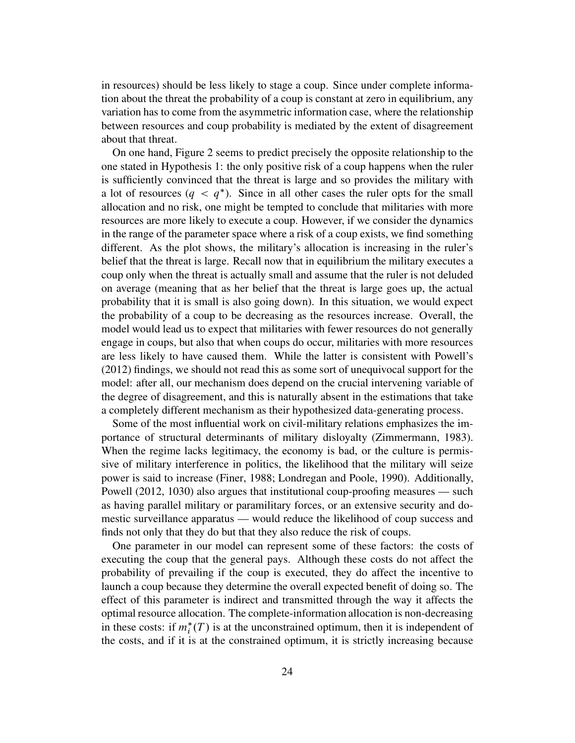in resources) should be less likely to stage a coup. Since under complete information about the threat the probability of a coup is constant at zero in equilibrium, any variation has to come from the asymmetric information case, where the relationship between resources and coup probability is mediated by the extent of disagreement about that threat.

On one hand, Figure 2 seems to predict precisely the opposite relationship to the one stated in Hypothesis 1: the only positive risk of a coup happens when the ruler is sufficiently convinced that the threat is large and so provides the military with a lot of resources ($q < q^*$). Since in all other cases the ruler opts for the small allocation and no risk, one might be tempted to conclude that militaries with more resources are more likely to execute a coup. However, if we consider the dynamics in the range of the parameter space where a risk of a coup exists, we find something different. As the plot shows, the military's allocation is increasing in the ruler's belief that the threat is large. Recall now that in equilibrium the military executes a coup only when the threat is actually small and assume that the ruler is not deluded on average (meaning that as her belief that the threat is large goes up, the actual probability that it is small is also going down). In this situation, we would expect the probability of a coup to be decreasing as the resources increase. Overall, the model would lead us to expect that militaries with fewer resources do not generally engage in coups, but also that when coups do occur, militaries with more resources are less likely to have caused them. While the latter is consistent with Powell's (2012) findings, we should not read this as some sort of unequivocal support for the model: after all, our mechanism does depend on the crucial intervening variable of the degree of disagreement, and this is naturally absent in the estimations that take a completely different mechanism as their hypothesized data-generating process.

Some of the most influential work on civil-military relations emphasizes the importance of structural determinants of military disloyalty (Zimmermann, 1983). When the regime lacks legitimacy, the economy is bad, or the culture is permissive of military interference in politics, the likelihood that the military will seize power is said to increase (Finer, 1988; Londregan and Poole, 1990). Additionally, Powell (2012, 1030) also argues that institutional coup-proofing measures — such as having parallel military or paramilitary forces, or an extensive security and domestic surveillance apparatus — would reduce the likelihood of coup success and finds not only that they do but that they also reduce the risk of coups.

One parameter in our model can represent some of these factors: the costs of executing the coup that the general pays. Although these costs do not affect the probability of prevailing if the coup is executed, they do affect the incentive to launch a coup because they determine the overall expected benefit of doing so. The effect of this parameter is indirect and transmitted through the way it affects the optimal resource allocation. The complete-information allocation is non-decreasing in these costs: if $m_i^*(T)$ is at the unconstrained optimum, then it is independent of the costs, and if it is at the constrained optimum, it is strictly increasing because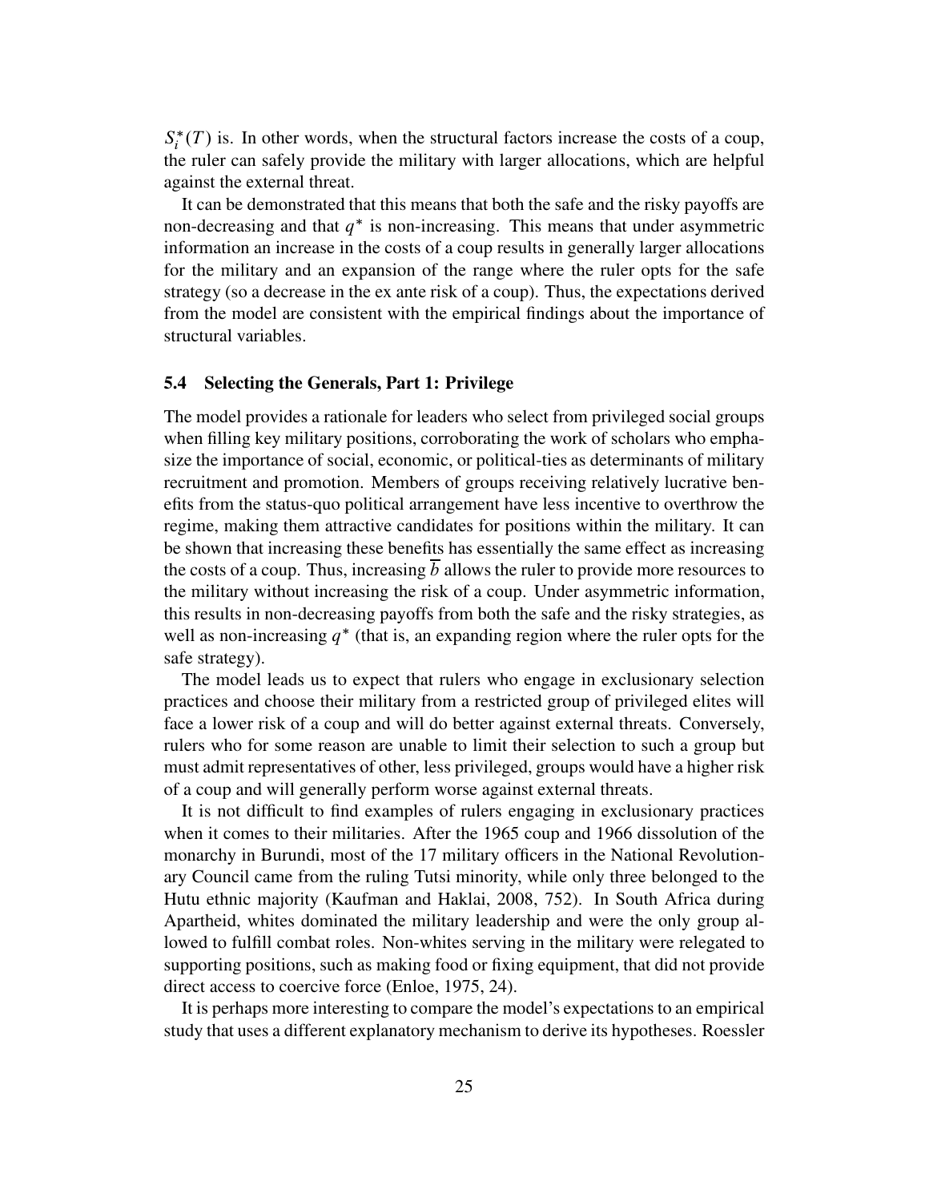$S_i^*(T)$ is. In other words, when the structural factors increase the costs of a coup, the ruler can safely provide the military with larger allocations, which are helpful against the external threat.

It can be demonstrated that this means that both the safe and the risky payoffs are non-decreasing and that $q^*$ is non-increasing. This means that under asymmetric information an increase in the costs of a coup results in generally larger allocations for the military and an expansion of the range where the ruler opts for the safe strategy (so a decrease in the ex ante risk of a coup). Thus, the expectations derived from the model are consistent with the empirical findings about the importance of structural variables.

### 5.4 Selecting the Generals, Part 1: Privilege

The model provides a rationale for leaders who select from privileged social groups when filling key military positions, corroborating the work of scholars who emphasize the importance of social, economic, or political-ties as determinants of military recruitment and promotion. Members of groups receiving relatively lucrative benefits from the status-quo political arrangement have less incentive to overthrow the regime, making them attractive candidates for positions within the military. It can be shown that increasing these benefits has essentially the same effect as increasing the costs of a coup. Thus, increasing $\overline{b}$ allows the ruler to provide more resources to the military without increasing the risk of a coup. Under asymmetric information, this results in non-decreasing payoffs from both the safe and the risky strategies, as well as non-increasing $q^*$ (that is, an expanding region where the ruler opts for the safe strategy).

The model leads us to expect that rulers who engage in exclusionary selection practices and choose their military from a restricted group of privileged elites will face a lower risk of a coup and will do better against external threats. Conversely, rulers who for some reason are unable to limit their selection to such a group but must admit representatives of other, less privileged, groups would have a higher risk of a coup and will generally perform worse against external threats.

It is not difficult to find examples of rulers engaging in exclusionary practices when it comes to their militaries. After the 1965 coup and 1966 dissolution of the monarchy in Burundi, most of the 17 military officers in the National Revolutionary Council came from the ruling Tutsi minority, while only three belonged to the Hutu ethnic majority (Kaufman and Haklai, 2008, 752). In South Africa during Apartheid, whites dominated the military leadership and were the only group allowed to fulfill combat roles. Non-whites serving in the military were relegated to supporting positions, such as making food or fixing equipment, that did not provide direct access to coercive force (Enloe, 1975, 24).

It is perhaps more interesting to compare the model's expectations to an empirical study that uses a different explanatory mechanism to derive its hypotheses. Roessler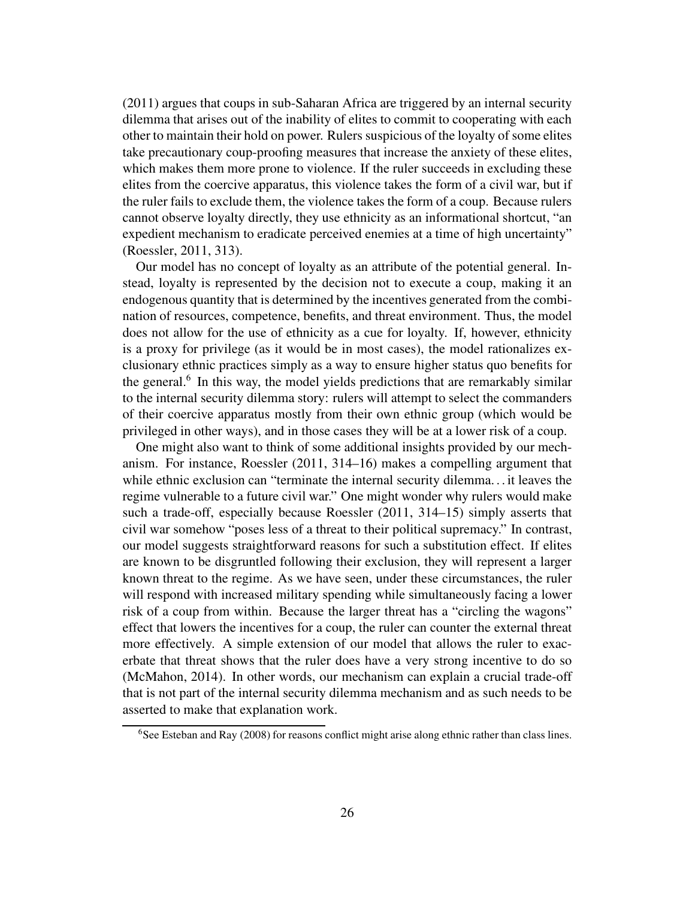(2011) argues that coups in sub-Saharan Africa are triggered by an internal security dilemma that arises out of the inability of elites to commit to cooperating with each other to maintain their hold on power. Rulers suspicious of the loyalty of some elites take precautionary coup-proofing measures that increase the anxiety of these elites, which makes them more prone to violence. If the ruler succeeds in excluding these elites from the coercive apparatus, this violence takes the form of a civil war, but if the ruler fails to exclude them, the violence takes the form of a coup. Because rulers cannot observe loyalty directly, they use ethnicity as an informational shortcut, "an expedient mechanism to eradicate perceived enemies at a time of high uncertainty" (Roessler, 2011, 313).

Our model has no concept of loyalty as an attribute of the potential general. Instead, loyalty is represented by the decision not to execute a coup, making it an endogenous quantity that is determined by the incentives generated from the combination of resources, competence, benefits, and threat environment. Thus, the model does not allow for the use of ethnicity as a cue for loyalty. If, however, ethnicity is a proxy for privilege (as it would be in most cases), the model rationalizes exclusionary ethnic practices simply as a way to ensure higher status quo benefits for the general.[6] In this way, the model yields predictions that are remarkably similar to the internal security dilemma story: rulers will attempt to select the commanders of their coercive apparatus mostly from their own ethnic group (which would be privileged in other ways), and in those cases they will be at a lower risk of a coup.

One might also want to think of some additional insights provided by our mechanism. For instance, Roessler (2011, 314–16) makes a compelling argument that while ethnic exclusion can "terminate the internal security dilemma… it leaves the regime vulnerable to a future civil war." One might wonder why rulers would make such a trade-off, especially because Roessler (2011, 314–15) simply asserts that civil war somehow "poses less of a threat to their political supremacy." In contrast, our model suggests straightforward reasons for such a substitution effect. If elites are known to be disgruntled following their exclusion, they will represent a larger known threat to the regime. As we have seen, under these circumstances, the ruler will respond with increased military spending while simultaneously facing a lower risk of a coup from within. Because the larger threat has a "circling the wagons" effect that lowers the incentives for a coup, the ruler can counter the external threat more effectively. A simple extension of our model that allows the ruler to exacerbate that threat shows that the ruler does have a very strong incentive to do so (McMahon, 2014). In other words, our mechanism can explain a crucial trade-off that is not part of the internal security dilemma mechanism and as such needs to be asserted to make that explanation work.

[6] See Esteban and Ray (2008) for reasons conflict might arise along ethnic rather than class lines.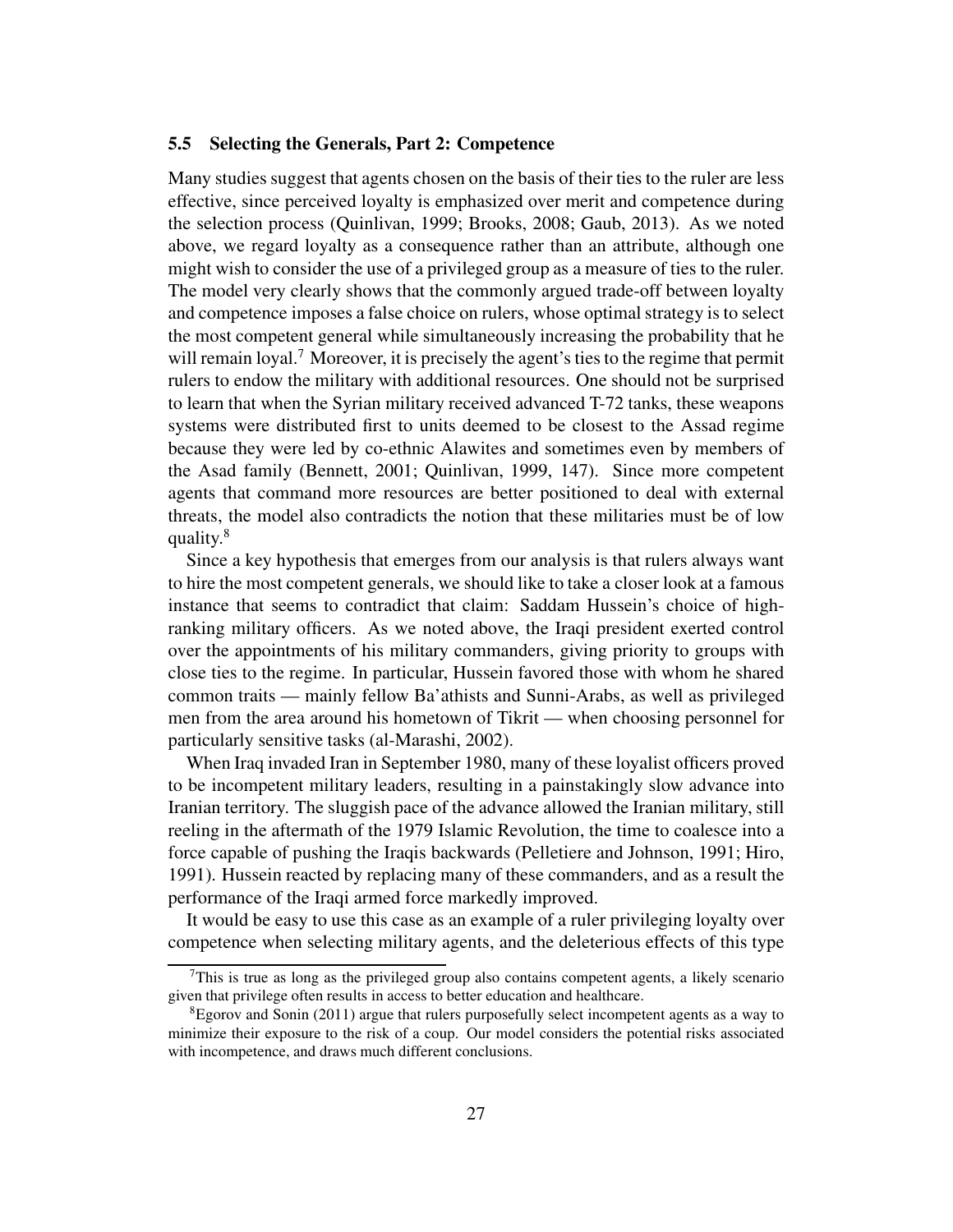### 5.5 Selecting the Generals, Part 2: Competence

Many studies suggest that agents chosen on the basis of their ties to the ruler are less effective, since perceived loyalty is emphasized over merit and competence during the selection process (Quinlivan, 1999; Brooks, 2008; Gaub, 2013). As we noted above, we regard loyalty as a consequence rather than an attribute, although one might wish to consider the use of a privileged group as a measure of ties to the ruler. The model very clearly shows that the commonly argued trade-off between loyalty and competence imposes a false choice on rulers, whose optimal strategy is to select the most competent general while simultaneously increasing the probability that he will remain loyal.[7] Moreover, it is precisely the agent's ties to the regime that permit rulers to endow the military with additional resources. One should not be surprised to learn that when the Syrian military received advanced T-72 tanks, these weapons systems were distributed first to units deemed to be closest to the Assad regime because they were led by co-ethnic Alawites and sometimes even by members of the Asad family (Bennett, 2001; Quinlivan, 1999, 147). Since more competent agents that command more resources are better positioned to deal with external threats, the model also contradicts the notion that these militaries must be of low quality.[8]

Since a key hypothesis that emerges from our analysis is that rulers always want to hire the most competent generals, we should like to take a closer look at a famous instance that seems to contradict that claim: Saddam Hussein's choice of high-ranking military officers. As we noted above, the Iraqi president exerted control over the appointments of his military commanders, giving priority to groups with close ties to the regime. In particular, Hussein favored those with whom he shared common traits — mainly fellow Ba'athists and Sunni-Arabs, as well as privileged men from the area around his hometown of Tikrit — when choosing personnel for particularly sensitive tasks (al-Marashi, 2002).

When Iraq invaded Iran in September 1980, many of these loyalist officers proved to be incompetent military leaders, resulting in a painstakingly slow advance into Iranian territory. The sluggish pace of the advance allowed the Iranian military, still reeling in the aftermath of the 1979 Islamic Revolution, the time to coalesce into a force capable of pushing the Iraqis backwards (Pelletiere and Johnson, 1991; Hiro, 1991). Hussein reacted by replacing many of these commanders, and as a result the performance of the Iraqi armed force markedly improved.

It would be easy to use this case as an example of a ruler privileging loyalty over competence when selecting military agents, and the deleterious effects of this type

[7] This is true as long as the privileged group also contains competent agents, a likely scenario given that privilege often results in access to better education and healthcare.

[8] Egorov and Sonin (2011) argue that rulers purposefully select incompetent agents as a way to minimize their exposure to the risk of a coup. Our model considers the potential risks associated with incompetence, and draws much different conclusions.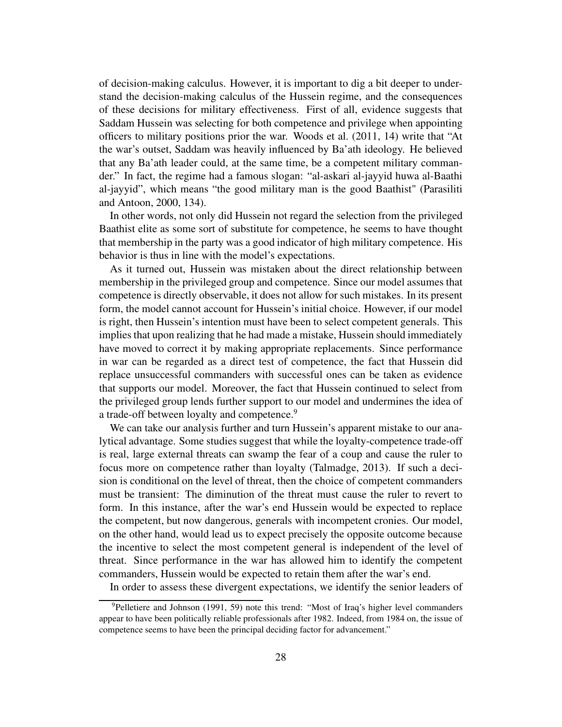of decision-making calculus. However, it is important to dig a bit deeper to understand the decision-making calculus of the Hussein regime, and the consequences of these decisions for military effectiveness. First of all, evidence suggests that Saddam Hussein was selecting for both competence and privilege when appointing officers to military positions prior the war. Woods et al. (2011, 14) write that "At the war's outset, Saddam was heavily influenced by Ba'ath ideology. He believed that any Ba'ath leader could, at the same time, be a competent military commander." In fact, the regime had a famous slogan: "al-askari al-jayyid huwa al-Baathi al-jayyid", which means "the good military man is the good Baathist" (Parasiliti and Antoon, 2000, 134).

In other words, not only did Hussein not regard the selection from the privileged Baathist elite as some sort of substitute for competence, he seems to have thought that membership in the party was a good indicator of high military competence. His behavior is thus in line with the model's expectations.

As it turned out, Hussein was mistaken about the direct relationship between membership in the privileged group and competence. Since our model assumes that competence is directly observable, it does not allow for such mistakes. In its present form, the model cannot account for Hussein's initial choice. However, if our model is right, then Hussein's intention must have been to select competent generals. This implies that upon realizing that he had made a mistake, Hussein should immediately have moved to correct it by making appropriate replacements. Since performance in war can be regarded as a direct test of competence, the fact that Hussein did replace unsuccessful commanders with successful ones can be taken as evidence that supports our model. Moreover, the fact that Hussein continued to select from the privileged group lends further support to our model and undermines the idea of a trade-off between loyalty and competence.[9]

We can take our analysis further and turn Hussein's apparent mistake to our analytical advantage. Some studies suggest that while the loyalty-competence trade-off is real, large external threats can swamp the fear of a coup and cause the ruler to focus more on competence rather than loyalty (Talmadge, 2013). If such a decision is conditional on the level of threat, then the choice of competent commanders must be transient: The diminution of the threat must cause the ruler to revert to form. In this instance, after the war's end Hussein would be expected to replace the competent, but now dangerous, generals with incompetent cronies. Our model, on the other hand, would lead us to expect precisely the opposite outcome because the incentive to select the most competent general is independent of the level of threat. Since performance in the war has allowed him to identify the competent commanders, Hussein would be expected to retain them after the war's end.

In order to assess these divergent expectations, we identify the senior leaders of

[9] Pelletiere and Johnson (1991, 59) note this trend: "Most of Iraq's higher level commanders appear to have been politically reliable professionals after 1982. Indeed, from 1984 on, the issue of competence seems to have been the principal deciding factor for advancement."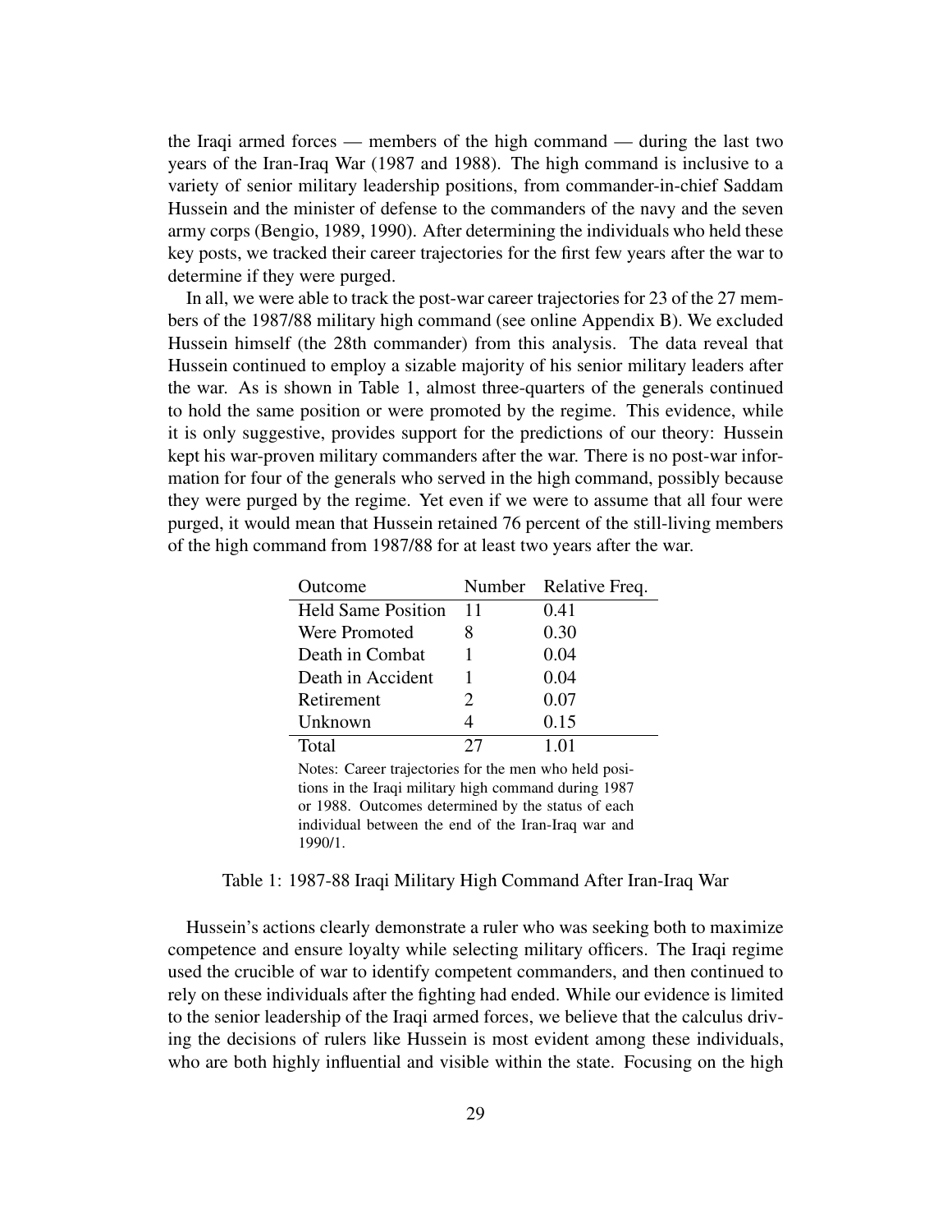the Iraqi armed forces — members of the high command — during the last two years of the Iran-Iraq War (1987 and 1988). The high command is inclusive to a variety of senior military leadership positions, from commander-in-chief Saddam Hussein and the minister of defense to the commanders of the navy and the seven army corps (Bengio, 1989, 1990). After determining the individuals who held these key posts, we tracked their career trajectories for the first few years after the war to determine if they were purged.

In all, we were able to track the post-war career trajectories for 23 of the 27 members of the 1987/88 military high command (see online Appendix B). We excluded Hussein himself (the 28th commander) from this analysis. The data reveal that Hussein continued to employ a sizable majority of his senior military leaders after the war. As is shown in Table 1, almost three-quarters of the generals continued to hold the same position or were promoted by the regime. This evidence, while it is only suggestive, provides support for the predictions of our theory: Hussein kept his war-proven military commanders after the war. There is no post-war information for four of the generals who served in the high command, possibly because they were purged by the regime. Yet even if we were to assume that all four were purged, it would mean that Hussein retained 76 percent of the still-living members of the high command from 1987/88 for at least two years after the war.

| Outcome | Number | Relative Freq. |
|---|---|---|
| Held Same Position | 11 | 0.41 |
| Were Promoted | 8 | 0.30 |
| Death in Combat | 1 | 0.04 |
| Death in Accident | 1 | 0.04 |
| Retirement | 2 | 0.07 |
| Unknown | 4 | 0.15 |
| Total | 27 | 1.01 |

Notes: Career trajectories for the men who held positions in the Iraqi military high command during 1987 or 1988. Outcomes determined by the status of each individual between the end of the Iran-Iraq war and 1990/1.

Table 1: 1987-88 Iraqi Military High Command After Iran-Iraq War

Hussein's actions clearly demonstrate a ruler who was seeking both to maximize competence and ensure loyalty while selecting military officers. The Iraqi regime used the crucible of war to identify competent commanders, and then continued to rely on these individuals after the fighting had ended. While our evidence is limited to the senior leadership of the Iraqi armed forces, we believe that the calculus driving the decisions of rulers like Hussein is most evident among these individuals, who are both highly influential and visible within the state. Focusing on the high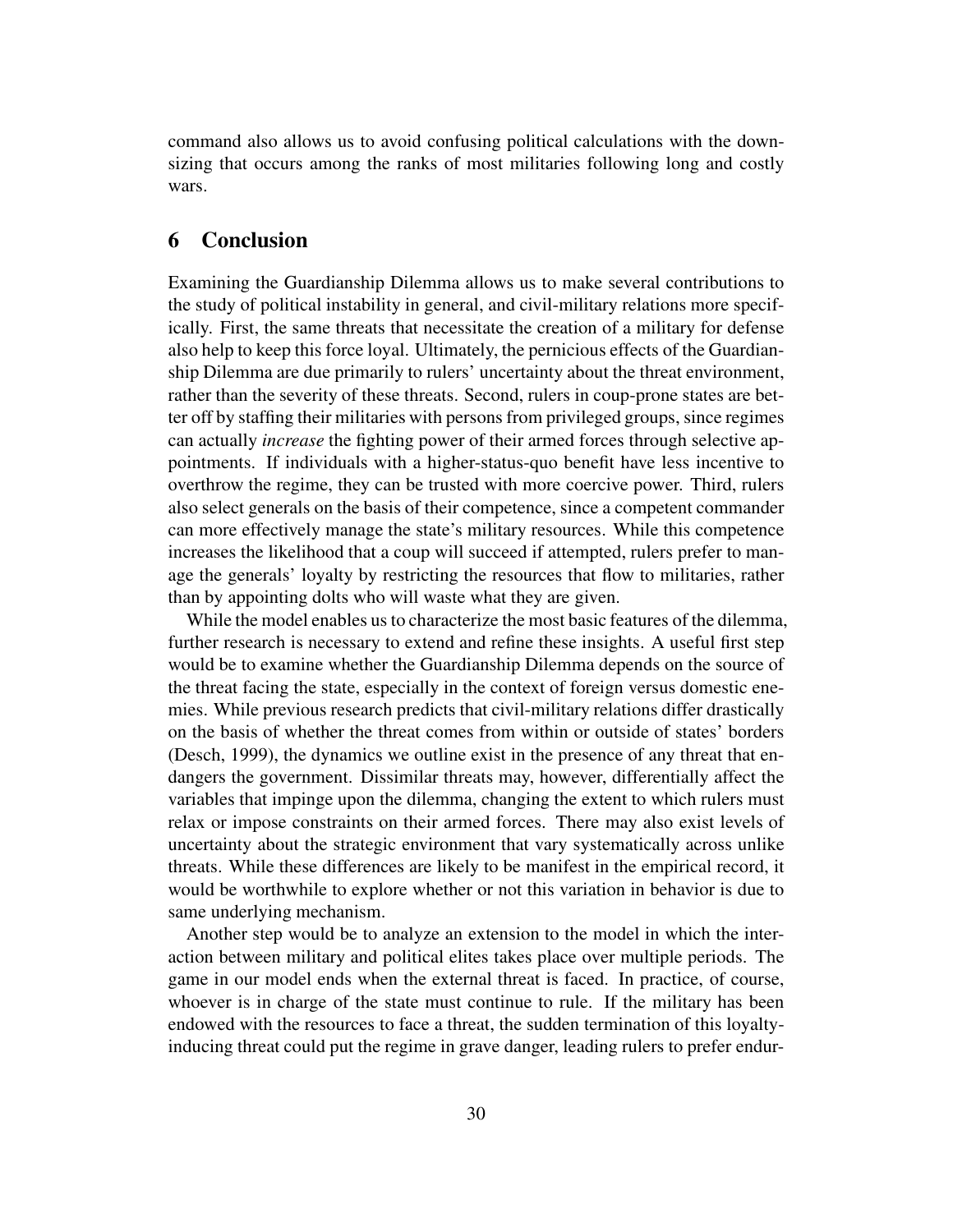command also allows us to avoid confusing political calculations with the downsizing that occurs among the ranks of most militaries following long and costly wars.

## 6 Conclusion

Examining the Guardianship Dilemma allows us to make several contributions to the study of political instability in general, and civil-military relations more specifically. First, the same threats that necessitate the creation of a military for defense also help to keep this force loyal. Ultimately, the pernicious effects of the Guardianship Dilemma are due primarily to rulers' uncertainty about the threat environment, rather than the severity of these threats. Second, rulers in coup-prone states are better off by staffing their militaries with persons from privileged groups, since regimes can actually *increase* the fighting power of their armed forces through selective appointments. If individuals with a higher-status-quo benefit have less incentive to overthrow the regime, they can be trusted with more coercive power. Third, rulers also select generals on the basis of their competence, since a competent commander can more effectively manage the state's military resources. While this competence increases the likelihood that a coup will succeed if attempted, rulers prefer to manage the generals' loyalty by restricting the resources that flow to militaries, rather than by appointing dolts who will waste what they are given.

While the model enables us to characterize the most basic features of the dilemma, further research is necessary to extend and refine these insights. A useful first step would be to examine whether the Guardianship Dilemma depends on the source of the threat facing the state, especially in the context of foreign versus domestic enemies. While previous research predicts that civil-military relations differ drastically on the basis of whether the threat comes from within or outside of states' borders (Desch, 1999), the dynamics we outline exist in the presence of any threat that endangers the government. Dissimilar threats may, however, differentially affect the variables that impinge upon the dilemma, changing the extent to which rulers must relax or impose constraints on their armed forces. There may also exist levels of uncertainty about the strategic environment that vary systematically across unlike threats. While these differences are likely to be manifest in the empirical record, it would be worthwhile to explore whether or not this variation in behavior is due to same underlying mechanism.

Another step would be to analyze an extension to the model in which the interaction between military and political elites takes place over multiple periods. The game in our model ends when the external threat is faced. In practice, of course, whoever is in charge of the state must continue to rule. If the military has been endowed with the resources to face a threat, the sudden termination of this loyalty-inducing threat could put the regime in grave danger, leading rulers to prefer endur-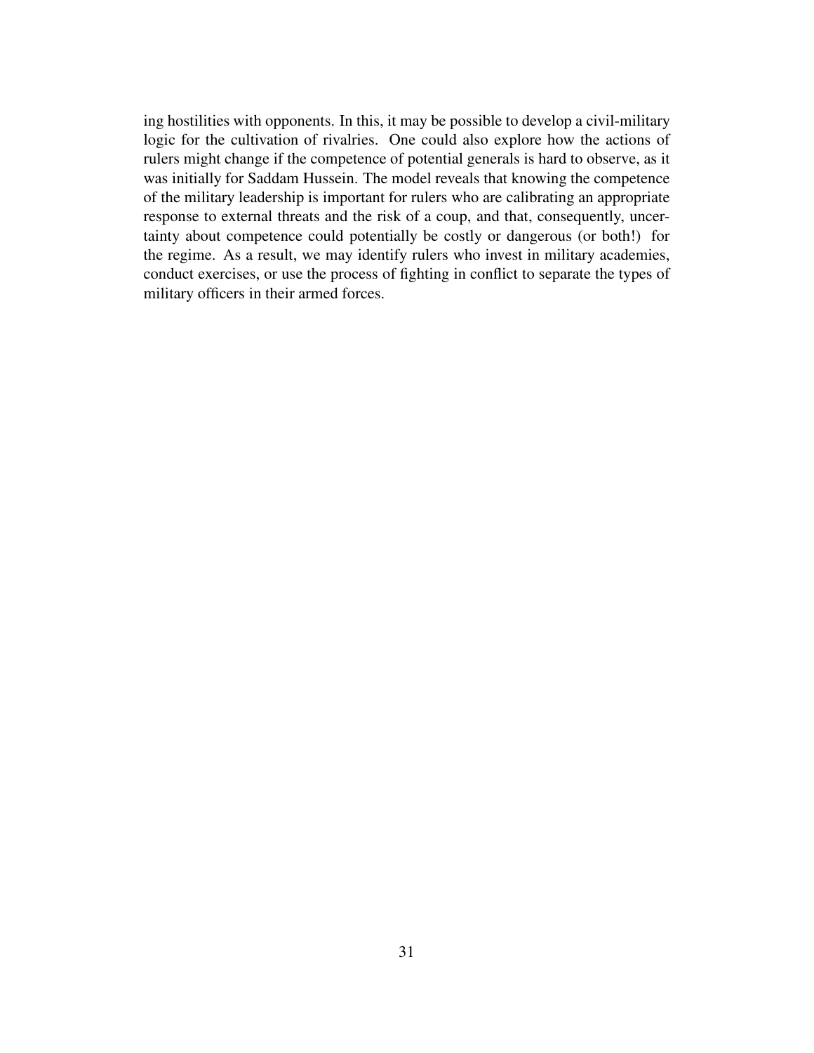ing hostilities with opponents. In this, it may be possible to develop a civil-military logic for the cultivation of rivalries. One could also explore how the actions of rulers might change if the competence of potential generals is hard to observe, as it was initially for Saddam Hussein. The model reveals that knowing the competence of the military leadership is important for rulers who are calibrating an appropriate response to external threats and the risk of a coup, and that, consequently, uncertainty about competence could potentially be costly or dangerous (or both!) for the regime. As a result, we may identify rulers who invest in military academies, conduct exercises, or use the process of fighting in conflict to separate the types of military officers in their armed forces.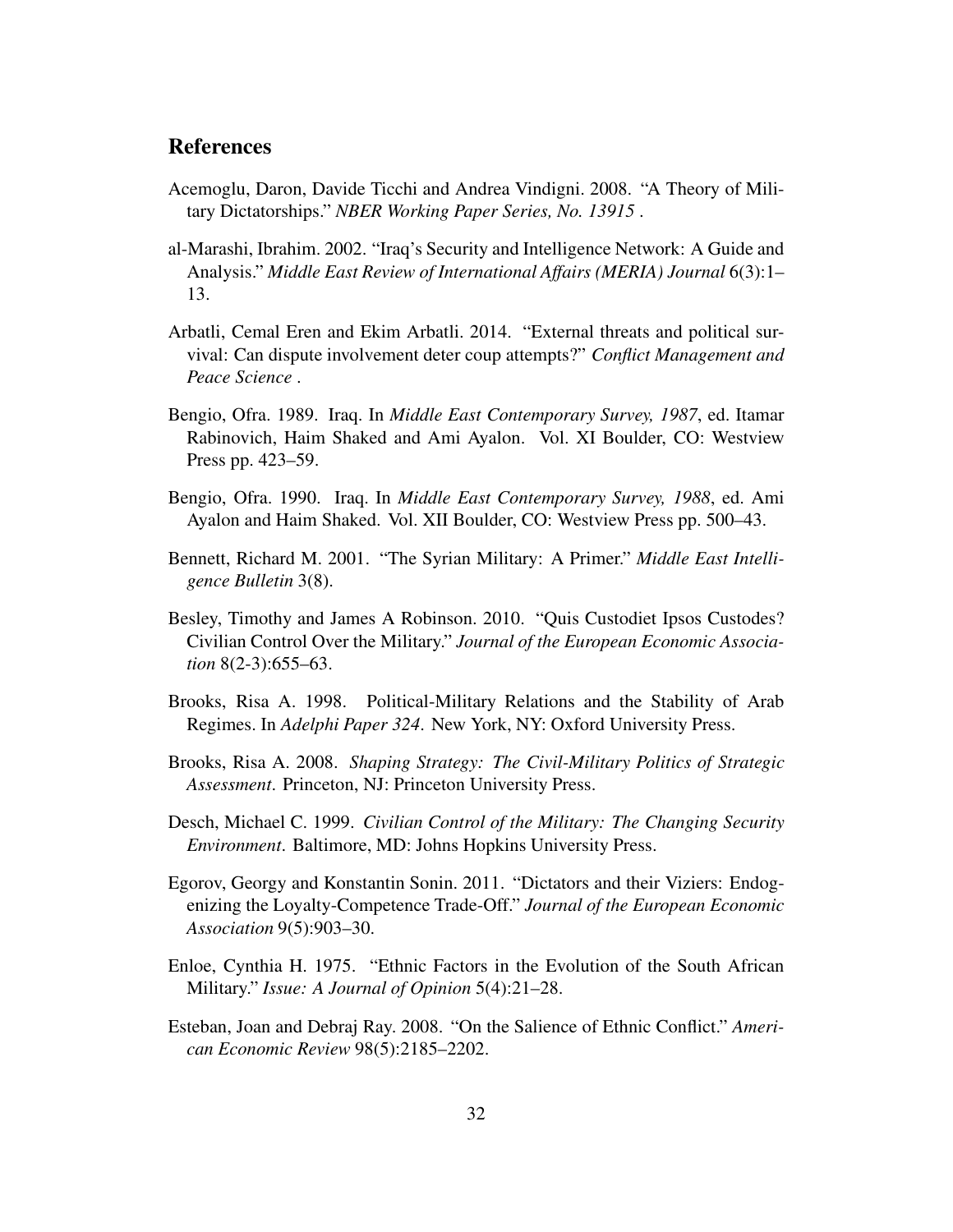## References

Acemoglu, Daron, Davide Ticchi and Andrea Vindigni. 2008. "A Theory of Military Dictatorships." *NBER Working Paper Series, No. 13915* .

al-Marashi, Ibrahim. 2002. "Iraq's Security and Intelligence Network: A Guide and Analysis." *Middle East Review of International Affairs (MERIA) Journal* 6(3):1–13.

Arbatli, Cemal Eren and Ekim Arbatli. 2014. "External threats and political survival: Can dispute involvement deter coup attempts?" *Conflict Management and Peace Science* .

Bengio, Ofra. 1989. Iraq. In *Middle East Contemporary Survey, 1987*, ed. Itamar Rabinovich, Haim Shaked and Ami Ayalon. Vol. XI Boulder, CO: Westview Press pp. 423–59.

Bengio, Ofra. 1990. Iraq. In *Middle East Contemporary Survey, 1988*, ed. Ami Ayalon and Haim Shaked. Vol. XII Boulder, CO: Westview Press pp. 500–43.

Bennett, Richard M. 2001. "The Syrian Military: A Primer." *Middle East Intelligence Bulletin* 3(8).

Besley, Timothy and James A Robinson. 2010. "Quis Custodiet Ipsos Custodes? Civilian Control Over the Military." *Journal of the European Economic Association* 8(2-3):655–63.

Brooks, Risa A. 1998. Political-Military Relations and the Stability of Arab Regimes. In *Adelphi Paper 324*. New York, NY: Oxford University Press.

Brooks, Risa A. 2008. *Shaping Strategy: The Civil-Military Politics of Strategic Assessment*. Princeton, NJ: Princeton University Press.

Desch, Michael C. 1999. *Civilian Control of the Military: The Changing Security Environment*. Baltimore, MD: Johns Hopkins University Press.

Egorov, Georgy and Konstantin Sonin. 2011. "Dictators and their Viziers: Endogenizing the Loyalty-Competence Trade-Off." *Journal of the European Economic Association* 9(5):903–30.

Enloe, Cynthia H. 1975. "Ethnic Factors in the Evolution of the South African Military." *Issue: A Journal of Opinion* 5(4):21–28.

Esteban, Joan and Debraj Ray. 2008. "On the Salience of Ethnic Conflict." *American Economic Review* 98(5):2185–2202.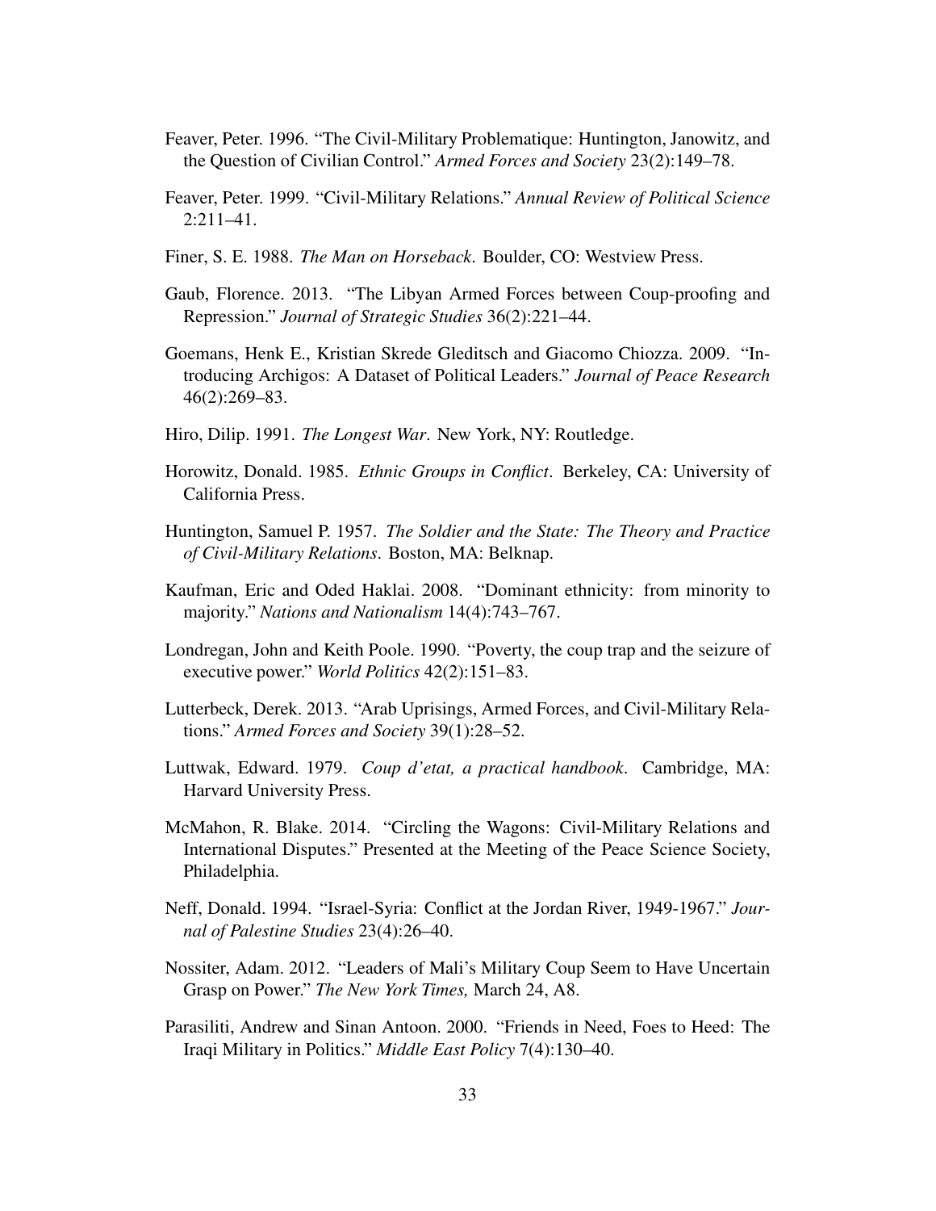Feaver, Peter. 1996. "The Civil-Military Problematique: Huntington, Janowitz, and the Question of Civilian Control." *Armed Forces and Society* 23(2):149–78.

Feaver, Peter. 1999. "Civil-Military Relations." *Annual Review of Political Science* 2:211–41.

Finer, S. E. 1988. *The Man on Horseback*. Boulder, CO: Westview Press.

Gaub, Florence. 2013. "The Libyan Armed Forces between Coup-proofing and Repression." *Journal of Strategic Studies* 36(2):221–44.

Goemans, Henk E., Kristian Skrede Gleditsch and Giacomo Chiozza. 2009. "Introducing Archigos: A Dataset of Political Leaders." *Journal of Peace Research* 46(2):269–83.

Hiro, Dilip. 1991. *The Longest War*. New York, NY: Routledge.

Horowitz, Donald. 1985. *Ethnic Groups in Conflict*. Berkeley, CA: University of California Press.

Huntington, Samuel P. 1957. *The Soldier and the State: The Theory and Practice of Civil-Military Relations*. Boston, MA: Belknap.

Kaufman, Eric and Oded Haklai. 2008. "Dominant ethnicity: from minority to majority." *Nations and Nationalism* 14(4):743–767.

Londregan, John and Keith Poole. 1990. "Poverty, the coup trap and the seizure of executive power." *World Politics* 42(2):151–83.

Lutterbeck, Derek. 2013. "Arab Uprisings, Armed Forces, and Civil-Military Relations." *Armed Forces and Society* 39(1):28–52.

Luttwak, Edward. 1979. *Coup d'etat, a practical handbook*. Cambridge, MA: Harvard University Press.

McMahon, R. Blake. 2014. "Circling the Wagons: Civil-Military Relations and International Disputes." Presented at the Meeting of the Peace Science Society, Philadelphia.

Neff, Donald. 1994. "Israel-Syria: Conflict at the Jordan River, 1949-1967." *Journal of Palestine Studies* 23(4):26–40.

Nossiter, Adam. 2012. "Leaders of Mali's Military Coup Seem to Have Uncertain Grasp on Power." *The New York Times,* March 24, A8.

Parasiliti, Andrew and Sinan Antoon. 2000. "Friends in Need, Foes to Heed: The Iraqi Military in Politics." *Middle East Policy* 7(4):130–40.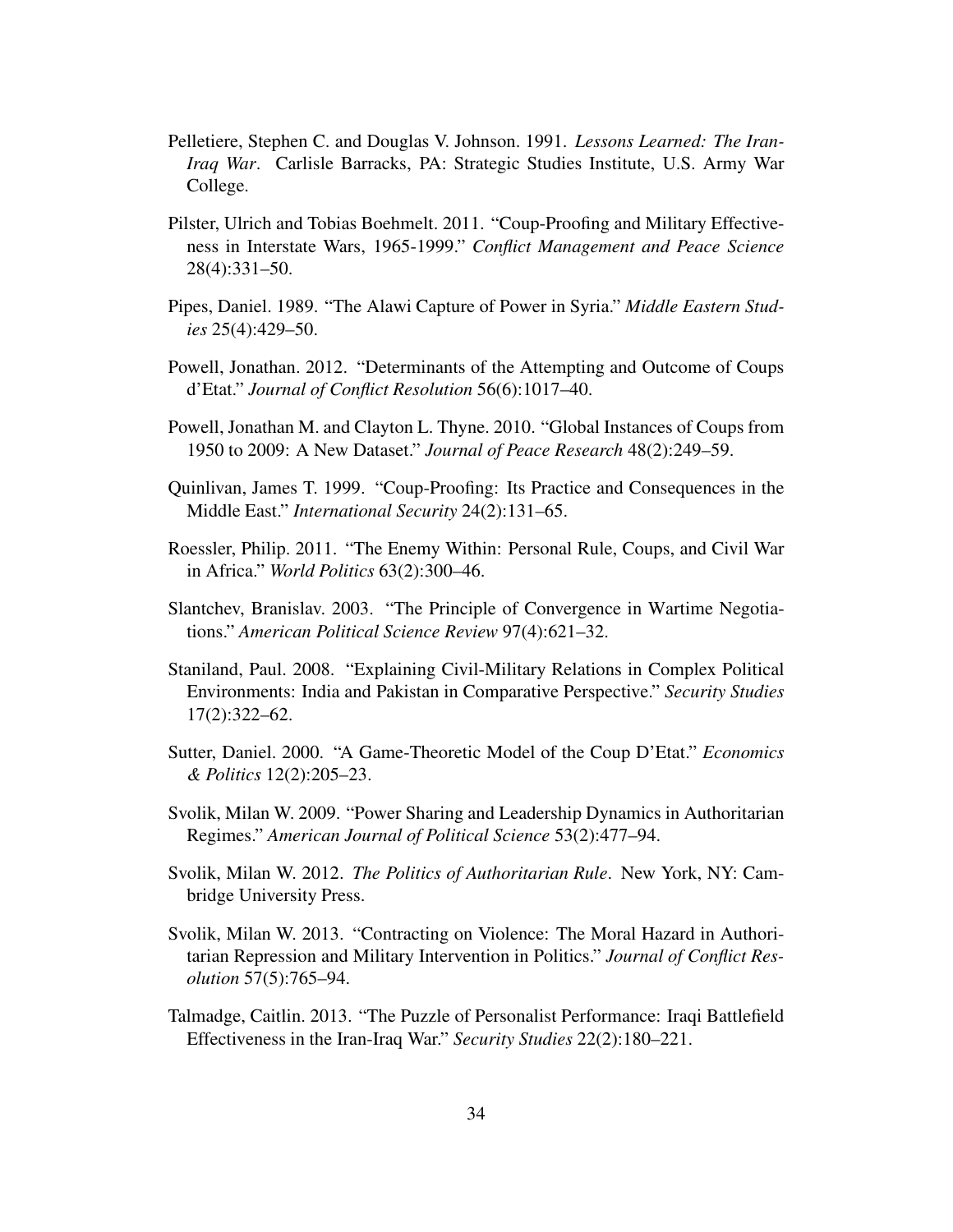Pelletiere, Stephen C. and Douglas V. Johnson. 1991. *Lessons Learned: The Iran-Iraq War*. Carlisle Barracks, PA: Strategic Studies Institute, U.S. Army War College.

Pilster, Ulrich and Tobias Boehmelt. 2011. "Coup-Proofing and Military Effectiveness in Interstate Wars, 1965-1999." *Conflict Management and Peace Science* 28(4):331–50.

Pipes, Daniel. 1989. "The Alawi Capture of Power in Syria." *Middle Eastern Studies* 25(4):429–50.

Powell, Jonathan. 2012. "Determinants of the Attempting and Outcome of Coups d'Etat." *Journal of Conflict Resolution* 56(6):1017–40.

Powell, Jonathan M. and Clayton L. Thyne. 2010. "Global Instances of Coups from 1950 to 2009: A New Dataset." *Journal of Peace Research* 48(2):249–59.

Quinlivan, James T. 1999. "Coup-Proofing: Its Practice and Consequences in the Middle East." *International Security* 24(2):131–65.

Roessler, Philip. 2011. "The Enemy Within: Personal Rule, Coups, and Civil War in Africa." *World Politics* 63(2):300–46.

Slantchev, Branislav. 2003. "The Principle of Convergence in Wartime Negotiations." *American Political Science Review* 97(4):621–32.

Staniland, Paul. 2008. "Explaining Civil-Military Relations in Complex Political Environments: India and Pakistan in Comparative Perspective." *Security Studies* 17(2):322–62.

Sutter, Daniel. 2000. "A Game-Theoretic Model of the Coup D'Etat." *Economics & Politics* 12(2):205–23.

Svolik, Milan W. 2009. "Power Sharing and Leadership Dynamics in Authoritarian Regimes." *American Journal of Political Science* 53(2):477–94.

Svolik, Milan W. 2012. *The Politics of Authoritarian Rule*. New York, NY: Cambridge University Press.

Svolik, Milan W. 2013. "Contracting on Violence: The Moral Hazard in Authoritarian Repression and Military Intervention in Politics." *Journal of Conflict Resolution* 57(5):765–94.

Talmadge, Caitlin. 2013. "The Puzzle of Personalist Performance: Iraqi Battlefield Effectiveness in the Iran-Iraq War." *Security Studies* 22(2):180–221.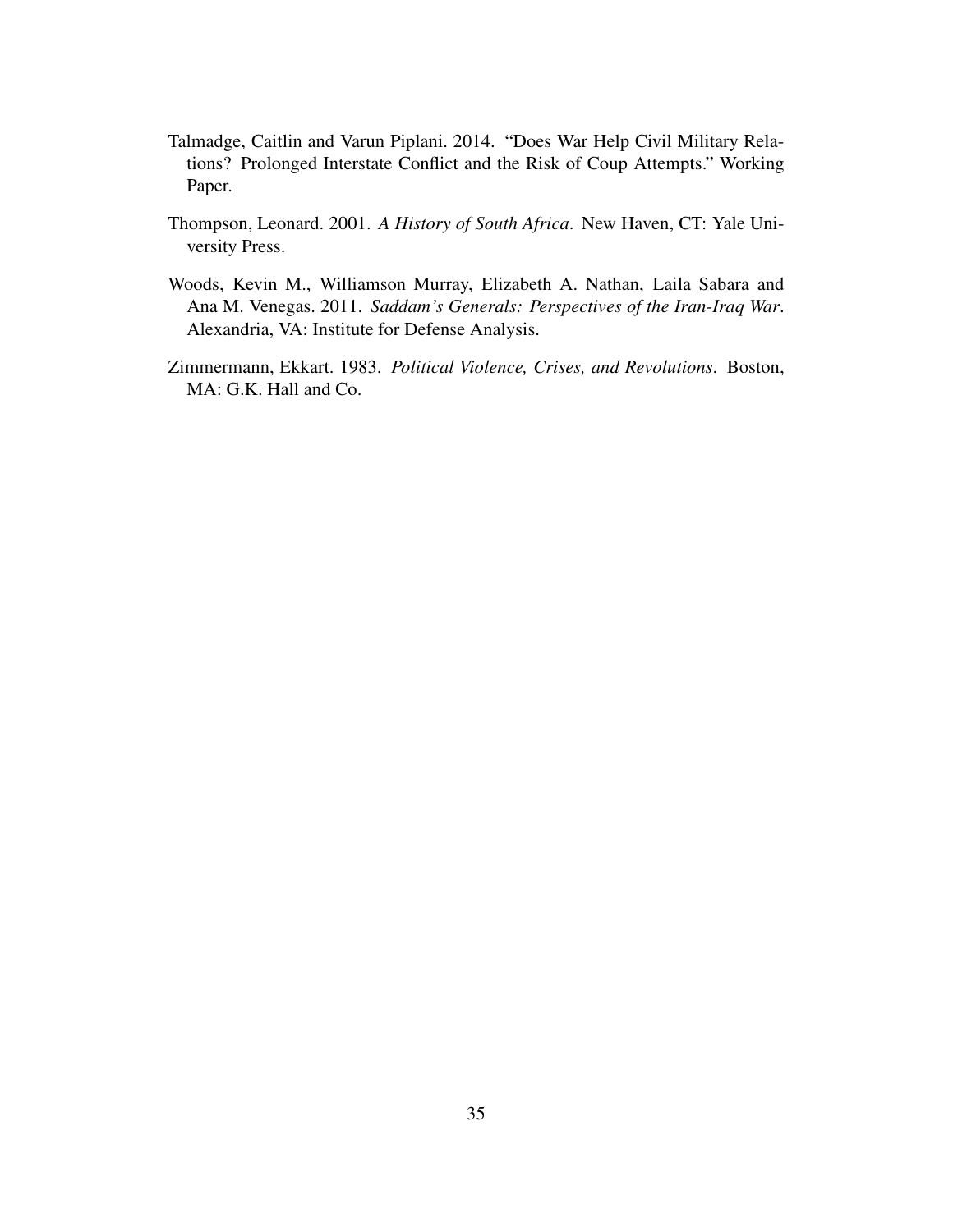Talmadge, Caitlin and Varun Piplani. 2014. "Does War Help Civil Military Relations? Prolonged Interstate Conflict and the Risk of Coup Attempts." Working Paper.

Thompson, Leonard. 2001. *A History of South Africa*. New Haven, CT: Yale University Press.

Woods, Kevin M., Williamson Murray, Elizabeth A. Nathan, Laila Sabara and Ana M. Venegas. 2011. *Saddam's Generals: Perspectives of the Iran-Iraq War*. Alexandria, VA: Institute for Defense Analysis.

Zimmermann, Ekkart. 1983. *Political Violence, Crises, and Revolutions*. Boston, MA: G.K. Hall and Co.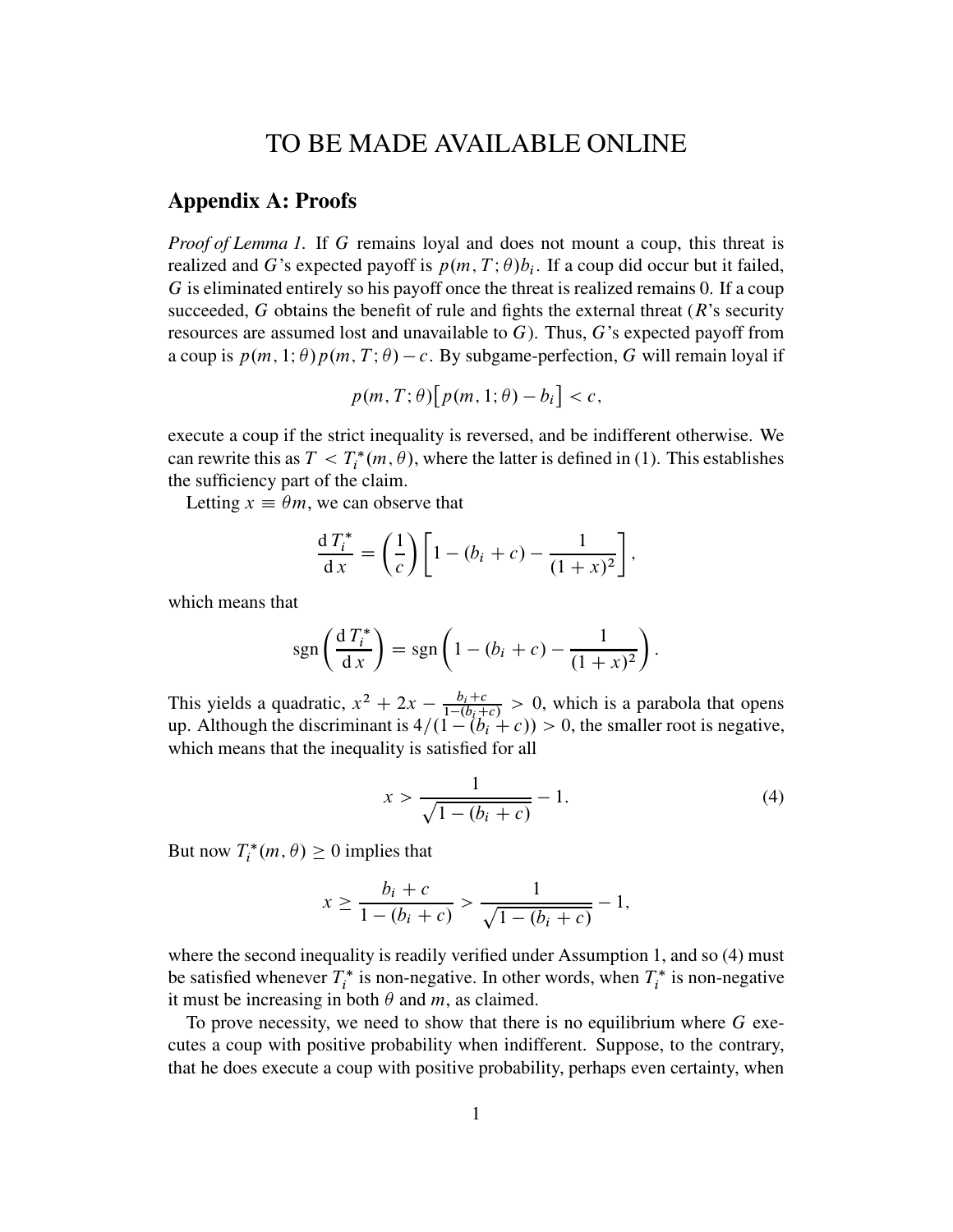# TO BE MADE AVAILABLE ONLINE

## Appendix A: Proofs

*Proof of Lemma 1.* If $G$ remains loyal and does not mount a coup, this threat is realized and $G$'s expected payoff is $p(m, T; \theta)b_i$. If a coup did occur but it failed, $G$ is eliminated entirely so his payoff once the threat is realized remains 0. If a coup succeeded, $G$ obtains the benefit of rule and fights the external threat ($R$'s security resources are assumed lost and unavailable to $G$). Thus, $G$'s expected payoff from a coup is $p(m, 1; \theta)\, p(m, T; \theta) - c$. By subgame-perfection, $G$ will remain loyal if

$$p(m, T; \theta)\big[p(m, 1; \theta) - b_i\big] < c,$$

execute a coup if the strict inequality is reversed, and be indifferent otherwise. We can rewrite this as $T < T_i^*(m, \theta)$, where the latter is defined in (1). This establishes the sufficiency part of the claim.

Letting $x \equiv \theta m$, we can observe that

$$\frac{\mathrm{d}\, T_i^*}{\mathrm{d}\, x} = \left(\frac{1}{c}\right)\left[1 - (b_i + c) - \frac{1}{(1 + x)^2}\right],$$

which means that

$$\operatorname{sgn}\left(\frac{\mathrm{d}\, T_i^*}{\mathrm{d}\, x}\right) = \operatorname{sgn}\left(1 - (b_i + c) - \frac{1}{(1 + x)^2}\right).$$

This yields a quadratic, $x^2 + 2x - \frac{b_i + c}{1 - (b_i + c)} > 0$, which is a parabola that opens up. Although the discriminant is $4/(1 - (b_i + c)) > 0$, the smaller root is negative, which means that the inequality is satisfied for all

$$x > \frac{1}{\sqrt{1 - (b_i + c)}} - 1. \tag{4}$$

But now $T_i^*(m, \theta) \geq 0$ implies that

$$x \geq \frac{b_i + c}{1 - (b_i + c)} > \frac{1}{\sqrt{1 - (b_i + c)}} - 1,$$

where the second inequality is readily verified under Assumption 1, and so (4) must be satisfied whenever $T_i^*$ is non-negative. In other words, when $T_i^*$ is non-negative it must be increasing in both $\theta$ and $m$, as claimed.

To prove necessity, we need to show that there is no equilibrium where $G$ executes a coup with positive probability when indifferent. Suppose, to the contrary, that he does execute a coup with positive probability, perhaps even certainty, when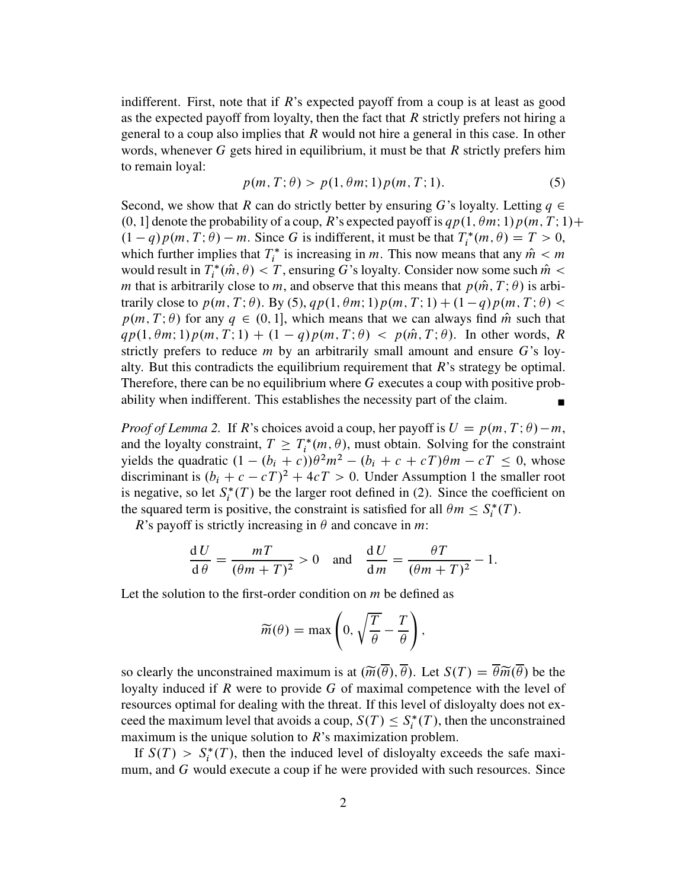indifferent. First, note that if $R$'s expected payoff from a coup is at least as good as the expected payoff from loyalty, then the fact that $R$ strictly prefers not hiring a general to a coup also implies that $R$ would not hire a general in this case. In other words, whenever $G$ gets hired in equilibrium, it must be that $R$ strictly prefers him to remain loyal:

$$p(m, T; \theta) > p(1, \theta m; 1)\, p(m, T; 1). \tag{5}$$

Second, we show that $R$ can do strictly better by ensuring $G$'s loyalty. Letting $q \in (0, 1]$ denote the probability of a coup, $R$'s expected payoff is $qp(1, \theta m; 1)\, p(m, T; 1) + (1 - q)\, p(m, T; \theta) - m$. Since $G$ is indifferent, it must be that $T_i^*(m, \theta) = T > 0$, which further implies that $T_i^*$ is increasing in $m$. This now means that any $\hat{m} < m$ would result in $T_i^*(\hat{m}, \theta) < T$, ensuring $G$'s loyalty. Consider now some such $\hat{m} < m$ that is arbitrarily close to $m$, and observe that this means that $p(\hat{m}, T; \theta)$ is arbitrarily close to $p(m, T; \theta)$. By (5), $qp(1, \theta m; 1)\, p(m, T; 1) + (1 - q)\, p(m, T; \theta) < p(m, T; \theta)$ for any $q \in (0, 1]$, which means that we can always find $\hat{m}$ such that $qp(1, \theta m; 1)\, p(m, T; 1) + (1 - q)\, p(m, T; \theta) < p(\hat{m}, T; \theta)$. In other words, $R$ strictly prefers to reduce $m$ by an arbitrarily small amount and ensure $G$'s loyalty. But this contradicts the equilibrium requirement that $R$'s strategy be optimal. Therefore, there can be no equilibrium where $G$ executes a coup with positive probability when indifferent. This establishes the necessity part of the claim. ∎

*Proof of Lemma 2.* If $R$'s choices avoid a coup, her payoff is $U = p(m, T; \theta) - m$, and the loyalty constraint, $T \geq T_i^*(m, \theta)$, must obtain. Solving for the constraint yields the quadratic $(1 - (b_i + c))\theta^2 m^2 - (b_i + c + cT)\theta m - cT \leq 0$, whose discriminant is $(b_i + c - cT)^2 + 4cT > 0$. Under Assumption 1 the smaller root is negative, so let $S_i^*(T)$ be the larger root defined in (2). Since the coefficient on the squared term is positive, the constraint is satisfied for all $\theta m \leq S_i^*(T)$.

$R$'s payoff is strictly increasing in $\theta$ and concave in $m$:

$$\frac{\mathrm{d}\, U}{\mathrm{d}\, \theta} = \frac{mT}{(\theta m + T)^2} > 0 \quad \text{and} \quad \frac{\mathrm{d}\, U}{\mathrm{d}\, m} = \frac{\theta T}{(\theta m + T)^2} - 1.$$

Let the solution to the first-order condition on $m$ be defined as

$$\widetilde{m}(\theta) = \max\left(0, \sqrt{\frac{T}{\theta}} - \frac{T}{\theta}\right),$$

so clearly the unconstrained maximum is at $(\widetilde{m}(\overline{\theta}), \overline{\theta})$. Let $S(T) = \overline{\theta}\widetilde{m}(\overline{\theta})$ be the loyalty induced if $R$ were to provide $G$ of maximal competence with the level of resources optimal for dealing with the threat. If this level of disloyalty does not exceed the maximum level that avoids a coup, $S(T) \leq S_i^*(T)$, then the unconstrained maximum is the unique solution to $R$'s maximization problem.

If $S(T) > S_i^*(T)$, then the induced level of disloyalty exceeds the safe maximum, and $G$ would execute a coup if he were provided with such resources. Since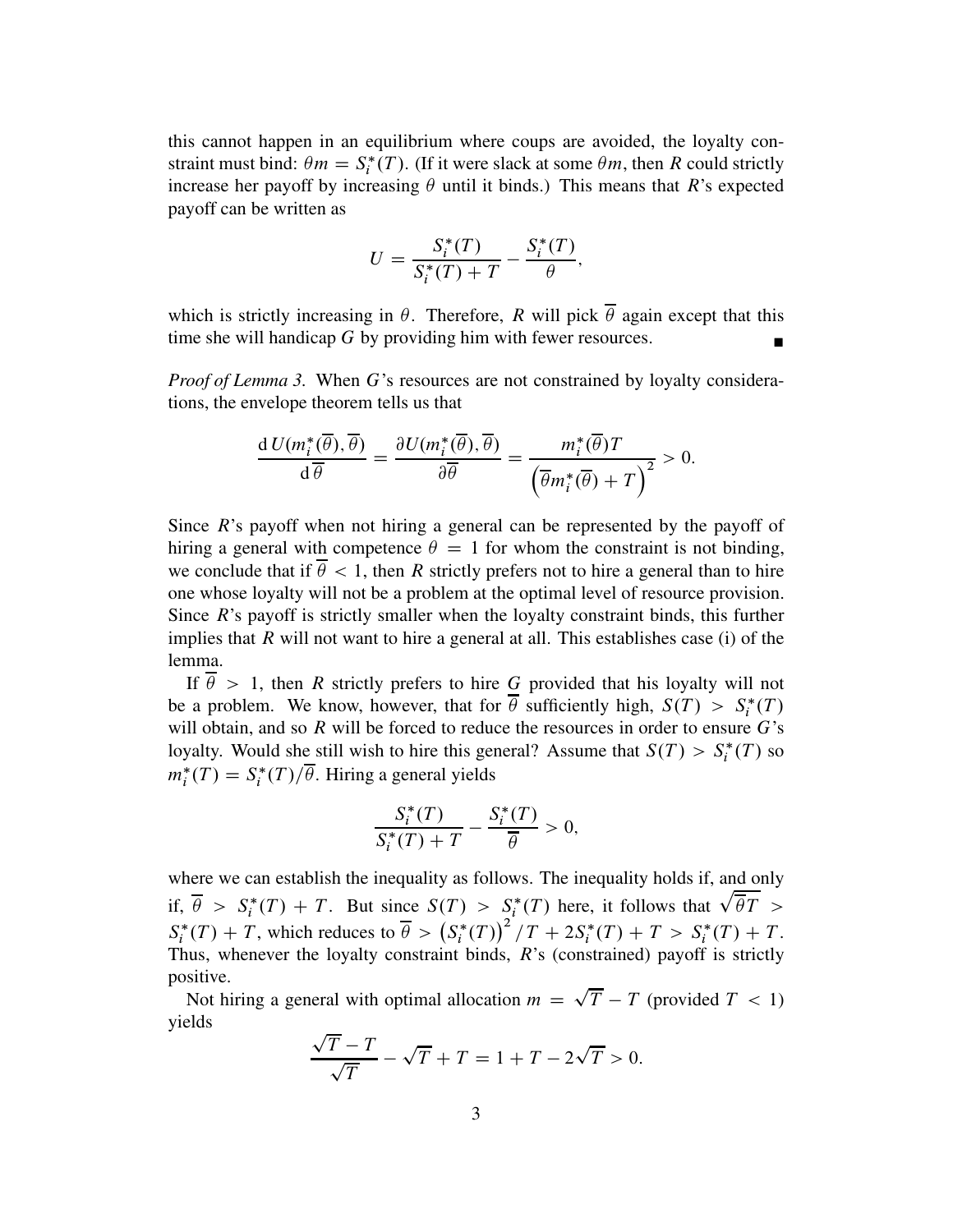this cannot happen in an equilibrium where coups are avoided, the loyalty constraint must bind: $\theta m = S_i^*(T)$. (If it were slack at some $\theta m$, then $R$ could strictly increase her payoff by increasing $\theta$ until it binds.) This means that $R$'s expected payoff can be written as

$$U = \frac{S_i^*(T)}{S_i^*(T) + T} - \frac{S_i^*(T)}{\theta},$$

which is strictly increasing in $\theta$. Therefore, $R$ will pick $\overline{\theta}$ again except that this time she will handicap $G$ by providing him with fewer resources. ∎

*Proof of Lemma 3.* When $G$'s resources are not constrained by loyalty considerations, the envelope theorem tells us that

$$\frac{\mathrm{d}\, U(m_i^*(\overline{\theta}), \overline{\theta})}{\mathrm{d}\,\overline{\theta}} = \frac{\partial U(m_i^*(\overline{\theta}), \overline{\theta})}{\partial \overline{\theta}} = \frac{m_i^*(\overline{\theta})T}{\left(\overline{\theta} m_i^*(\overline{\theta}) + T\right)^2} > 0.$$

Since $R$'s payoff when not hiring a general can be represented by the payoff of hiring a general with competence $\theta = 1$ for whom the constraint is not binding, we conclude that if $\overline{\theta} < 1$, then $R$ strictly prefers not to hire a general than to hire one whose loyalty will not be a problem at the optimal level of resource provision. Since $R$'s payoff is strictly smaller when the loyalty constraint binds, this further implies that $R$ will not want to hire a general at all. This establishes case (i) of the lemma.

If $\overline{\theta} > 1$, then $R$ strictly prefers to hire $G$ provided that his loyalty will not be a problem. We know, however, that for $\overline{\theta}$ sufficiently high, $S(T) > S_i^*(T)$ will obtain, and so $R$ will be forced to reduce the resources in order to ensure $G$'s loyalty. Would she still wish to hire this general? Assume that $S(T) > S_i^*(T)$ so $m_i^*(T) = S_i^*(T)/\overline{\theta}$. Hiring a general yields

$$\frac{S_i^*(T)}{S_i^*(T) + T} - \frac{S_i^*(T)}{\overline{\theta}} > 0,$$

where we can establish the inequality as follows. The inequality holds if, and only if, $\overline{\theta} > S_i^*(T) + T$. But since $S(T) > S_i^*(T)$ here, it follows that $\sqrt{\overline{\theta}T} > S_i^*(T) + T$, which reduces to $\overline{\theta} > \left(S_i^*(T)\right)^2/T + 2S_i^*(T) + T > S_i^*(T) + T$. Thus, whenever the loyalty constraint binds, $R$'s (constrained) payoff is strictly positive.

Not hiring a general with optimal allocation $m = \sqrt{T} - T$ (provided $T < 1$) yields

$$\frac{\sqrt{T} - T}{\sqrt{T}} - \sqrt{T} + T = 1 + T - 2\sqrt{T} > 0.$$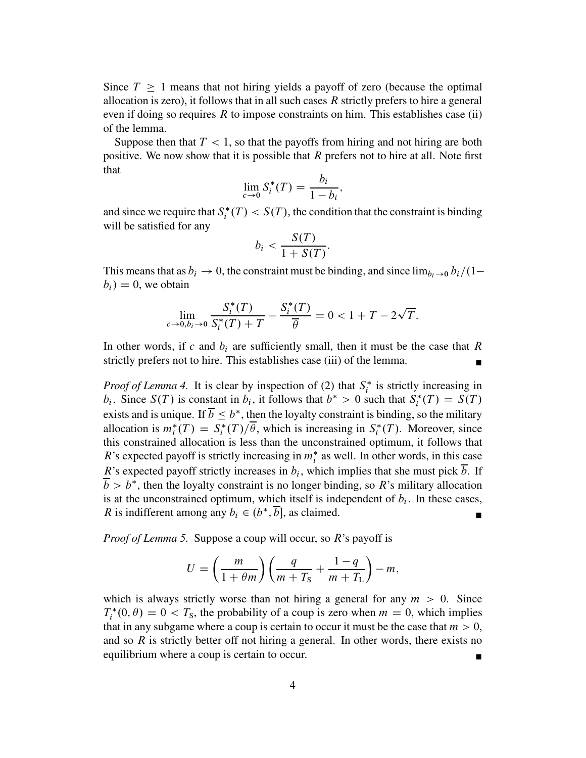Since $T \geq 1$ means that not hiring yields a payoff of zero (because the optimal allocation is zero), it follows that in all such cases $R$ strictly prefers to hire a general even if doing so requires $R$ to impose constraints on him. This establishes case (ii) of the lemma.

Suppose then that $T < 1$, so that the payoffs from hiring and not hiring are both positive. We now show that it is possible that $R$ prefers not to hire at all. Note first that

$$\lim_{c \to 0} S_i^*(T) = \frac{b_i}{1 - b_i},$$

and since we require that $S_i^*(T) < S(T)$, the condition that the constraint is binding will be satisfied for any

$$b_i < \frac{S(T)}{1 + S(T)}.$$

This means that as $b_i \to 0$, the constraint must be binding, and since $\lim_{b_i \to 0} b_i/(1 - b_i) = 0$, we obtain

$$\lim_{c \to 0, b_i \to 0} \frac{S_i^*(T)}{S_i^*(T) + T} - \frac{S_i^*(T)}{\overline{\theta}} = 0 < 1 + T - 2\sqrt{T}.$$

In other words, if $c$ and $b_i$ are sufficiently small, then it must be the case that $R$ strictly prefers not to hire. This establishes case (iii) of the lemma. ∎

*Proof of Lemma 4.* It is clear by inspection of (2) that $S_i^*$ is strictly increasing in $b_i$. Since $S(T)$ is constant in $b_i$, it follows that $b^* > 0$ such that $S_i^*(T) = S(T)$ exists and is unique. If $\overline{b} \leq b^*$, then the loyalty constraint is binding, so the military allocation is $m_i^*(T) = S_i^*(T)/\overline{\theta}$, which is increasing in $S_i^*(T)$. Moreover, since this constrained allocation is less than the unconstrained optimum, it follows that $R$'s expected payoff is strictly increasing in $m_i^*$ as well. In other words, in this case $R$'s expected payoff strictly increases in $b_i$, which implies that she must pick $\overline{b}$. If $\overline{b} > b^*$, then the loyalty constraint is no longer binding, so $R$'s military allocation is at the unconstrained optimum, which itself is independent of $b_i$. In these cases, $R$ is indifferent among any $b_i \in (b^*, \overline{b}]$, as claimed. ∎

*Proof of Lemma 5.* Suppose a coup will occur, so $R$'s payoff is

$$U = \left(\frac{m}{1 + \theta m}\right)\left(\frac{q}{m + T_\text{S}} + \frac{1 - q}{m + T_\text{L}}\right) - m,$$

which is always strictly worse than not hiring a general for any $m > 0$. Since $T_i^*(0, \theta) = 0 < T_\text{S}$, the probability of a coup is zero when $m = 0$, which implies that in any subgame where a coup is certain to occur it must be the case that $m > 0$, and so $R$ is strictly better off not hiring a general. In other words, there exists no equilibrium where a coup is certain to occur. ∎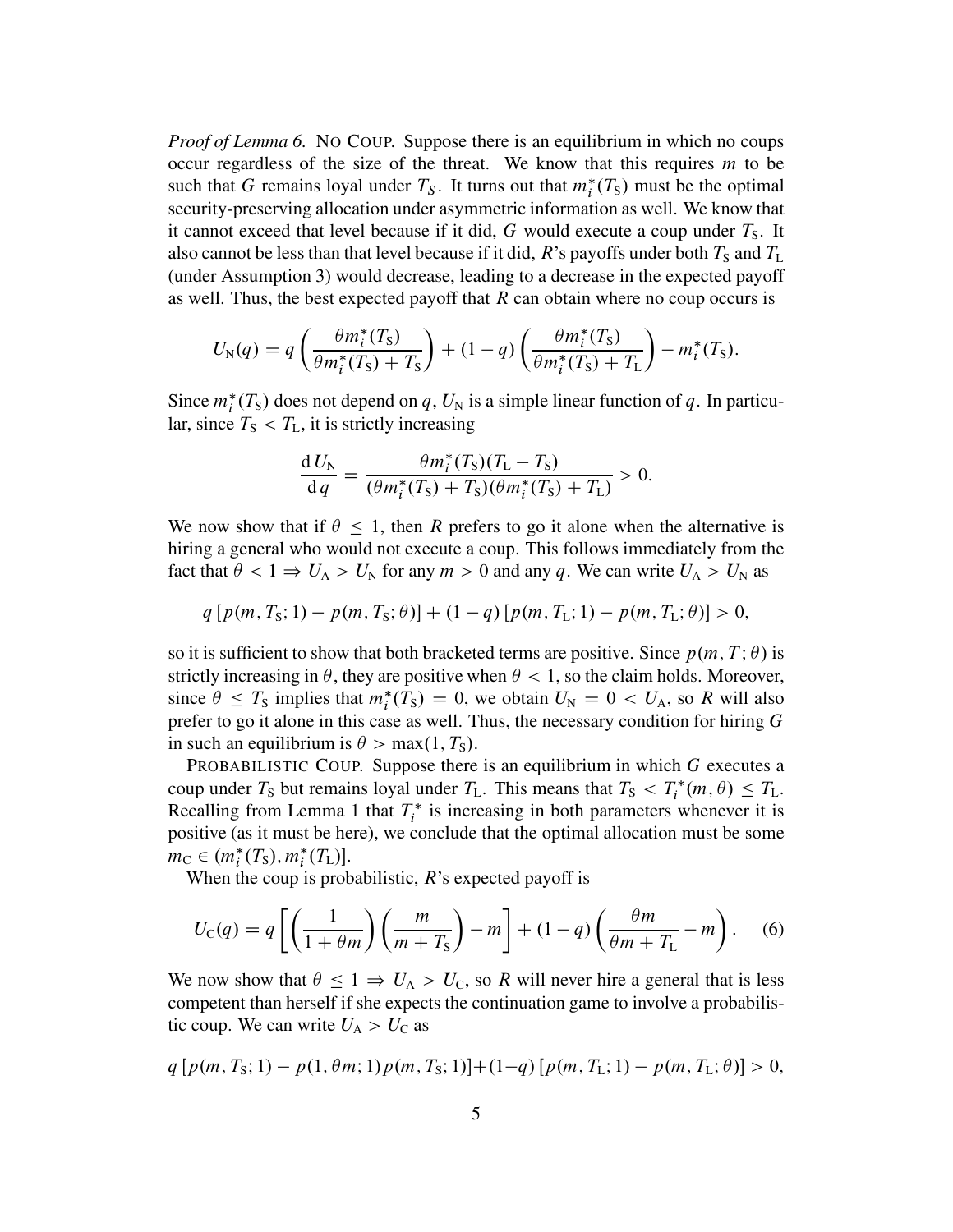*Proof of Lemma 6.* NO COUP. Suppose there is an equilibrium in which no coups occur regardless of the size of the threat. We know that this requires $m$ to be such that $G$ remains loyal under $T_S$. It turns out that $m_i^*(T_S)$ must be the optimal security-preserving allocation under asymmetric information as well. We know that it cannot exceed that level because if it did, $G$ would execute a coup under $T_S$. It also cannot be less than that level because if it did, $R$'s payoffs under both $T_S$ and $T_L$ (under Assumption 3) would decrease, leading to a decrease in the expected payoff as well. Thus, the best expected payoff that $R$ can obtain where no coup occurs is

$$U_N(q) = q\left(\frac{\theta m_i^*(T_S)}{\theta m_i^*(T_S) + T_S}\right) + (1-q)\left(\frac{\theta m_i^*(T_S)}{\theta m_i^*(T_S) + T_L}\right) - m_i^*(T_S).$$

Since $m_i^*(T_S)$ does not depend on $q$, $U_N$ is a simple linear function of $q$. In particular, since $T_S < T_L$, it is strictly increasing

$$\frac{\mathrm{d}\,U_N}{\mathrm{d}\,q} = \frac{\theta m_i^*(T_S)(T_L - T_S)}{(\theta m_i^*(T_S) + T_S)(\theta m_i^*(T_S) + T_L)} > 0.$$

We now show that if $\theta \leq 1$, then $R$ prefers to go it alone when the alternative is hiring a general who would not execute a coup. This follows immediately from the fact that $\theta < 1 \Rightarrow U_A > U_N$ for any $m > 0$ and any $q$. We can write $U_A > U_N$ as

$$q\left[p(m, T_S; 1) - p(m, T_S; \theta)\right] + (1-q)\left[p(m, T_L; 1) - p(m, T_L; \theta)\right] > 0,$$

so it is sufficient to show that both bracketed terms are positive. Since $p(m, T; \theta)$ is strictly increasing in $\theta$, they are positive when $\theta < 1$, so the claim holds. Moreover, since $\theta \leq T_S$ implies that $m_i^*(T_S) = 0$, we obtain $U_N = 0 < U_A$, so $R$ will also prefer to go it alone in this case as well. Thus, the necessary condition for hiring $G$ in such an equilibrium is $\theta > \max(1, T_S)$.

PROBABILISTIC COUP. Suppose there is an equilibrium in which $G$ executes a coup under $T_S$ but remains loyal under $T_L$. This means that $T_S < T_i^*(m, \theta) \leq T_L$. Recalling from Lemma 1 that $T_i^*$ is increasing in both parameters whenever it is positive (as it must be here), we conclude that the optimal allocation must be some $m_C \in (m_i^*(T_S), m_i^*(T_L)]$.

When the coup is probabilistic, $R$'s expected payoff is

$$U_C(q) = q\left[\left(\frac{1}{1+\theta m}\right)\left(\frac{m}{m+T_S}\right) - m\right] + (1-q)\left(\frac{\theta m}{\theta m + T_L} - m\right). \quad (6)$$

We now show that $\theta \leq 1 \Rightarrow U_A > U_C$, so $R$ will never hire a general that is less competent than herself if she expects the continuation game to involve a probabilistic coup. We can write $U_A > U_C$ as

$$q\left[p(m, T_S; 1) - p(1, \theta m; 1)\,p(m, T_S; 1)\right] + (1-q)\left[p(m, T_L; 1) - p(m, T_L; \theta)\right] > 0,$$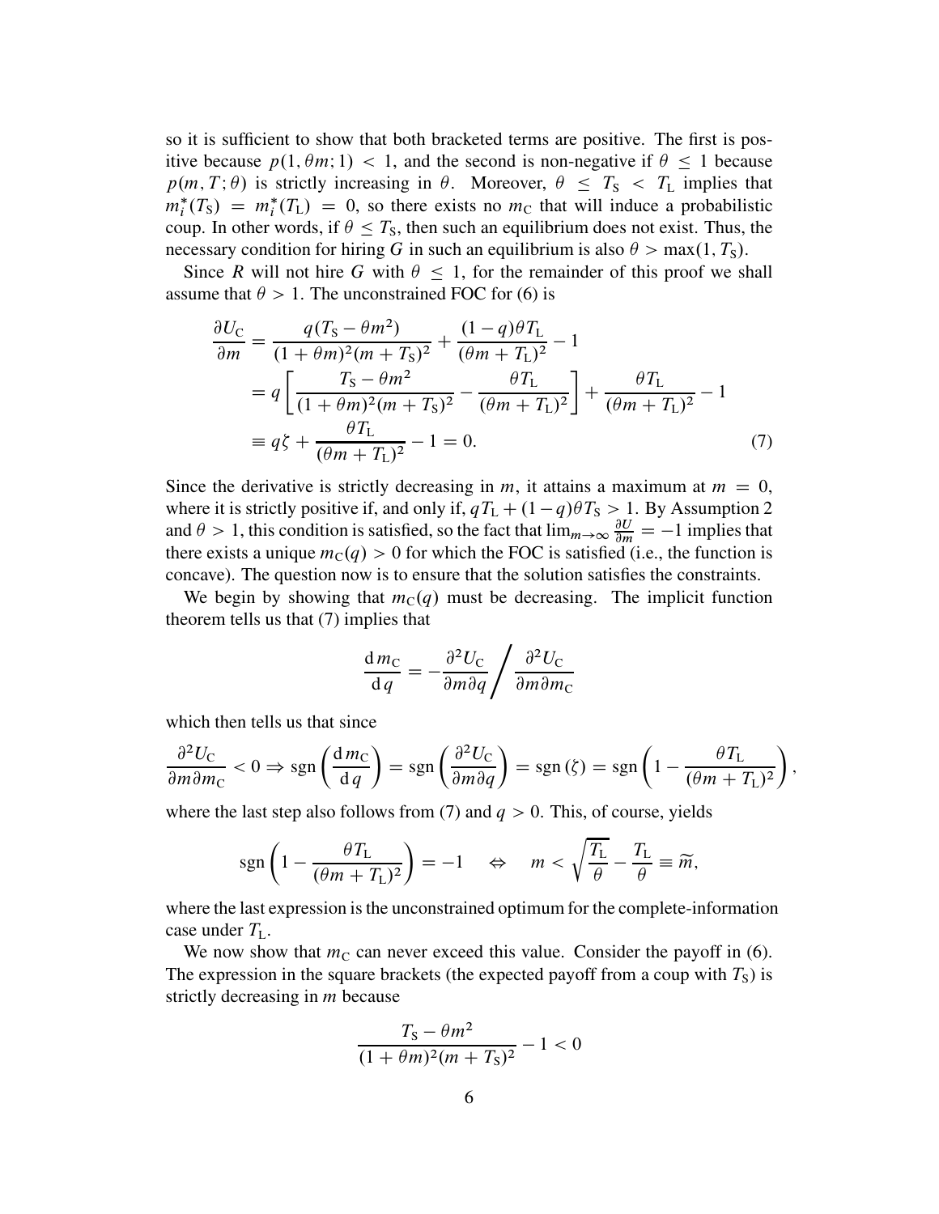so it is sufficient to show that both bracketed terms are positive. The first is positive because $p(1, \theta m; 1) < 1$, and the second is non-negative if $\theta \leq 1$ because $p(m, T; \theta)$ is strictly increasing in $\theta$. Moreover, $\theta \leq T_{\rm S} < T_{\rm L}$ implies that $m_i^*(T_{\rm S}) = m_i^*(T_{\rm L}) = 0$, so there exists no $m_{\rm C}$ that will induce a probabilistic coup. In other words, if $\theta \leq T_{\rm S}$, then such an equilibrium does not exist. Thus, the necessary condition for hiring $G$ in such an equilibrium is also $\theta > \max(1, T_{\rm S})$.

Since $R$ will not hire $G$ with $\theta \leq 1$, for the remainder of this proof we shall assume that $\theta > 1$. The unconstrained FOC for (6) is

$$
\begin{aligned}
\frac{\partial U_{\rm C}}{\partial m} &= \frac{q(T_{\rm S} - \theta m^2)}{(1+\theta m)^2(m+T_{\rm S})^2} + \frac{(1-q)\theta T_{\rm L}}{(\theta m + T_{\rm L})^2} - 1 \\
&= q\left[\frac{T_{\rm S} - \theta m^2}{(1+\theta m)^2(m+T_{\rm S})^2} - \frac{\theta T_{\rm L}}{(\theta m + T_{\rm L})^2}\right] + \frac{\theta T_{\rm L}}{(\theta m + T_{\rm L})^2} - 1 \\
&\equiv q\zeta + \frac{\theta T_{\rm L}}{(\theta m + T_{\rm L})^2} - 1 = 0. \qquad (7)
\end{aligned}
$$

Since the derivative is strictly decreasing in $m$, it attains a maximum at $m = 0$, where it is strictly positive if, and only if, $qT_{\rm L} + (1-q)\theta T_{\rm S} > 1$. By Assumption 2 and $\theta > 1$, this condition is satisfied, so the fact that $\lim_{m\to\infty} \frac{\partial U}{\partial m} = -1$ implies that there exists a unique $m_{\rm C}(q) > 0$ for which the FOC is satisfied (i.e., the function is concave). The question now is to ensure that the solution satisfies the constraints.

We begin by showing that $m_{\rm C}(q)$ must be decreasing. The implicit function theorem tells us that (7) implies that

$$
\frac{\mathrm{d}\, m_{\rm C}}{\mathrm{d}\, q} = -\frac{\partial^2 U_{\rm C}}{\partial m \partial q} \bigg/ \frac{\partial^2 U_{\rm C}}{\partial m \partial m_{\rm C}}
$$

which then tells us that since

$$
\frac{\partial^2 U_{\rm C}}{\partial m \partial m_{\rm C}} < 0 \Rightarrow \operatorname{sgn}\left(\frac{\mathrm{d}\, m_{\rm C}}{\mathrm{d}\, q}\right) = \operatorname{sgn}\left(\frac{\partial^2 U_{\rm C}}{\partial m \partial q}\right) = \operatorname{sgn}(\zeta) = \operatorname{sgn}\left(1 - \frac{\theta T_{\rm L}}{(\theta m + T_{\rm L})^2}\right),
$$

where the last step also follows from (7) and $q > 0$. This, of course, yields

$$
\operatorname{sgn}\left(1 - \frac{\theta T_{\rm L}}{(\theta m + T_{\rm L})^2}\right) = -1 \quad \Leftrightarrow \quad m < \sqrt{\frac{T_{\rm L}}{\theta}} - \frac{T_{\rm L}}{\theta} \equiv \widetilde{m},
$$

where the last expression is the unconstrained optimum for the complete-information case under $T_{\rm L}$.

We now show that $m_{\rm C}$ can never exceed this value. Consider the payoff in (6). The expression in the square brackets (the expected payoff from a coup with $T_{\rm S}$) is strictly decreasing in $m$ because

$$
\frac{T_{\rm S} - \theta m^2}{(1+\theta m)^2(m+T_{\rm S})^2} - 1 < 0
$$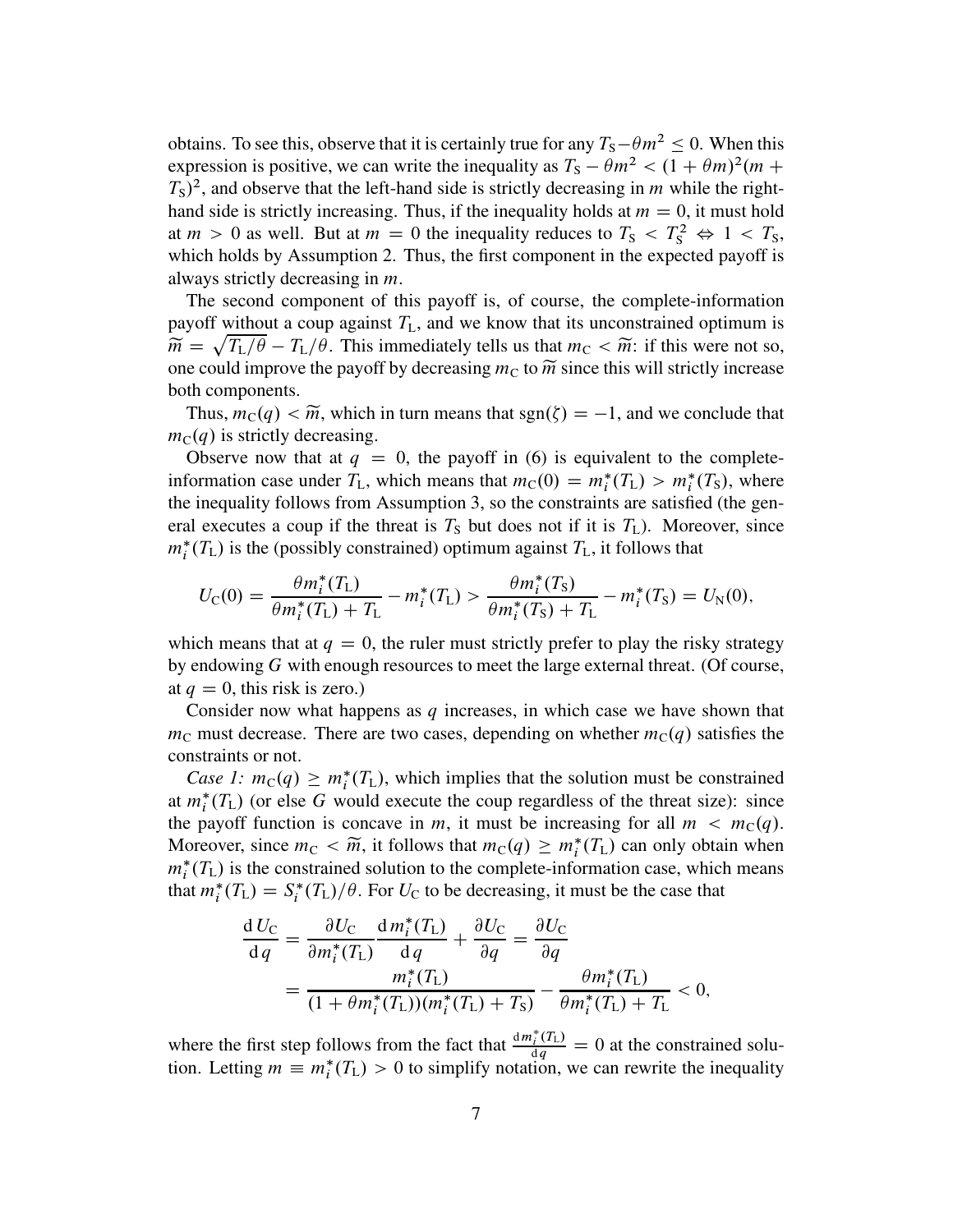obtains. To see this, observe that it is certainly true for any $T_S - \theta m^2 \leq 0$. When this expression is positive, we can write the inequality as $T_S - \theta m^2 < (1 + \theta m)^2 (m + T_S)^2$, and observe that the left-hand side is strictly decreasing in $m$ while the right-hand side is strictly increasing. Thus, if the inequality holds at $m = 0$, it must hold at $m > 0$ as well. But at $m = 0$ the inequality reduces to $T_S < T_S^2 \Leftrightarrow 1 < T_S$, which holds by Assumption 2. Thus, the first component in the expected payoff is always strictly decreasing in $m$.

The second component of this payoff is, of course, the complete-information payoff without a coup against $T_L$, and we know that its unconstrained optimum is $\widetilde{m} = \sqrt{T_L/\theta} - T_L/\theta$. This immediately tells us that $m_C < \widetilde{m}$: if this were not so, one could improve the payoff by decreasing $m_C$ to $\widetilde{m}$ since this will strictly increase both components.

Thus, $m_C(q) < \widetilde{m}$, which in turn means that $\operatorname{sgn}(\zeta) = -1$, and we conclude that $m_C(q)$ is strictly decreasing.

Observe now that at $q = 0$, the payoff in (6) is equivalent to the complete-information case under $T_L$, which means that $m_C(0) = m_i^*(T_L) > m_i^*(T_S)$, where the inequality follows from Assumption 3, so the constraints are satisfied (the general executes a coup if the threat is $T_S$ but does not if it is $T_L$). Moreover, since $m_i^*(T_L)$ is the (possibly constrained) optimum against $T_L$, it follows that

$$U_C(0) = \frac{\theta m_i^*(T_L)}{\theta m_i^*(T_L) + T_L} - m_i^*(T_L) > \frac{\theta m_i^*(T_S)}{\theta m_i^*(T_S) + T_L} - m_i^*(T_S) = U_N(0),$$

which means that at $q = 0$, the ruler must strictly prefer to play the risky strategy by endowing $G$ with enough resources to meet the large external threat. (Of course, at $q = 0$, this risk is zero.)

Consider now what happens as $q$ increases, in which case we have shown that $m_C$ must decrease. There are two cases, depending on whether $m_C(q)$ satisfies the constraints or not.

*Case 1:* $m_C(q) \geq m_i^*(T_L)$, which implies that the solution must be constrained at $m_i^*(T_L)$ (or else $G$ would execute the coup regardless of the threat size): since the payoff function is concave in $m$, it must be increasing for all $m < m_C(q)$. Moreover, since $m_C < \widetilde{m}$, it follows that $m_C(q) \geq m_i^*(T_L)$ can only obtain when $m_i^*(T_L)$ is the constrained solution to the complete-information case, which means that $m_i^*(T_L) = S_i^*(T_L)/\theta$. For $U_C$ to be decreasing, it must be the case that

$$\begin{aligned}
\frac{\mathrm{d}\, U_C}{\mathrm{d}\, q} &= \frac{\partial U_C}{\partial m_i^*(T_L)} \frac{\mathrm{d}\, m_i^*(T_L)}{\mathrm{d}\, q} + \frac{\partial U_C}{\partial q} = \frac{\partial U_C}{\partial q} \\
&= \frac{m_i^*(T_L)}{(1 + \theta m_i^*(T_L))(m_i^*(T_L) + T_S)} - \frac{\theta m_i^*(T_L)}{\theta m_i^*(T_L) + T_L} < 0,
\end{aligned}$$

where the first step follows from the fact that $\frac{\mathrm{d}\, m_i^*(T_L)}{\mathrm{d}\, q} = 0$ at the constrained solution. Letting $m \equiv m_i^*(T_L) > 0$ to simplify notation, we can rewrite the inequality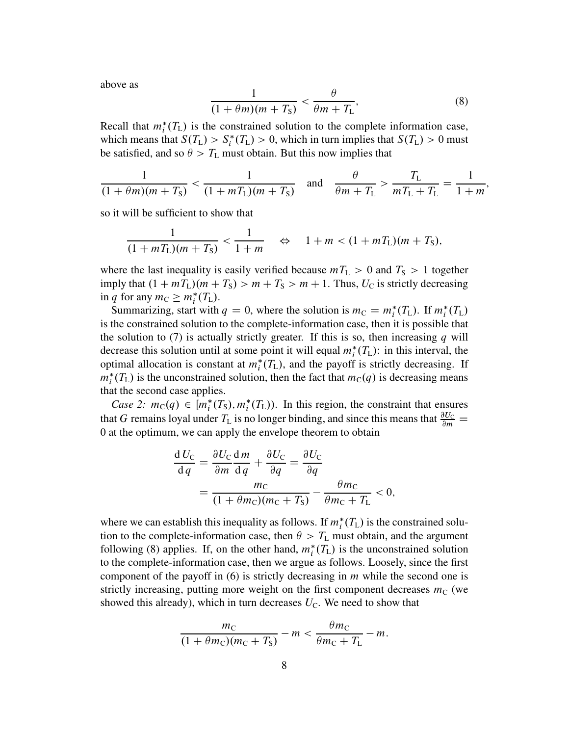above as

$$\frac{1}{(1+\theta m)(m+T_{\mathrm{S}})} < \frac{\theta}{\theta m + T_{\mathrm{L}}}, \tag{8}$$

Recall that $m_i^*(T_{\mathrm{L}})$ is the constrained solution to the complete information case, which means that $S(T_{\mathrm{L}}) > S_i^*(T_{\mathrm{L}}) > 0$, which in turn implies that $S(T_{\mathrm{L}}) > 0$ must be satisfied, and so $\theta > T_{\mathrm{L}}$ must obtain. But this now implies that

$$\frac{1}{(1+\theta m)(m+T_{\mathrm{S}})} < \frac{1}{(1+mT_{\mathrm{L}})(m+T_{\mathrm{S}})} \quad \text{and} \quad \frac{\theta}{\theta m + T_{\mathrm{L}}} > \frac{T_{\mathrm{L}}}{mT_{\mathrm{L}} + T_{\mathrm{L}}} = \frac{1}{1+m},$$

so it will be sufficient to show that

$$\frac{1}{(1+mT_{\mathrm{L}})(m+T_{\mathrm{S}})} < \frac{1}{1+m} \quad \Leftrightarrow \quad 1+m < (1+mT_{\mathrm{L}})(m+T_{\mathrm{S}}),$$

where the last inequality is easily verified because $mT_{\mathrm{L}} > 0$ and $T_{\mathrm{S}} > 1$ together imply that $(1+mT_{\mathrm{L}})(m+T_{\mathrm{S}}) > m + T_{\mathrm{S}} > m+1$. Thus, $U_{\mathrm{C}}$ is strictly decreasing in $q$ for any $m_{\mathrm{C}} \geq m_i^*(T_{\mathrm{L}})$.

Summarizing, start with $q = 0$, where the solution is $m_{\mathrm{C}} = m_i^*(T_{\mathrm{L}})$. If $m_i^*(T_{\mathrm{L}})$ is the constrained solution to the complete-information case, then it is possible that the solution to (7) is actually strictly greater. If this is so, then increasing $q$ will decrease this solution until at some point it will equal $m_i^*(T_{\mathrm{L}})$: in this interval, the optimal allocation is constant at $m_i^*(T_{\mathrm{L}})$, and the payoff is strictly decreasing. If $m_i^*(T_{\mathrm{L}})$ is the unconstrained solution, then the fact that $m_{\mathrm{C}}(q)$ is decreasing means that the second case applies.

*Case 2:* $m_{\mathrm{C}}(q) \in [m_i^*(T_{\mathrm{S}}), m_i^*(T_{\mathrm{L}}))$. In this region, the constraint that ensures that $G$ remains loyal under $T_{\mathrm{L}}$ is no longer binding, and since this means that $\frac{\partial U_{\mathrm{C}}}{\partial m} = 0$ at the optimum, we can apply the envelope theorem to obtain

$$\begin{aligned}
\frac{\mathrm{d}\,U_{\mathrm{C}}}{\mathrm{d}\,q} &= \frac{\partial U_{\mathrm{C}}}{\partial m}\frac{\mathrm{d}\,m}{\mathrm{d}\,q} + \frac{\partial U_{\mathrm{C}}}{\partial q} = \frac{\partial U_{\mathrm{C}}}{\partial q} \\
&= \frac{m_{\mathrm{C}}}{(1+\theta m_{\mathrm{C}})(m_{\mathrm{C}}+T_{\mathrm{S}})} - \frac{\theta m_{\mathrm{C}}}{\theta m_{\mathrm{C}} + T_{\mathrm{L}}} < 0,
\end{aligned}$$

where we can establish this inequality as follows. If $m_i^*(T_{\mathrm{L}})$ is the constrained solution to the complete-information case, then $\theta > T_{\mathrm{L}}$ must obtain, and the argument following (8) applies. If, on the other hand, $m_i^*(T_{\mathrm{L}})$ is the unconstrained solution to the complete-information case, then we argue as follows. Loosely, since the first component of the payoff in (6) is strictly decreasing in $m$ while the second one is strictly increasing, putting more weight on the first component decreases $m_{\mathrm{C}}$ (we showed this already), which in turn decreases $U_{\mathrm{C}}$. We need to show that

$$\frac{m_{\mathrm{C}}}{(1+\theta m_{\mathrm{C}})(m_{\mathrm{C}}+T_{\mathrm{S}})} - m < \frac{\theta m_{\mathrm{C}}}{\theta m_{\mathrm{C}} + T_{\mathrm{L}}} - m.$$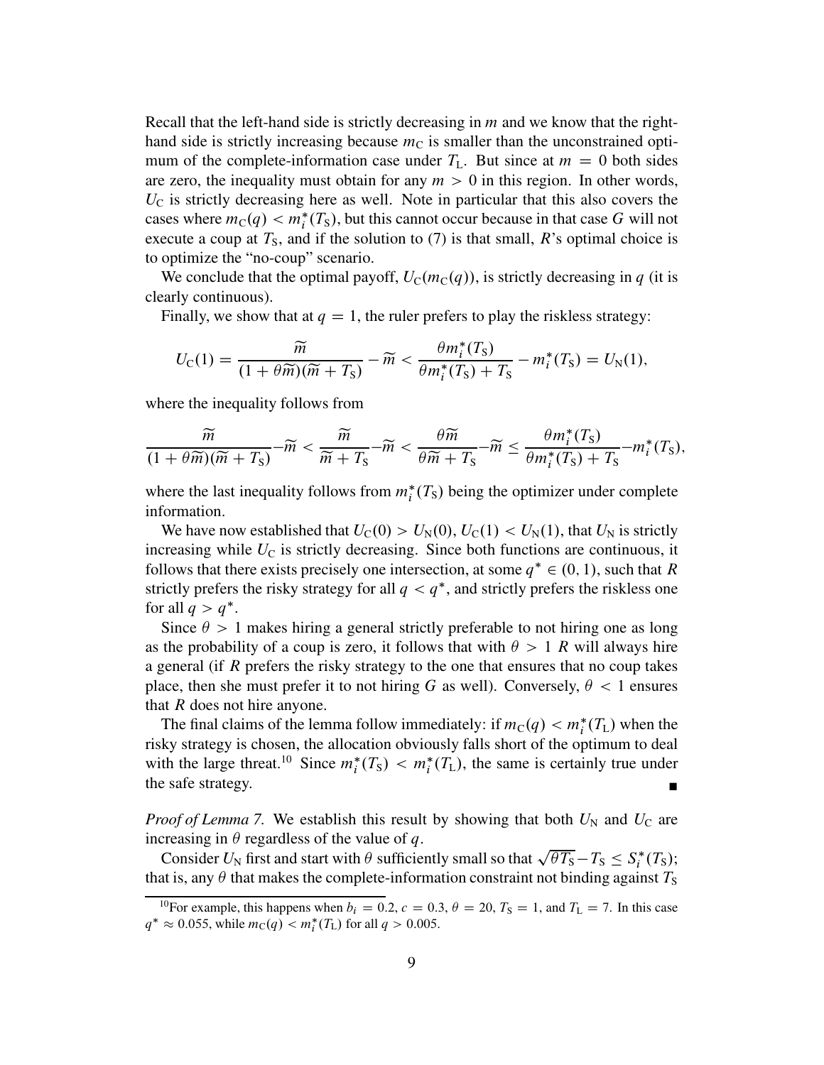Recall that the left-hand side is strictly decreasing in $m$ and we know that the right-hand side is strictly increasing because $m_C$ is smaller than the unconstrained optimum of the complete-information case under $T_L$. But since at $m = 0$ both sides are zero, the inequality must obtain for any $m > 0$ in this region. In other words, $U_C$ is strictly decreasing here as well. Note in particular that this also covers the cases where $m_C(q) < m_i^*(T_S)$, but this cannot occur because in that case $G$ will not execute a coup at $T_S$, and if the solution to (7) is that small, $R$'s optimal choice is to optimize the "no-coup" scenario.

We conclude that the optimal payoff, $U_C(m_C(q))$, is strictly decreasing in $q$ (it is clearly continuous).

Finally, we show that at $q = 1$, the ruler prefers to play the riskless strategy:

$$U_C(1) = \frac{\widetilde{m}}{(1 + \theta\widetilde{m})(\widetilde{m} + T_S)} - \widetilde{m} < \frac{\theta m_i^*(T_S)}{\theta m_i^*(T_S) + T_S} - m_i^*(T_S) = U_N(1),$$

where the inequality follows from

$$\frac{\widetilde{m}}{(1 + \theta\widetilde{m})(\widetilde{m} + T_S)} - \widetilde{m} < \frac{\widetilde{m}}{\widetilde{m} + T_S} - \widetilde{m} < \frac{\theta\widetilde{m}}{\theta\widetilde{m} + T_S} - \widetilde{m} \leq \frac{\theta m_i^*(T_S)}{\theta m_i^*(T_S) + T_S} - m_i^*(T_S),$$

where the last inequality follows from $m_i^*(T_S)$ being the optimizer under complete information.

We have now established that $U_C(0) > U_N(0)$, $U_C(1) < U_N(1)$, that $U_N$ is strictly increasing while $U_C$ is strictly decreasing. Since both functions are continuous, it follows that there exists precisely one intersection, at some $q^* \in (0, 1)$, such that $R$ strictly prefers the risky strategy for all $q < q^*$, and strictly prefers the riskless one for all $q > q^*$.

Since $\theta > 1$ makes hiring a general strictly preferable to not hiring one as long as the probability of a coup is zero, it follows that with $\theta > 1$ $R$ will always hire a general (if $R$ prefers the risky strategy to the one that ensures that no coup takes place, then she must prefer it to not hiring $G$ as well). Conversely, $\theta < 1$ ensures that $R$ does not hire anyone.

The final claims of the lemma follow immediately: if $m_C(q) < m_i^*(T_L)$ when the risky strategy is chosen, the allocation obviously falls short of the optimum to deal with the large threat.[10] Since $m_i^*(T_S) < m_i^*(T_L)$, the same is certainly true under the safe strategy. ∎

*Proof of Lemma 7.* We establish this result by showing that both $U_N$ and $U_C$ are increasing in $\theta$ regardless of the value of $q$.

Consider $U_N$ first and start with $\theta$ sufficiently small so that $\sqrt{\theta T_S} - T_S \leq S_i^*(T_S)$; that is, any $\theta$ that makes the complete-information constraint not binding against $T_S$

[10] For example, this happens when $b_i = 0.2$, $c = 0.3$, $\theta = 20$, $T_S = 1$, and $T_L = 7$. In this case $q^* \approx 0.055$, while $m_C(q) < m_i^*(T_L)$ for all $q > 0.005$.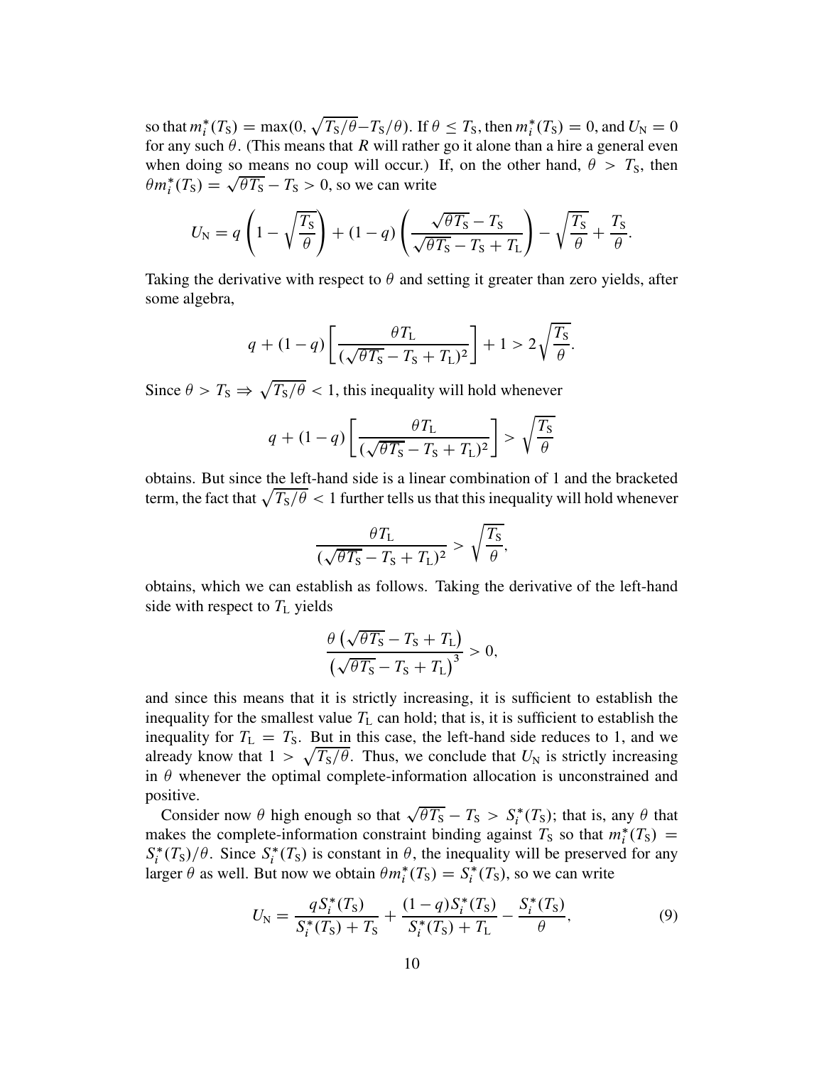so that $m_i^*(T_S) = \max(0, \sqrt{T_S/\theta} - T_S/\theta)$. If $\theta \leq T_S$, then $m_i^*(T_S) = 0$, and $U_N = 0$ for any such $\theta$. (This means that $R$ will rather go it alone than a hire a general even when doing so means no coup will occur.) If, on the other hand, $\theta > T_S$, then $\theta m_i^*(T_S) = \sqrt{\theta T_S} - T_S > 0$, so we can write

$$U_N = q\left(1 - \sqrt{\frac{T_S}{\theta}}\right) + (1-q)\left(\frac{\sqrt{\theta T_S} - T_S}{\sqrt{\theta T_S} - T_S + T_L}\right) - \sqrt{\frac{T_S}{\theta}} + \frac{T_S}{\theta}.$$

Taking the derivative with respect to $\theta$ and setting it greater than zero yields, after some algebra,

$$q + (1-q)\left[\frac{\theta T_L}{(\sqrt{\theta T_S} - T_S + T_L)^2}\right] + 1 > 2\sqrt{\frac{T_S}{\theta}}.$$

Since $\theta > T_S \Rightarrow \sqrt{T_S/\theta} < 1$, this inequality will hold whenever

$$q + (1-q)\left[\frac{\theta T_L}{(\sqrt{\theta T_S} - T_S + T_L)^2}\right] > \sqrt{\frac{T_S}{\theta}}$$

obtains. But since the left-hand side is a linear combination of 1 and the bracketed term, the fact that $\sqrt{T_S/\theta} < 1$ further tells us that this inequality will hold whenever

$$\frac{\theta T_L}{(\sqrt{\theta T_S} - T_S + T_L)^2} > \sqrt{\frac{T_S}{\theta}},$$

obtains, which we can establish as follows. Taking the derivative of the left-hand side with respect to $T_L$ yields

$$\frac{\theta\left(\sqrt{\theta T_S} - T_S + T_L\right)}{\left(\sqrt{\theta T_S} - T_S + T_L\right)^3} > 0,$$

and since this means that it is strictly increasing, it is sufficient to establish the inequality for the smallest value $T_L$ can hold; that is, it is sufficient to establish the inequality for $T_L = T_S$. But in this case, the left-hand side reduces to 1, and we already know that $1 > \sqrt{T_S/\theta}$. Thus, we conclude that $U_N$ is strictly increasing in $\theta$ whenever the optimal complete-information allocation is unconstrained and positive.

Consider now $\theta$ high enough so that $\sqrt{\theta T_S} - T_S > S_i^*(T_S)$; that is, any $\theta$ that makes the complete-information constraint binding against $T_S$ so that $m_i^*(T_S) = S_i^*(T_S)/\theta$. Since $S_i^*(T_S)$ is constant in $\theta$, the inequality will be preserved for any larger $\theta$ as well. But now we obtain $\theta m_i^*(T_S) = S_i^*(T_S)$, so we can write

$$U_N = \frac{qS_i^*(T_S)}{S_i^*(T_S) + T_S} + \frac{(1-q)S_i^*(T_S)}{S_i^*(T_S) + T_L} - \frac{S_i^*(T_S)}{\theta}, \tag{9}$$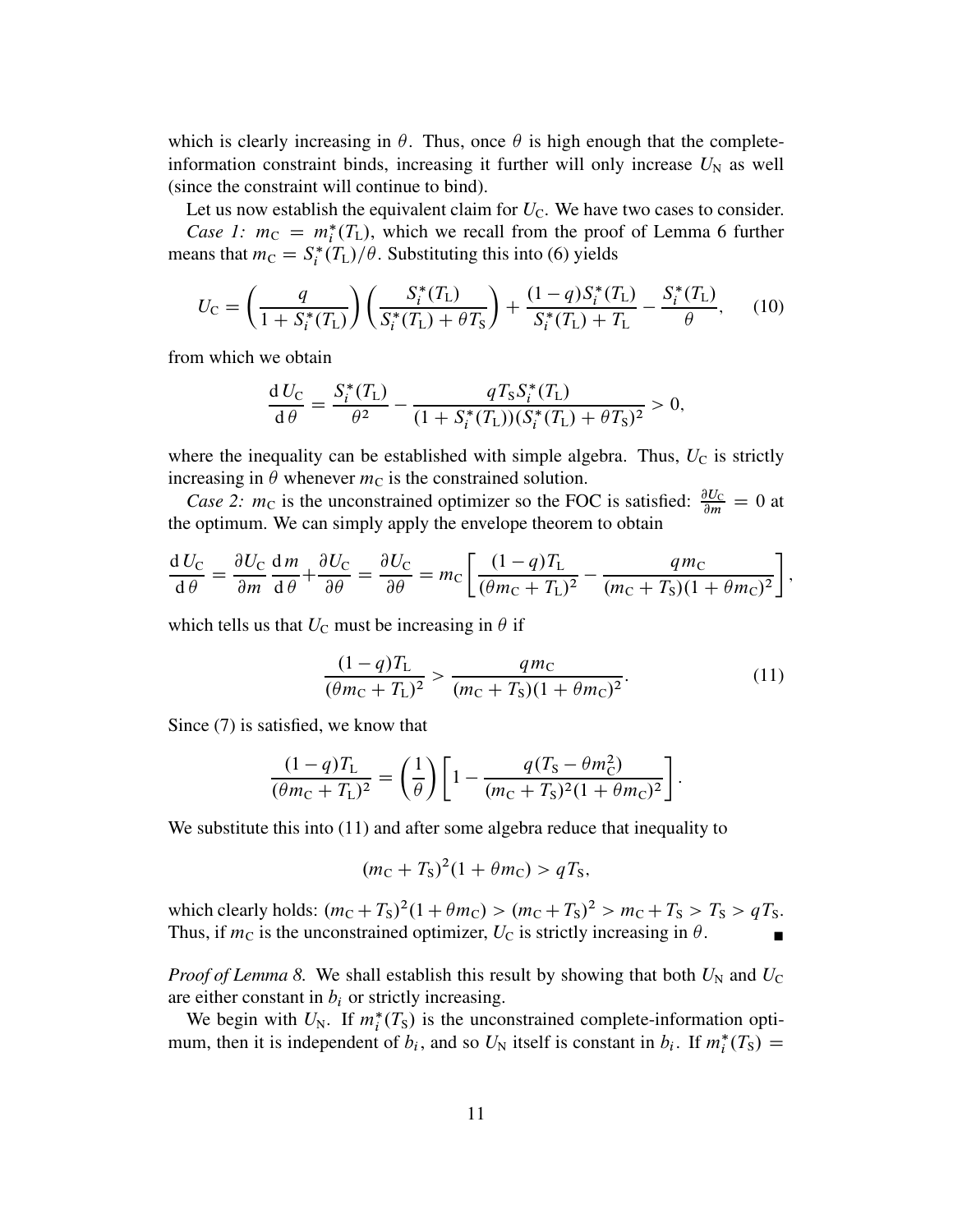which is clearly increasing in $\theta$. Thus, once $\theta$ is high enough that the complete-information constraint binds, increasing it further will only increase $U_{\text{N}}$ as well (since the constraint will continue to bind).

Let us now establish the equivalent claim for $U_{\text{C}}$. We have two cases to consider.

*Case 1:* $m_{\text{C}} = m_i^*(T_{\text{L}})$, which we recall from the proof of Lemma 6 further means that $m_{\text{C}} = S_i^*(T_{\text{L}})/\theta$. Substituting this into (6) yields

$$U_{\text{C}} = \left(\frac{q}{1 + S_i^*(T_{\text{L}})}\right)\left(\frac{S_i^*(T_{\text{L}})}{S_i^*(T_{\text{L}}) + \theta T_{\text{S}}}\right) + \frac{(1-q)S_i^*(T_{\text{L}})}{S_i^*(T_{\text{L}}) + T_{\text{L}}} - \frac{S_i^*(T_{\text{L}})}{\theta}, \qquad (10)$$

from which we obtain

$$\frac{\mathrm{d}\,U_{\text{C}}}{\mathrm{d}\,\theta} = \frac{S_i^*(T_{\text{L}})}{\theta^2} - \frac{qT_{\text{S}}S_i^*(T_{\text{L}})}{(1 + S_i^*(T_{\text{L}}))(S_i^*(T_{\text{L}}) + \theta T_{\text{S}})^2} > 0,$$

where the inequality can be established with simple algebra. Thus, $U_{\text{C}}$ is strictly increasing in $\theta$ whenever $m_{\text{C}}$ is the constrained solution.

*Case 2:* $m_{\text{C}}$ is the unconstrained optimizer so the FOC is satisfied: $\frac{\partial U_{\text{C}}}{\partial m} = 0$ at the optimum. We can simply apply the envelope theorem to obtain

$$\frac{\mathrm{d}\,U_{\text{C}}}{\mathrm{d}\,\theta} = \frac{\partial U_{\text{C}}}{\partial m}\frac{\mathrm{d}\,m}{\mathrm{d}\,\theta} + \frac{\partial U_{\text{C}}}{\partial \theta} = \frac{\partial U_{\text{C}}}{\partial \theta} = m_{\text{C}}\left[\frac{(1-q)T_{\text{L}}}{(\theta m_{\text{C}} + T_{\text{L}})^2} - \frac{qm_{\text{C}}}{(m_{\text{C}} + T_{\text{S}})(1 + \theta m_{\text{C}})^2}\right],$$

which tells us that $U_{\text{C}}$ must be increasing in $\theta$ if

$$\frac{(1-q)T_{\text{L}}}{(\theta m_{\text{C}} + T_{\text{L}})^2} > \frac{qm_{\text{C}}}{(m_{\text{C}} + T_{\text{S}})(1 + \theta m_{\text{C}})^2}. \qquad (11)$$

Since (7) is satisfied, we know that

$$\frac{(1-q)T_{\text{L}}}{(\theta m_{\text{C}} + T_{\text{L}})^2} = \left(\frac{1}{\theta}\right)\left[1 - \frac{q(T_{\text{S}} - \theta m_{\text{C}}^2)}{(m_{\text{C}} + T_{\text{S}})^2(1 + \theta m_{\text{C}})^2}\right].$$

We substitute this into (11) and after some algebra reduce that inequality to

$$(m_{\text{C}} + T_{\text{S}})^2(1 + \theta m_{\text{C}}) > qT_{\text{S}},$$

which clearly holds: $(m_{\text{C}} + T_{\text{S}})^2(1 + \theta m_{\text{C}}) > (m_{\text{C}} + T_{\text{S}})^2 > m_{\text{C}} + T_{\text{S}} > T_{\text{S}} > qT_{\text{S}}$. Thus, if $m_{\text{C}}$ is the unconstrained optimizer, $U_{\text{C}}$ is strictly increasing in $\theta$. ∎

*Proof of Lemma 8.* We shall establish this result by showing that both $U_{\text{N}}$ and $U_{\text{C}}$ are either constant in $b_i$ or strictly increasing.

We begin with $U_{\text{N}}$. If $m_i^*(T_{\text{S}})$ is the unconstrained complete-information optimum, then it is independent of $b_i$, and so $U_{\text{N}}$ itself is constant in $b_i$. If $m_i^*(T_{\text{S}}) =$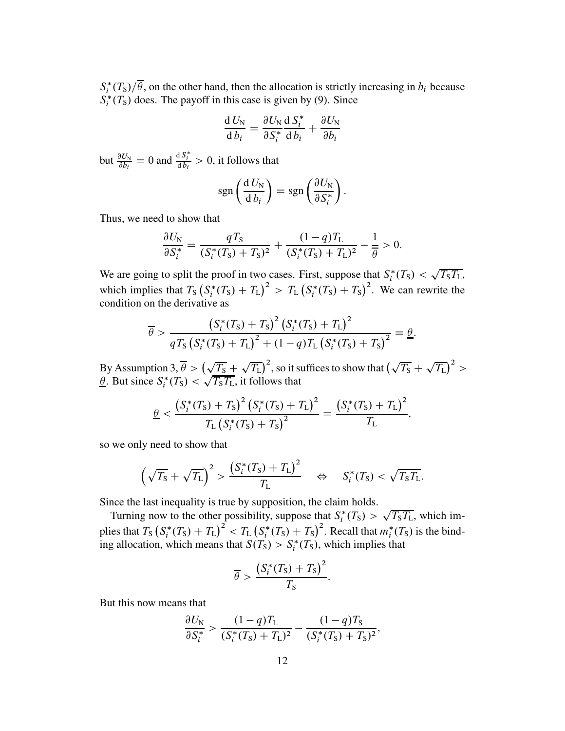$S_i^*(T_S)/\overline{\theta}$, on the other hand, then the allocation is strictly increasing in $b_i$ because $S_i^*(T_S)$ does. The payoff in this case is given by (9). Since

$$\frac{\mathrm{d}\, U_N}{\mathrm{d}\, b_i} = \frac{\partial U_N}{\partial S_i^*}\frac{\mathrm{d}\, S_i^*}{\mathrm{d}\, b_i} + \frac{\partial U_N}{\partial b_i}$$

but $\frac{\partial U_N}{\partial b_i} = 0$ and $\frac{\mathrm{d}\, S_i^*}{\mathrm{d}\, b_i} > 0$, it follows that

$$\operatorname{sgn}\left(\frac{\mathrm{d}\, U_N}{\mathrm{d}\, b_i}\right) = \operatorname{sgn}\left(\frac{\partial U_N}{\partial S_i^*}\right).$$

Thus, we need to show that

$$\frac{\partial U_N}{\partial S_i^*} = \frac{qT_S}{(S_i^*(T_S)+T_S)^2} + \frac{(1-q)T_L}{(S_i^*(T_S)+T_L)^2} - \frac{1}{\overline{\theta}} > 0.$$

We are going to split the proof in two cases. First, suppose that $S_i^*(T_S) < \sqrt{T_S T_L}$, which implies that $T_S\left(S_i^*(T_S)+T_L\right)^2 > T_L\left(S_i^*(T_S)+T_S\right)^2$. We can rewrite the condition on the derivative as

$$\overline{\theta} > \frac{\left(S_i^*(T_S)+T_S\right)^2\left(S_i^*(T_S)+T_L\right)^2}{qT_S\left(S_i^*(T_S)+T_L\right)^2 + (1-q)T_L\left(S_i^*(T_S)+T_S\right)^2} \equiv \underline{\theta}.$$

By Assumption 3, $\overline{\theta} > \left(\sqrt{T_S}+\sqrt{T_L}\right)^2$, so it suffices to show that $\left(\sqrt{T_S}+\sqrt{T_L}\right)^2 > \underline{\theta}$. But since $S_i^*(T_S) < \sqrt{T_S T_L}$, it follows that

$$\underline{\theta} < \frac{\left(S_i^*(T_S)+T_S\right)^2\left(S_i^*(T_S)+T_L\right)^2}{T_L\left(S_i^*(T_S)+T_S\right)^2} = \frac{\left(S_i^*(T_S)+T_L\right)^2}{T_L},$$

so we only need to show that

$$\left(\sqrt{T_S}+\sqrt{T_L}\right)^2 > \frac{\left(S_i^*(T_S)+T_L\right)^2}{T_L} \quad \Leftrightarrow \quad S_i^*(T_S) < \sqrt{T_S T_L}.$$

Since the last inequality is true by supposition, the claim holds.

Turning now to the other possibility, suppose that $S_i^*(T_S) > \sqrt{T_S T_L}$, which implies that $T_S\left(S_i^*(T_S)+T_L\right)^2 < T_L\left(S_i^*(T_S)+T_S\right)^2$. Recall that $m_i^*(T_S)$ is the binding allocation, which means that $S(T_S) > S_i^*(T_S)$, which implies that

$$\overline{\theta} > \frac{\left(S_i^*(T_S)+T_S\right)^2}{T_S}.$$

But this now means that

$$\frac{\partial U_N}{\partial S_i^*} > \frac{(1-q)T_L}{(S_i^*(T_S)+T_L)^2} - \frac{(1-q)T_S}{(S_i^*(T_S)+T_S)^2},$$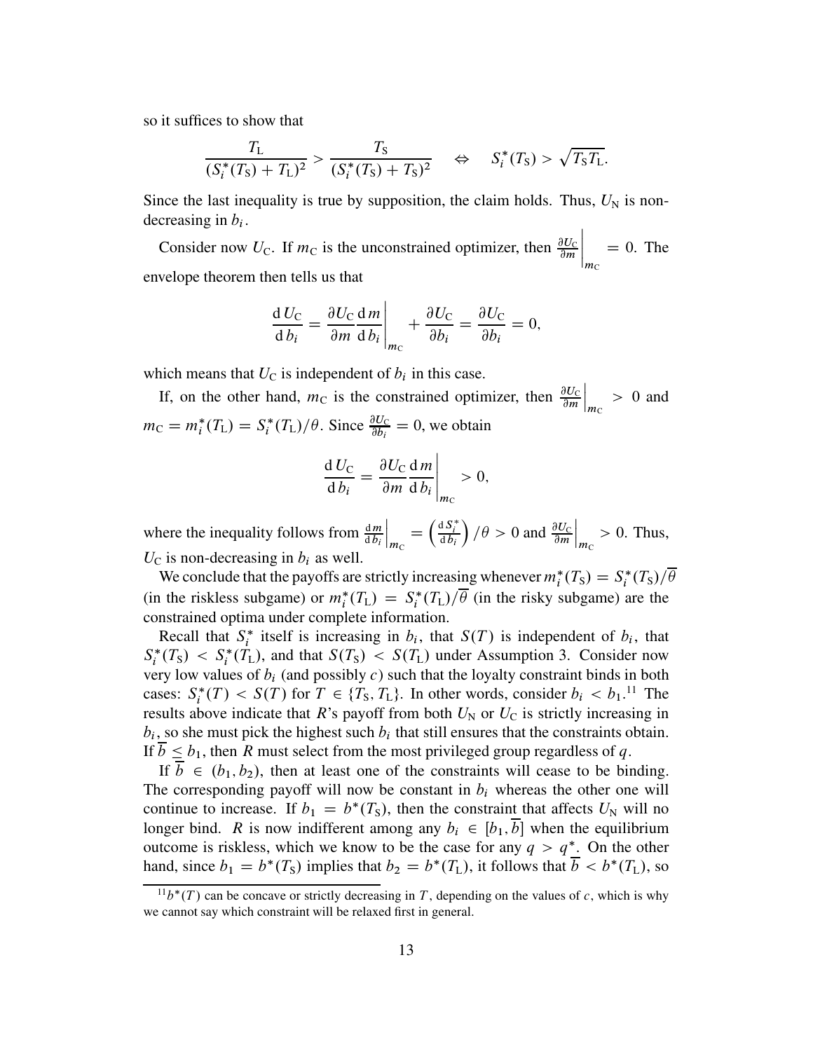so it suffices to show that

$$\frac{T_{\rm L}}{(S_i^*(T_{\rm S})+T_{\rm L})^2} > \frac{T_{\rm S}}{(S_i^*(T_{\rm S})+T_{\rm S})^2} \quad \Leftrightarrow \quad S_i^*(T_{\rm S}) > \sqrt{T_{\rm S}T_{\rm L}}.$$

Since the last inequality is true by supposition, the claim holds. Thus, $U_{\rm N}$ is non-decreasing in $b_i$.

Consider now $U_{\rm C}$. If $m_{\rm C}$ is the unconstrained optimizer, then $\left.\frac{\partial U_{\rm C}}{\partial m}\right|_{m_{\rm C}} = 0$. The envelope theorem then tells us that

$$\frac{\mathrm{d}\,U_{\rm C}}{\mathrm{d}\,b_i} = \left.\frac{\partial U_{\rm C}}{\partial m}\frac{\mathrm{d}\,m}{\mathrm{d}\,b_i}\right|_{m_{\rm C}} + \frac{\partial U_{\rm C}}{\partial b_i} = \frac{\partial U_{\rm C}}{\partial b_i} = 0,$$

which means that $U_{\rm C}$ is independent of $b_i$ in this case.

If, on the other hand, $m_{\rm C}$ is the constrained optimizer, then $\left.\frac{\partial U_{\rm C}}{\partial m}\right|_{m_{\rm C}} > 0$ and $m_{\rm C} = m_i^*(T_{\rm L}) = S_i^*(T_{\rm L})/\theta$. Since $\frac{\partial U_{\rm C}}{\partial b_i} = 0$, we obtain

$$\frac{\mathrm{d}\,U_{\rm C}}{\mathrm{d}\,b_i} = \left.\frac{\partial U_{\rm C}}{\partial m}\frac{\mathrm{d}\,m}{\mathrm{d}\,b_i}\right|_{m_{\rm C}} > 0,$$

where the inequality follows from $\left.\frac{\mathrm{d}\,m}{\mathrm{d}\,b_i}\right|_{m_{\rm C}} = \left(\frac{\mathrm{d}\,S_i^*}{\mathrm{d}\,b_i}\right)/\theta > 0$ and $\left.\frac{\partial U_{\rm C}}{\partial m}\right|_{m_{\rm C}} > 0$. Thus, $U_{\rm C}$ is non-decreasing in $b_i$ as well.

We conclude that the payoffs are strictly increasing whenever $m_i^*(T_{\rm S}) = S_i^*(T_{\rm S})/\overline{\theta}$ (in the riskless subgame) or $m_i^*(T_{\rm L}) = S_i^*(T_{\rm L})/\overline{\theta}$ (in the risky subgame) are the constrained optima under complete information.

Recall that $S_i^*$ itself is increasing in $b_i$, that $S(T)$ is independent of $b_i$, that $S_i^*(T_{\rm S}) < S_i^*(T_{\rm L})$, and that $S(T_{\rm S}) < S(T_{\rm L})$ under Assumption 3. Consider now very low values of $b_i$ (and possibly $c$) such that the loyalty constraint binds in both cases: $S_i^*(T) < S(T)$ for $T \in \{T_{\rm S}, T_{\rm L}\}$. In other words, consider $b_i < b_1$.[11] The results above indicate that $R$'s payoff from both $U_{\rm N}$ or $U_{\rm C}$ is strictly increasing in $b_i$, so she must pick the highest such $b_i$ that still ensures that the constraints obtain. If $\overline{b} \le b_1$, then $R$ must select from the most privileged group regardless of $q$.

If $\overline{b} \in (b_1, b_2)$, then at least one of the constraints will cease to be binding. The corresponding payoff will now be constant in $b_i$ whereas the other one will continue to increase. If $b_1 = b^*(T_{\rm S})$, then the constraint that affects $U_{\rm N}$ will no longer bind. $R$ is now indifferent among any $b_i \in [b_1, \overline{b}]$ when the equilibrium outcome is riskless, which we know to be the case for any $q > q^*$. On the other hand, since $b_1 = b^*(T_{\rm S})$ implies that $b_2 = b^*(T_{\rm L})$, it follows that $\overline{b} < b^*(T_{\rm L})$, so

[11] $b^*(T)$ can be concave or strictly decreasing in $T$, depending on the values of $c$, which is why we cannot say which constraint will be relaxed first in general.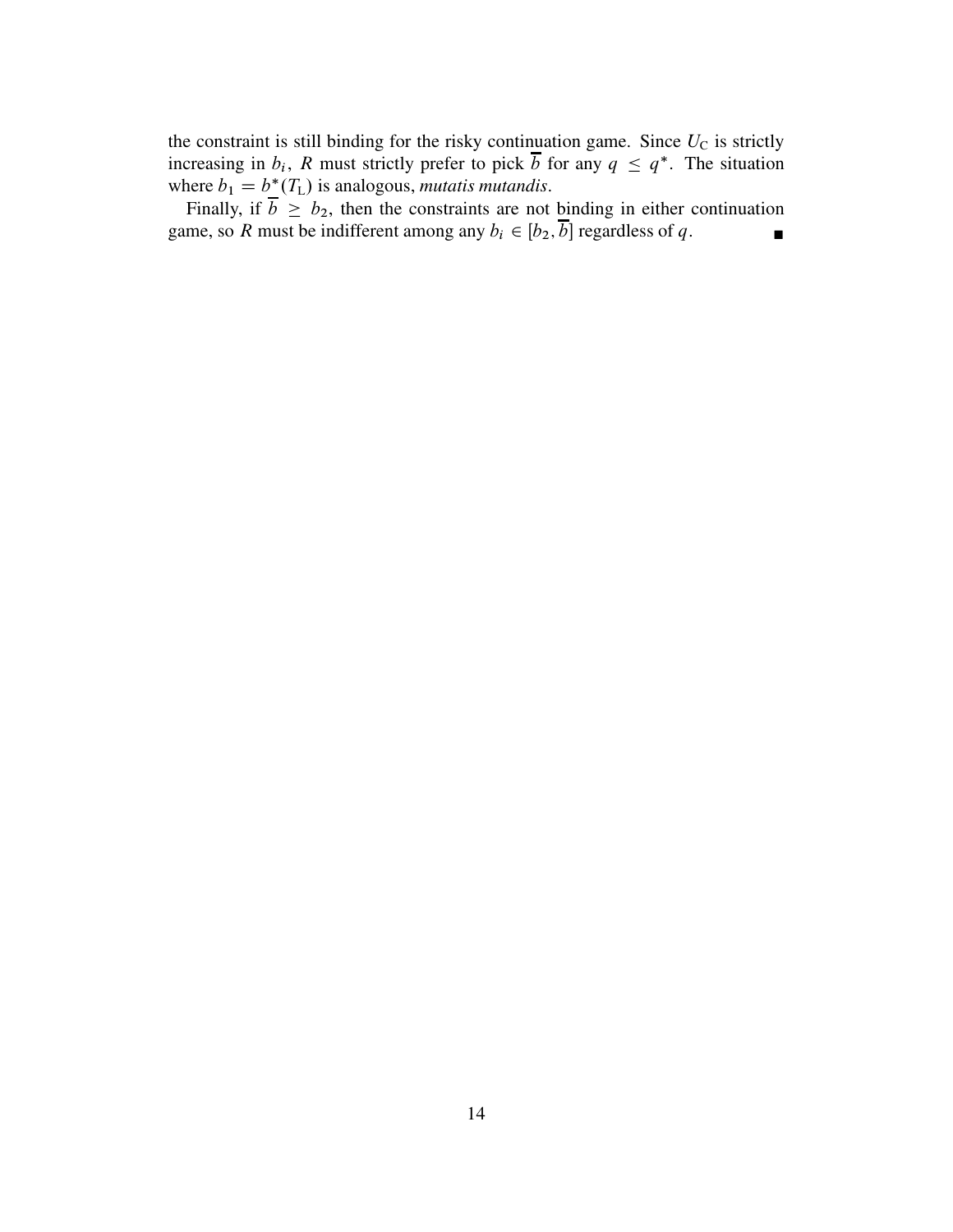the constraint is still binding for the risky continuation game. Since $U_C$ is strictly increasing in $b_i$, $R$ must strictly prefer to pick $\overline{b}$ for any $q \leq q^*$. The situation where $b_1 = b^*(T_L)$ is analogous, *mutatis mutandis*.

Finally, if $\overline{b} \geq b_2$, then the constraints are not binding in either continuation game, so $R$ must be indifferent among any $b_i \in [b_2, \overline{b}]$ regardless of $q$. ∎